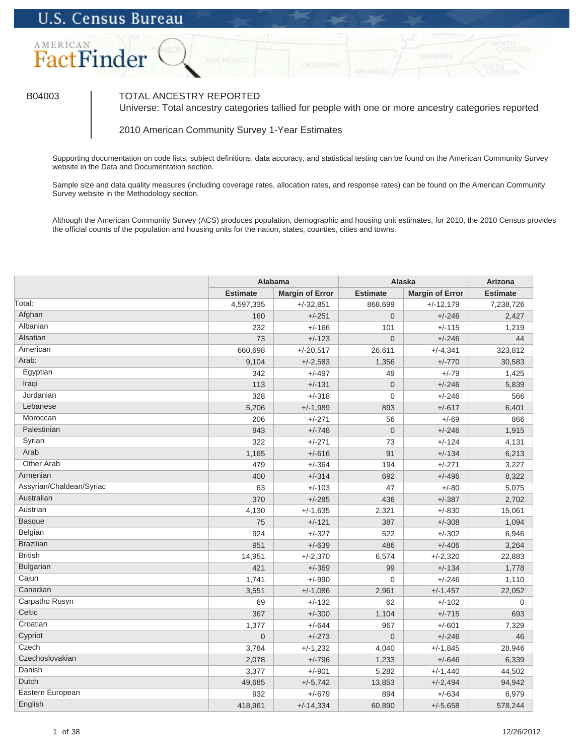B04003

# TOTAL ANCESTRY REPORTED

Universe: Total ancestry categories tallied for people with one or more ancestry categories reported

2010 American Community Survey 1-Year Estimates

Supporting documentation on code lists, subject definitions, data accuracy, and statistical testing can be found on the American Community Survey website in the Data and Documentation section.

Sample size and data quality measures (including coverage rates, allocation rates, and response rates) can be found on the American Community Survey website in the Methodology section.

Although the American Community Survey (ACS) produces population, demographic and housing unit estimates, for 2010, the 2010 Census provides the official counts of the population and housing units for the nation, states, counties, cities and towns.

| | Alabama | | Alaska | | Arizona |
|---|---|---|---|---|---|
| | Estimate | Margin of Error | Estimate | Margin of Error | Estimate |
| Total: | 4,597,335 | +/-32,851 | 868,699 | +/-12,179 | 7,238,726 |
| Afghan | 160 | +/-251 | 0 | +/-246 | 2,427 |
| Albanian | 232 | +/-166 | 101 | +/-115 | 1,219 |
| Alsatian | 73 | +/-123 | 0 | +/-246 | 44 |
| American | 660,698 | +/-20,517 | 26,611 | +/-4,341 | 323,812 |
| Arab: | 9,104 | +/-2,583 | 1,356 | +/-770 | 30,583 |
| Egyptian | 342 | +/-497 | 49 | +/-79 | 1,425 |
| Iraqi | 113 | +/-131 | 0 | +/-246 | 5,839 |
| Jordanian | 328 | +/-318 | 0 | +/-246 | 566 |
| Lebanese | 5,206 | +/-1,989 | 893 | +/-617 | 6,401 |
| Moroccan | 206 | +/-271 | 56 | +/-69 | 866 |
| Palestinian | 943 | +/-748 | 0 | +/-246 | 1,915 |
| Syrian | 322 | +/-271 | 73 | +/-124 | 4,131 |
| Arab | 1,165 | +/-616 | 91 | +/-134 | 6,213 |
| Other Arab | 479 | +/-364 | 194 | +/-271 | 3,227 |
| Armenian | 400 | +/-314 | 692 | +/-496 | 8,322 |
| Assyrian/Chaldean/Syriac | 63 | +/-103 | 47 | +/-80 | 5,075 |
| Australian | 370 | +/-285 | 436 | +/-387 | 2,702 |
| Austrian | 4,130 | +/-1,635 | 2,321 | +/-830 | 15,061 |
| Basque | 75 | +/-121 | 387 | +/-308 | 1,094 |
| Belgian | 924 | +/-327 | 522 | +/-302 | 6,946 |
| Brazilian | 951 | +/-639 | 486 | +/-406 | 3,264 |
| British | 14,951 | +/-2,370 | 6,574 | +/-2,320 | 22,883 |
| Bulgarian | 421 | +/-369 | 99 | +/-134 | 1,778 |
| Cajun | 1,741 | +/-990 | 0 | +/-246 | 1,110 |
| Canadian | 3,551 | +/-1,086 | 2,961 | +/-1,457 | 22,052 |
| Carpatho Rusyn | 69 | +/-132 | 62 | +/-102 | 0 |
| Celtic | 367 | +/-300 | 1,104 | +/-715 | 693 |
| Croatian | 1,377 | +/-644 | 967 | +/-601 | 7,329 |
| Cypriot | 0 | +/-273 | 0 | +/-246 | 46 |
| Czech | 3,784 | +/-1,232 | 4,040 | +/-1,845 | 28,946 |
| Czechoslovakian | 2,078 | +/-796 | 1,233 | +/-646 | 6,339 |
| Danish | 3,377 | +/-901 | 5,282 | +/-1,440 | 44,502 |
| Dutch | 49,685 | +/-5,742 | 13,853 | +/-2,494 | 94,942 |
| Eastern European | 932 | +/-679 | 894 | +/-634 | 6,979 |
| English | 418,961 | +/-14,334 | 60,890 | +/-5,658 | 578,244 |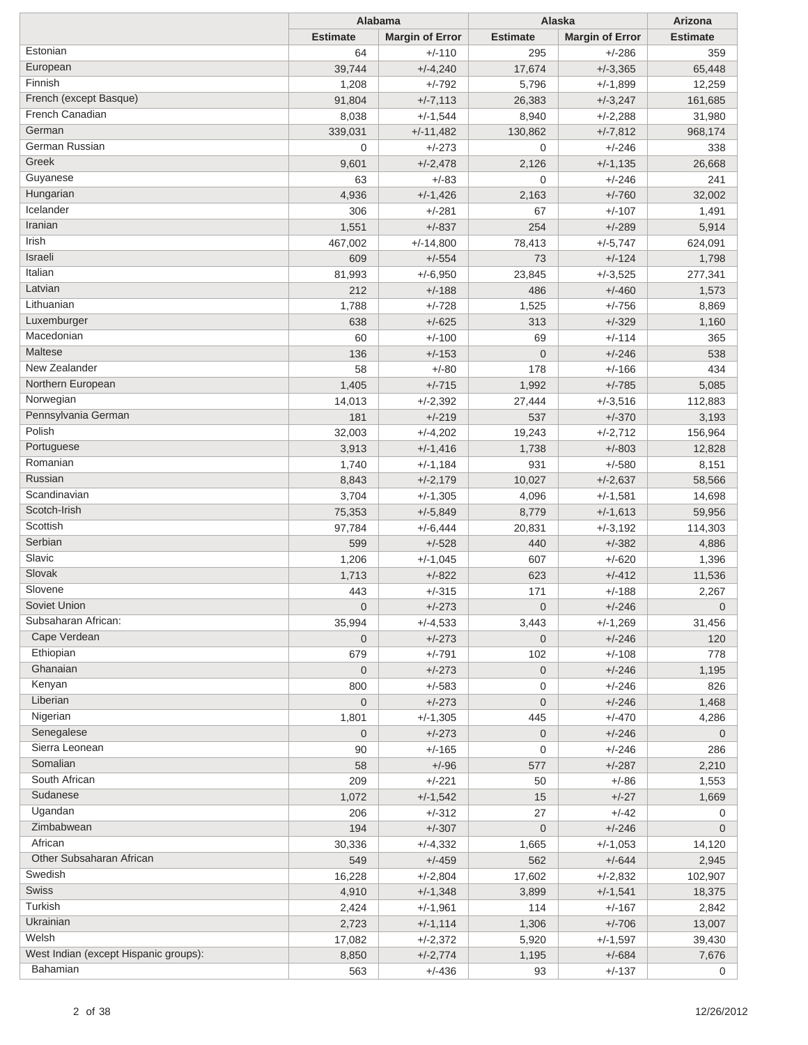| | Alabama | | Alaska | | Arizona |
|---|---|---|---|---|---|
| | Estimate | Margin of Error | Estimate | Margin of Error | Estimate |
| Estonian | 64 | +/-110 | 295 | +/-286 | 359 |
| European | 39,744 | +/-4,240 | 17,674 | +/-3,365 | 65,448 |
| Finnish | 1,208 | +/-792 | 5,796 | +/-1,899 | 12,259 |
| French (except Basque) | 91,804 | +/-7,113 | 26,383 | +/-3,247 | 161,685 |
| French Canadian | 8,038 | +/-1,544 | 8,940 | +/-2,288 | 31,980 |
| German | 339,031 | +/-11,482 | 130,862 | +/-7,812 | 968,174 |
| German Russian | 0 | +/-273 | 0 | +/-246 | 338 |
| Greek | 9,601 | +/-2,478 | 2,126 | +/-1,135 | 26,668 |
| Guyanese | 63 | +/-83 | 0 | +/-246 | 241 |
| Hungarian | 4,936 | +/-1,426 | 2,163 | +/-760 | 32,002 |
| Icelander | 306 | +/-281 | 67 | +/-107 | 1,491 |
| Iranian | 1,551 | +/-837 | 254 | +/-289 | 5,914 |
| Irish | 467,002 | +/-14,800 | 78,413 | +/-5,747 | 624,091 |
| Israeli | 609 | +/-554 | 73 | +/-124 | 1,798 |
| Italian | 81,993 | +/-6,950 | 23,845 | +/-3,525 | 277,341 |
| Latvian | 212 | +/-188 | 486 | +/-460 | 1,573 |
| Lithuanian | 1,788 | +/-728 | 1,525 | +/-756 | 8,869 |
| Luxemburger | 638 | +/-625 | 313 | +/-329 | 1,160 |
| Macedonian | 60 | +/-100 | 69 | +/-114 | 365 |
| Maltese | 136 | +/-153 | 0 | +/-246 | 538 |
| New Zealander | 58 | +/-80 | 178 | +/-166 | 434 |
| Northern European | 1,405 | +/-715 | 1,992 | +/-785 | 5,085 |
| Norwegian | 14,013 | +/-2,392 | 27,444 | +/-3,516 | 112,883 |
| Pennsylvania German | 181 | +/-219 | 537 | +/-370 | 3,193 |
| Polish | 32,003 | +/-4,202 | 19,243 | +/-2,712 | 156,964 |
| Portuguese | 3,913 | +/-1,416 | 1,738 | +/-803 | 12,828 |
| Romanian | 1,740 | +/-1,184 | 931 | +/-580 | 8,151 |
| Russian | 8,843 | +/-2,179 | 10,027 | +/-2,637 | 58,566 |
| Scandinavian | 3,704 | +/-1,305 | 4,096 | +/-1,581 | 14,698 |
| Scotch-Irish | 75,353 | +/-5,849 | 8,779 | +/-1,613 | 59,956 |
| Scottish | 97,784 | +/-6,444 | 20,831 | +/-3,192 | 114,303 |
| Serbian | 599 | +/-528 | 440 | +/-382 | 4,886 |
| Slavic | 1,206 | +/-1,045 | 607 | +/-620 | 1,396 |
| Slovak | 1,713 | +/-822 | 623 | +/-412 | 11,536 |
| Slovene | 443 | +/-315 | 171 | +/-188 | 2,267 |
| Soviet Union | 0 | +/-273 | 0 | +/-246 | 0 |
| Subsaharan African: | 35,994 | +/-4,533 | 3,443 | +/-1,269 | 31,456 |
| Cape Verdean | 0 | +/-273 | 0 | +/-246 | 120 |
| Ethiopian | 679 | +/-791 | 102 | +/-108 | 778 |
| Ghanaian | 0 | +/-273 | 0 | +/-246 | 1,195 |
| Kenyan | 800 | +/-583 | 0 | +/-246 | 826 |
| Liberian | 0 | +/-273 | 0 | +/-246 | 1,468 |
| Nigerian | 1,801 | +/-1,305 | 445 | +/-470 | 4,286 |
| Senegalese | 0 | +/-273 | 0 | +/-246 | 0 |
| Sierra Leonean | 90 | +/-165 | 0 | +/-246 | 286 |
| Somalian | 58 | +/-96 | 577 | +/-287 | 2,210 |
| South African | 209 | +/-221 | 50 | +/-86 | 1,553 |
| Sudanese | 1,072 | +/-1,542 | 15 | +/-27 | 1,669 |
| Ugandan | 206 | +/-312 | 27 | +/-42 | 0 |
| Zimbabwean | 194 | +/-307 | 0 | +/-246 | 0 |
| African | 30,336 | +/-4,332 | 1,665 | +/-1,053 | 14,120 |
| Other Subsaharan African | 549 | +/-459 | 562 | +/-644 | 2,945 |
| Swedish | 16,228 | +/-2,804 | 17,602 | +/-2,832 | 102,907 |
| Swiss | 4,910 | +/-1,348 | 3,899 | +/-1,541 | 18,375 |
| Turkish | 2,424 | +/-1,961 | 114 | +/-167 | 2,842 |
| Ukrainian | 2,723 | +/-1,114 | 1,306 | +/-706 | 13,007 |
| Welsh | 17,082 | +/-2,372 | 5,920 | +/-1,597 | 39,430 |
| West Indian (except Hispanic groups): | 8,850 | +/-2,774 | 1,195 | +/-684 | 7,676 |
| Bahamian | 563 | +/-436 | 93 | +/-137 | 0 |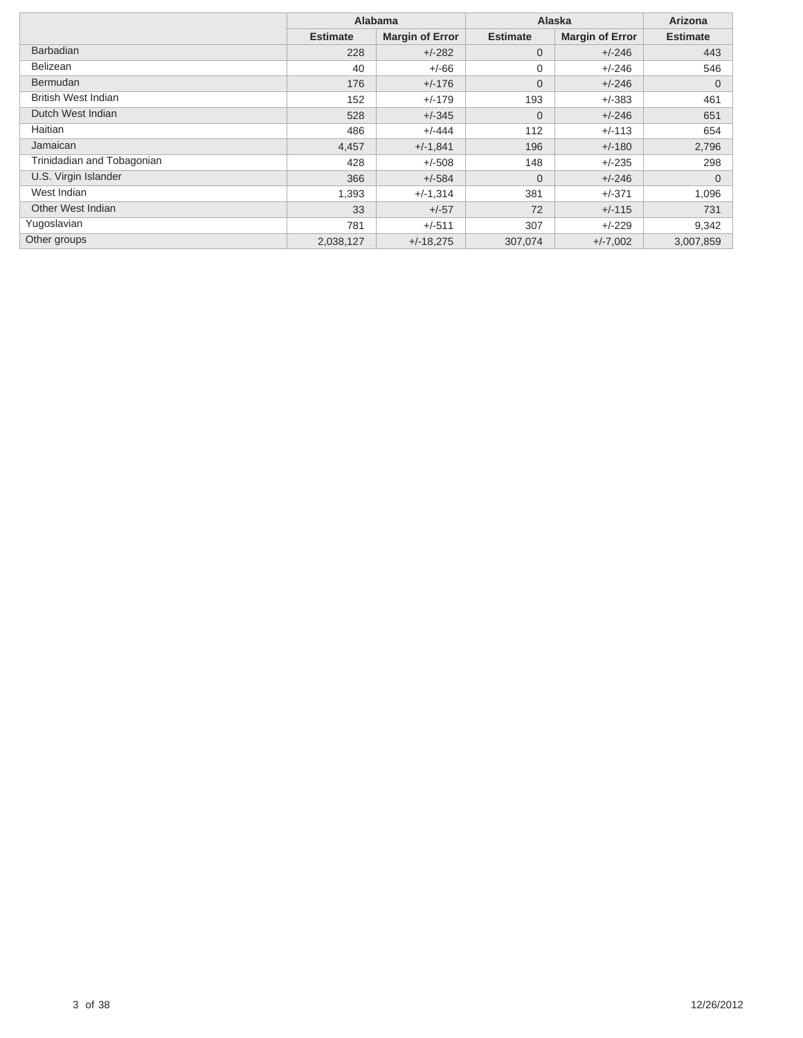| | Alabama | | Alaska | | Arizona |
|---|---|---|---|---|---|
| | Estimate | Margin of Error | Estimate | Margin of Error | Estimate |
| Barbadian | 228 | +/-282 | 0 | +/-246 | 443 |
| Belizean | 40 | +/-66 | 0 | +/-246 | 546 |
| Bermudan | 176 | +/-176 | 0 | +/-246 | 0 |
| British West Indian | 152 | +/-179 | 193 | +/-383 | 461 |
| Dutch West Indian | 528 | +/-345 | 0 | +/-246 | 651 |
| Haitian | 486 | +/-444 | 112 | +/-113 | 654 |
| Jamaican | 4,457 | +/-1,841 | 196 | +/-180 | 2,796 |
| Trinidadian and Tobagonian | 428 | +/-508 | 148 | +/-235 | 298 |
| U.S. Virgin Islander | 366 | +/-584 | 0 | +/-246 | 0 |
| West Indian | 1,393 | +/-1,314 | 381 | +/-371 | 1,096 |
| Other West Indian | 33 | +/-57 | 72 | +/-115 | 731 |
| Yugoslavian | 781 | +/-511 | 307 | +/-229 | 9,342 |
| Other groups | 2,038,127 | +/-18,275 | 307,074 | +/-7,002 | 3,007,859 |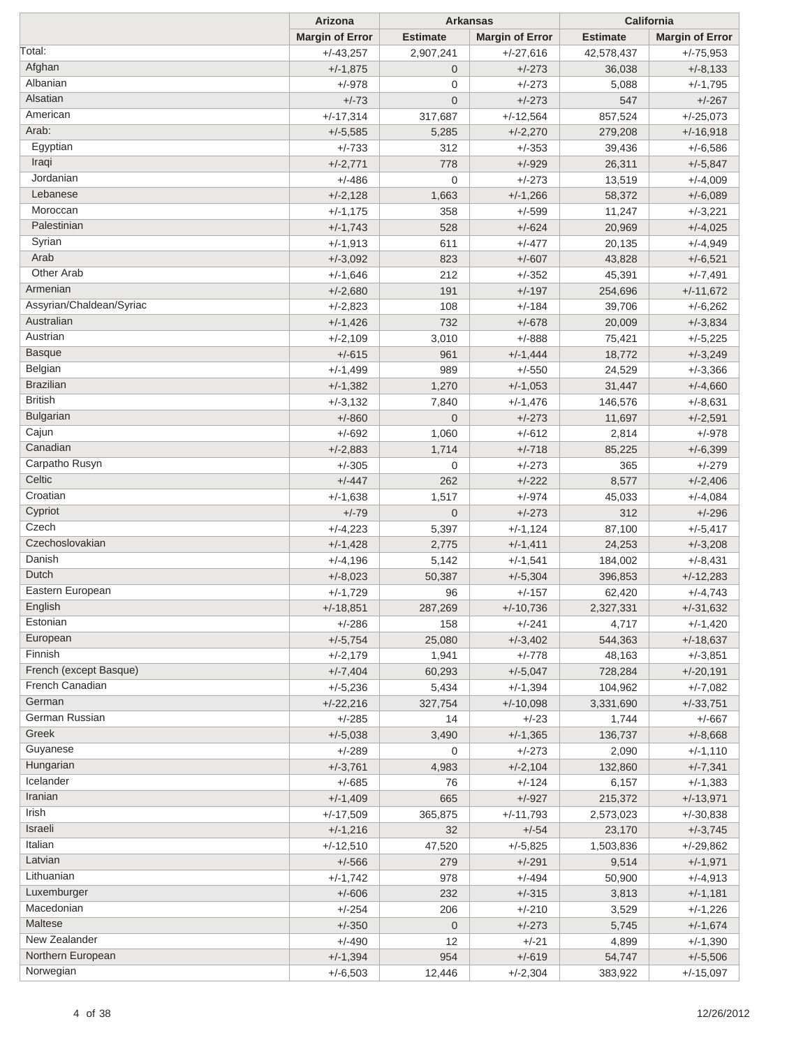| | Arizona | Arkansas | | California | |
|---|---|---|---|---|---|
| | Margin of Error | Estimate | Margin of Error | Estimate | Margin of Error |
| Total: | +/-43,257 | 2,907,241 | +/-27,616 | 42,578,437 | +/-75,953 |
| Afghan | +/-1,875 | 0 | +/-273 | 36,038 | +/-8,133 |
| Albanian | +/-978 | 0 | +/-273 | 5,088 | +/-1,795 |
| Alsatian | +/-73 | 0 | +/-273 | 547 | +/-267 |
| American | +/-17,314 | 317,687 | +/-12,564 | 857,524 | +/-25,073 |
| Arab: | +/-5,585 | 5,285 | +/-2,270 | 279,208 | +/-16,918 |
| Egyptian | +/-733 | 312 | +/-353 | 39,436 | +/-6,586 |
| Iraqi | +/-2,771 | 778 | +/-929 | 26,311 | +/-5,847 |
| Jordanian | +/-486 | 0 | +/-273 | 13,519 | +/-4,009 |
| Lebanese | +/-2,128 | 1,663 | +/-1,266 | 58,372 | +/-6,089 |
| Moroccan | +/-1,175 | 358 | +/-599 | 11,247 | +/-3,221 |
| Palestinian | +/-1,743 | 528 | +/-624 | 20,969 | +/-4,025 |
| Syrian | +/-1,913 | 611 | +/-477 | 20,135 | +/-4,949 |
| Arab | +/-3,092 | 823 | +/-607 | 43,828 | +/-6,521 |
| Other Arab | +/-1,646 | 212 | +/-352 | 45,391 | +/-7,491 |
| Armenian | +/-2,680 | 191 | +/-197 | 254,696 | +/-11,672 |
| Assyrian/Chaldean/Syriac | +/-2,823 | 108 | +/-184 | 39,706 | +/-6,262 |
| Australian | +/-1,426 | 732 | +/-678 | 20,009 | +/-3,834 |
| Austrian | +/-2,109 | 3,010 | +/-888 | 75,421 | +/-5,225 |
| Basque | +/-615 | 961 | +/-1,444 | 18,772 | +/-3,249 |
| Belgian | +/-1,499 | 989 | +/-550 | 24,529 | +/-3,366 |
| Brazilian | +/-1,382 | 1,270 | +/-1,053 | 31,447 | +/-4,660 |
| British | +/-3,132 | 7,840 | +/-1,476 | 146,576 | +/-8,631 |
| Bulgarian | +/-860 | 0 | +/-273 | 11,697 | +/-2,591 |
| Cajun | +/-692 | 1,060 | +/-612 | 2,814 | +/-978 |
| Canadian | +/-2,883 | 1,714 | +/-718 | 85,225 | +/-6,399 |
| Carpatho Rusyn | +/-305 | 0 | +/-273 | 365 | +/-279 |
| Celtic | +/-447 | 262 | +/-222 | 8,577 | +/-2,406 |
| Croatian | +/-1,638 | 1,517 | +/-974 | 45,033 | +/-4,084 |
| Cypriot | +/-79 | 0 | +/-273 | 312 | +/-296 |
| Czech | +/-4,223 | 5,397 | +/-1,124 | 87,100 | +/-5,417 |
| Czechoslovakian | +/-1,428 | 2,775 | +/-1,411 | 24,253 | +/-3,208 |
| Danish | +/-4,196 | 5,142 | +/-1,541 | 184,002 | +/-8,431 |
| Dutch | +/-8,023 | 50,387 | +/-5,304 | 396,853 | +/-12,283 |
| Eastern European | +/-1,729 | 96 | +/-157 | 62,420 | +/-4,743 |
| English | +/-18,851 | 287,269 | +/-10,736 | 2,327,331 | +/-31,632 |
| Estonian | +/-286 | 158 | +/-241 | 4,717 | +/-1,420 |
| European | +/-5,754 | 25,080 | +/-3,402 | 544,363 | +/-18,637 |
| Finnish | +/-2,179 | 1,941 | +/-778 | 48,163 | +/-3,851 |
| French (except Basque) | +/-7,404 | 60,293 | +/-5,047 | 728,284 | +/-20,191 |
| French Canadian | +/-5,236 | 5,434 | +/-1,394 | 104,962 | +/-7,082 |
| German | +/-22,216 | 327,754 | +/-10,098 | 3,331,690 | +/-33,751 |
| German Russian | +/-285 | 14 | +/-23 | 1,744 | +/-667 |
| Greek | +/-5,038 | 3,490 | +/-1,365 | 136,737 | +/-8,668 |
| Guyanese | +/-289 | 0 | +/-273 | 2,090 | +/-1,110 |
| Hungarian | +/-3,761 | 4,983 | +/-2,104 | 132,860 | +/-7,341 |
| Icelander | +/-685 | 76 | +/-124 | 6,157 | +/-1,383 |
| Iranian | +/-1,409 | 665 | +/-927 | 215,372 | +/-13,971 |
| Irish | +/-17,509 | 365,875 | +/-11,793 | 2,573,023 | +/-30,838 |
| Israeli | +/-1,216 | 32 | +/-54 | 23,170 | +/-3,745 |
| Italian | +/-12,510 | 47,520 | +/-5,825 | 1,503,836 | +/-29,862 |
| Latvian | +/-566 | 279 | +/-291 | 9,514 | +/-1,971 |
| Lithuanian | +/-1,742 | 978 | +/-494 | 50,900 | +/-4,913 |
| Luxemburger | +/-606 | 232 | +/-315 | 3,813 | +/-1,181 |
| Macedonian | +/-254 | 206 | +/-210 | 3,529 | +/-1,226 |
| Maltese | +/-350 | 0 | +/-273 | 5,745 | +/-1,674 |
| New Zealander | +/-490 | 12 | +/-21 | 4,899 | +/-1,390 |
| Northern European | +/-1,394 | 954 | +/-619 | 54,747 | +/-5,506 |
| Norwegian | +/-6,503 | 12,446 | +/-2,304 | 383,922 | +/-15,097 |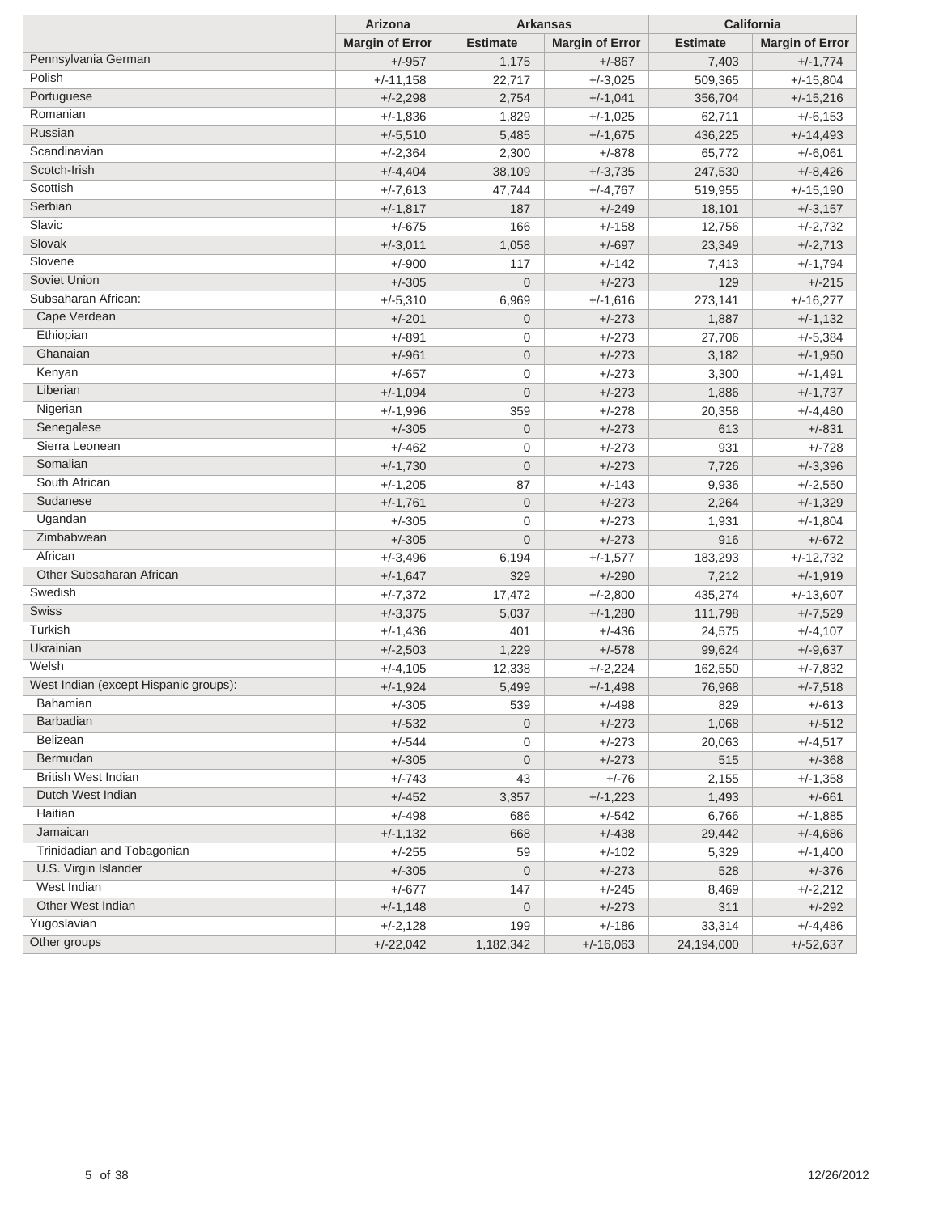| | Arizona | Arkansas | | California | |
|---|---|---|---|---|---|
| | Margin of Error | Estimate | Margin of Error | Estimate | Margin of Error |
| Pennsylvania German | +/-957 | 1,175 | +/-867 | 7,403 | +/-1,774 |
| Polish | +/-11,158 | 22,717 | +/-3,025 | 509,365 | +/-15,804 |
| Portuguese | +/-2,298 | 2,754 | +/-1,041 | 356,704 | +/-15,216 |
| Romanian | +/-1,836 | 1,829 | +/-1,025 | 62,711 | +/-6,153 |
| Russian | +/-5,510 | 5,485 | +/-1,675 | 436,225 | +/-14,493 |
| Scandinavian | +/-2,364 | 2,300 | +/-878 | 65,772 | +/-6,061 |
| Scotch-Irish | +/-4,404 | 38,109 | +/-3,735 | 247,530 | +/-8,426 |
| Scottish | +/-7,613 | 47,744 | +/-4,767 | 519,955 | +/-15,190 |
| Serbian | +/-1,817 | 187 | +/-249 | 18,101 | +/-3,157 |
| Slavic | +/-675 | 166 | +/-158 | 12,756 | +/-2,732 |
| Slovak | +/-3,011 | 1,058 | +/-697 | 23,349 | +/-2,713 |
| Slovene | +/-900 | 117 | +/-142 | 7,413 | +/-1,794 |
| Soviet Union | +/-305 | 0 | +/-273 | 129 | +/-215 |
| Subsaharan African: | +/-5,310 | 6,969 | +/-1,616 | 273,141 | +/-16,277 |
| Cape Verdean | +/-201 | 0 | +/-273 | 1,887 | +/-1,132 |
| Ethiopian | +/-891 | 0 | +/-273 | 27,706 | +/-5,384 |
| Ghanaian | +/-961 | 0 | +/-273 | 3,182 | +/-1,950 |
| Kenyan | +/-657 | 0 | +/-273 | 3,300 | +/-1,491 |
| Liberian | +/-1,094 | 0 | +/-273 | 1,886 | +/-1,737 |
| Nigerian | +/-1,996 | 359 | +/-278 | 20,358 | +/-4,480 |
| Senegalese | +/-305 | 0 | +/-273 | 613 | +/-831 |
| Sierra Leonean | +/-462 | 0 | +/-273 | 931 | +/-728 |
| Somalian | +/-1,730 | 0 | +/-273 | 7,726 | +/-3,396 |
| South African | +/-1,205 | 87 | +/-143 | 9,936 | +/-2,550 |
| Sudanese | +/-1,761 | 0 | +/-273 | 2,264 | +/-1,329 |
| Ugandan | +/-305 | 0 | +/-273 | 1,931 | +/-1,804 |
| Zimbabwean | +/-305 | 0 | +/-273 | 916 | +/-672 |
| African | +/-3,496 | 6,194 | +/-1,577 | 183,293 | +/-12,732 |
| Other Subsaharan African | +/-1,647 | 329 | +/-290 | 7,212 | +/-1,919 |
| Swedish | +/-7,372 | 17,472 | +/-2,800 | 435,274 | +/-13,607 |
| Swiss | +/-3,375 | 5,037 | +/-1,280 | 111,798 | +/-7,529 |
| Turkish | +/-1,436 | 401 | +/-436 | 24,575 | +/-4,107 |
| Ukrainian | +/-2,503 | 1,229 | +/-578 | 99,624 | +/-9,637 |
| Welsh | +/-4,105 | 12,338 | +/-2,224 | 162,550 | +/-7,832 |
| West Indian (except Hispanic groups): | +/-1,924 | 5,499 | +/-1,498 | 76,968 | +/-7,518 |
| Bahamian | +/-305 | 539 | +/-498 | 829 | +/-613 |
| Barbadian | +/-532 | 0 | +/-273 | 1,068 | +/-512 |
| Belizean | +/-544 | 0 | +/-273 | 20,063 | +/-4,517 |
| Bermudan | +/-305 | 0 | +/-273 | 515 | +/-368 |
| British West Indian | +/-743 | 43 | +/-76 | 2,155 | +/-1,358 |
| Dutch West Indian | +/-452 | 3,357 | +/-1,223 | 1,493 | +/-661 |
| Haitian | +/-498 | 686 | +/-542 | 6,766 | +/-1,885 |
| Jamaican | +/-1,132 | 668 | +/-438 | 29,442 | +/-4,686 |
| Trinidadian and Tobagonian | +/-255 | 59 | +/-102 | 5,329 | +/-1,400 |
| U.S. Virgin Islander | +/-305 | 0 | +/-273 | 528 | +/-376 |
| West Indian | +/-677 | 147 | +/-245 | 8,469 | +/-2,212 |
| Other West Indian | +/-1,148 | 0 | +/-273 | 311 | +/-292 |
| Yugoslavian | +/-2,128 | 199 | +/-186 | 33,314 | +/-4,486 |
| Other groups | +/-22,042 | 1,182,342 | +/-16,063 | 24,194,000 | +/-52,637 |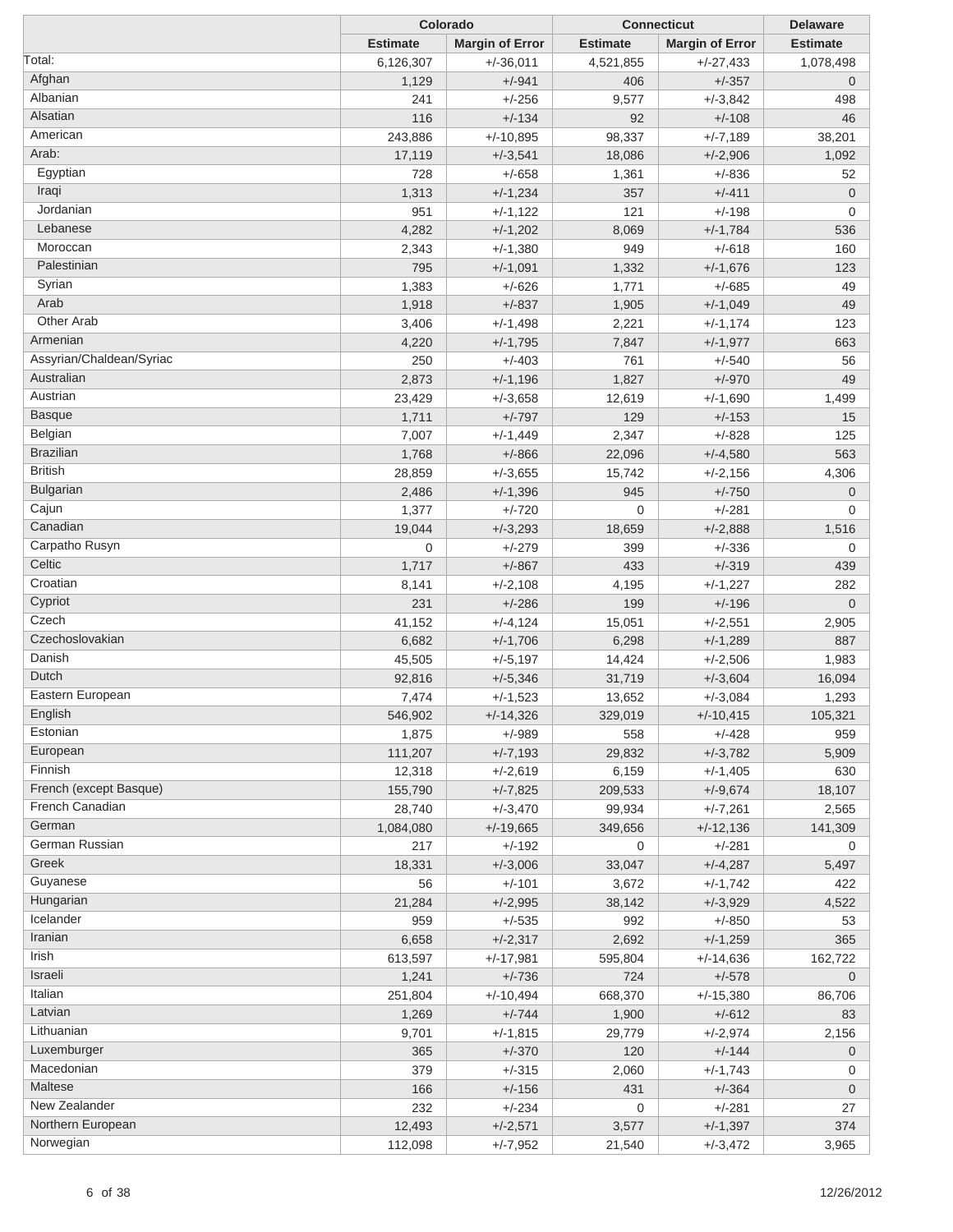| | Colorado | | Connecticut | | Delaware |
|---|---|---|---|---|---|
| | Estimate | Margin of Error | Estimate | Margin of Error | Estimate |
| Total: | 6,126,307 | +/-36,011 | 4,521,855 | +/-27,433 | 1,078,498 |
| Afghan | 1,129 | +/-941 | 406 | +/-357 | 0 |
| Albanian | 241 | +/-256 | 9,577 | +/-3,842 | 498 |
| Alsatian | 116 | +/-134 | 92 | +/-108 | 46 |
| American | 243,886 | +/-10,895 | 98,337 | +/-7,189 | 38,201 |
| Arab: | 17,119 | +/-3,541 | 18,086 | +/-2,906 | 1,092 |
| Egyptian | 728 | +/-658 | 1,361 | +/-836 | 52 |
| Iraqi | 1,313 | +/-1,234 | 357 | +/-411 | 0 |
| Jordanian | 951 | +/-1,122 | 121 | +/-198 | 0 |
| Lebanese | 4,282 | +/-1,202 | 8,069 | +/-1,784 | 536 |
| Moroccan | 2,343 | +/-1,380 | 949 | +/-618 | 160 |
| Palestinian | 795 | +/-1,091 | 1,332 | +/-1,676 | 123 |
| Syrian | 1,383 | +/-626 | 1,771 | +/-685 | 49 |
| Arab | 1,918 | +/-837 | 1,905 | +/-1,049 | 49 |
| Other Arab | 3,406 | +/-1,498 | 2,221 | +/-1,174 | 123 |
| Armenian | 4,220 | +/-1,795 | 7,847 | +/-1,977 | 663 |
| Assyrian/Chaldean/Syriac | 250 | +/-403 | 761 | +/-540 | 56 |
| Australian | 2,873 | +/-1,196 | 1,827 | +/-970 | 49 |
| Austrian | 23,429 | +/-3,658 | 12,619 | +/-1,690 | 1,499 |
| Basque | 1,711 | +/-797 | 129 | +/-153 | 15 |
| Belgian | 7,007 | +/-1,449 | 2,347 | +/-828 | 125 |
| Brazilian | 1,768 | +/-866 | 22,096 | +/-4,580 | 563 |
| British | 28,859 | +/-3,655 | 15,742 | +/-2,156 | 4,306 |
| Bulgarian | 2,486 | +/-1,396 | 945 | +/-750 | 0 |
| Cajun | 1,377 | +/-720 | 0 | +/-281 | 0 |
| Canadian | 19,044 | +/-3,293 | 18,659 | +/-2,888 | 1,516 |
| Carpatho Rusyn | 0 | +/-279 | 399 | +/-336 | 0 |
| Celtic | 1,717 | +/-867 | 433 | +/-319 | 439 |
| Croatian | 8,141 | +/-2,108 | 4,195 | +/-1,227 | 282 |
| Cypriot | 231 | +/-286 | 199 | +/-196 | 0 |
| Czech | 41,152 | +/-4,124 | 15,051 | +/-2,551 | 2,905 |
| Czechoslovakian | 6,682 | +/-1,706 | 6,298 | +/-1,289 | 887 |
| Danish | 45,505 | +/-5,197 | 14,424 | +/-2,506 | 1,983 |
| Dutch | 92,816 | +/-5,346 | 31,719 | +/-3,604 | 16,094 |
| Eastern European | 7,474 | +/-1,523 | 13,652 | +/-3,084 | 1,293 |
| English | 546,902 | +/-14,326 | 329,019 | +/-10,415 | 105,321 |
| Estonian | 1,875 | +/-989 | 558 | +/-428 | 959 |
| European | 111,207 | +/-7,193 | 29,832 | +/-3,782 | 5,909 |
| Finnish | 12,318 | +/-2,619 | 6,159 | +/-1,405 | 630 |
| French (except Basque) | 155,790 | +/-7,825 | 209,533 | +/-9,674 | 18,107 |
| French Canadian | 28,740 | +/-3,470 | 99,934 | +/-7,261 | 2,565 |
| German | 1,084,080 | +/-19,665 | 349,656 | +/-12,136 | 141,309 |
| German Russian | 217 | +/-192 | 0 | +/-281 | 0 |
| Greek | 18,331 | +/-3,006 | 33,047 | +/-4,287 | 5,497 |
| Guyanese | 56 | +/-101 | 3,672 | +/-1,742 | 422 |
| Hungarian | 21,284 | +/-2,995 | 38,142 | +/-3,929 | 4,522 |
| Icelander | 959 | +/-535 | 992 | +/-850 | 53 |
| Iranian | 6,658 | +/-2,317 | 2,692 | +/-1,259 | 365 |
| Irish | 613,597 | +/-17,981 | 595,804 | +/-14,636 | 162,722 |
| Israeli | 1,241 | +/-736 | 724 | +/-578 | 0 |
| Italian | 251,804 | +/-10,494 | 668,370 | +/-15,380 | 86,706 |
| Latvian | 1,269 | +/-744 | 1,900 | +/-612 | 83 |
| Lithuanian | 9,701 | +/-1,815 | 29,779 | +/-2,974 | 2,156 |
| Luxemburger | 365 | +/-370 | 120 | +/-144 | 0 |
| Macedonian | 379 | +/-315 | 2,060 | +/-1,743 | 0 |
| Maltese | 166 | +/-156 | 431 | +/-364 | 0 |
| New Zealander | 232 | +/-234 | 0 | +/-281 | 27 |
| Northern European | 12,493 | +/-2,571 | 3,577 | +/-1,397 | 374 |
| Norwegian | 112,098 | +/-7,952 | 21,540 | +/-3,472 | 3,965 |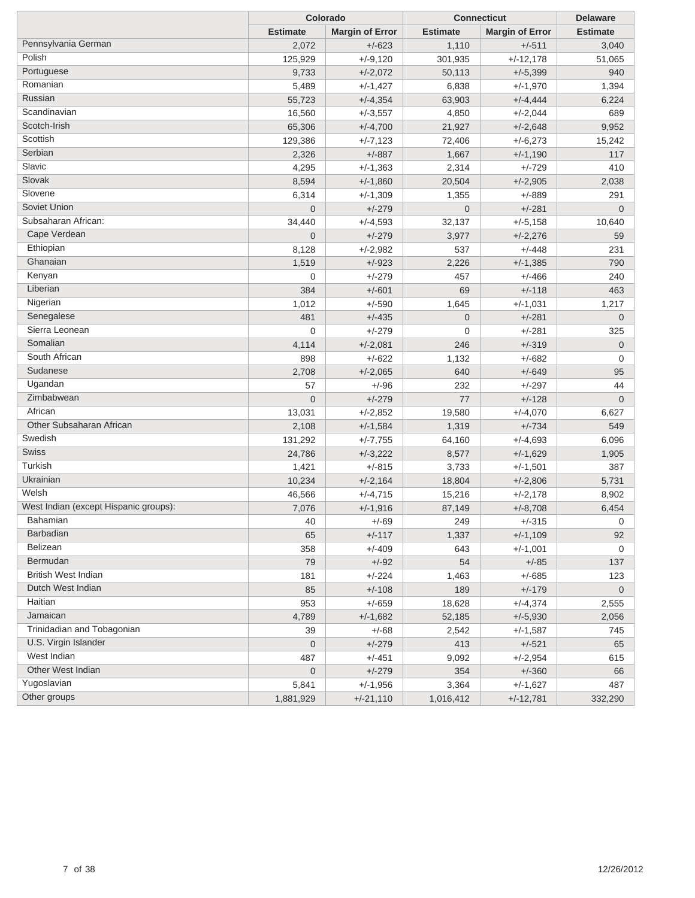| | Colorado | | Connecticut | | Delaware |
|---|---|---|---|---|---|
| | Estimate | Margin of Error | Estimate | Margin of Error | Estimate |
| Pennsylvania German | 2,072 | +/-623 | 1,110 | +/-511 | 3,040 |
| Polish | 125,929 | +/-9,120 | 301,935 | +/-12,178 | 51,065 |
| Portuguese | 9,733 | +/-2,072 | 50,113 | +/-5,399 | 940 |
| Romanian | 5,489 | +/-1,427 | 6,838 | +/-1,970 | 1,394 |
| Russian | 55,723 | +/-4,354 | 63,903 | +/-4,444 | 6,224 |
| Scandinavian | 16,560 | +/-3,557 | 4,850 | +/-2,044 | 689 |
| Scotch-Irish | 65,306 | +/-4,700 | 21,927 | +/-2,648 | 9,952 |
| Scottish | 129,386 | +/-7,123 | 72,406 | +/-6,273 | 15,242 |
| Serbian | 2,326 | +/-887 | 1,667 | +/-1,190 | 117 |
| Slavic | 4,295 | +/-1,363 | 2,314 | +/-729 | 410 |
| Slovak | 8,594 | +/-1,860 | 20,504 | +/-2,905 | 2,038 |
| Slovene | 6,314 | +/-1,309 | 1,355 | +/-889 | 291 |
| Soviet Union | 0 | +/-279 | 0 | +/-281 | 0 |
| Subsaharan African: | 34,440 | +/-4,593 | 32,137 | +/-5,158 | 10,640 |
| Cape Verdean | 0 | +/-279 | 3,977 | +/-2,276 | 59 |
| Ethiopian | 8,128 | +/-2,982 | 537 | +/-448 | 231 |
| Ghanaian | 1,519 | +/-923 | 2,226 | +/-1,385 | 790 |
| Kenyan | 0 | +/-279 | 457 | +/-466 | 240 |
| Liberian | 384 | +/-601 | 69 | +/-118 | 463 |
| Nigerian | 1,012 | +/-590 | 1,645 | +/-1,031 | 1,217 |
| Senegalese | 481 | +/-435 | 0 | +/-281 | 0 |
| Sierra Leonean | 0 | +/-279 | 0 | +/-281 | 325 |
| Somalian | 4,114 | +/-2,081 | 246 | +/-319 | 0 |
| South African | 898 | +/-622 | 1,132 | +/-682 | 0 |
| Sudanese | 2,708 | +/-2,065 | 640 | +/-649 | 95 |
| Ugandan | 57 | +/-96 | 232 | +/-297 | 44 |
| Zimbabwean | 0 | +/-279 | 77 | +/-128 | 0 |
| African | 13,031 | +/-2,852 | 19,580 | +/-4,070 | 6,627 |
| Other Subsaharan African | 2,108 | +/-1,584 | 1,319 | +/-734 | 549 |
| Swedish | 131,292 | +/-7,755 | 64,160 | +/-4,693 | 6,096 |
| Swiss | 24,786 | +/-3,222 | 8,577 | +/-1,629 | 1,905 |
| Turkish | 1,421 | +/-815 | 3,733 | +/-1,501 | 387 |
| Ukrainian | 10,234 | +/-2,164 | 18,804 | +/-2,806 | 5,731 |
| Welsh | 46,566 | +/-4,715 | 15,216 | +/-2,178 | 8,902 |
| West Indian (except Hispanic groups): | 7,076 | +/-1,916 | 87,149 | +/-8,708 | 6,454 |
| Bahamian | 40 | +/-69 | 249 | +/-315 | 0 |
| Barbadian | 65 | +/-117 | 1,337 | +/-1,109 | 92 |
| Belizean | 358 | +/-409 | 643 | +/-1,001 | 0 |
| Bermudan | 79 | +/-92 | 54 | +/-85 | 137 |
| British West Indian | 181 | +/-224 | 1,463 | +/-685 | 123 |
| Dutch West Indian | 85 | +/-108 | 189 | +/-179 | 0 |
| Haitian | 953 | +/-659 | 18,628 | +/-4,374 | 2,555 |
| Jamaican | 4,789 | +/-1,682 | 52,185 | +/-5,930 | 2,056 |
| Trinidadian and Tobagonian | 39 | +/-68 | 2,542 | +/-1,587 | 745 |
| U.S. Virgin Islander | 0 | +/-279 | 413 | +/-521 | 65 |
| West Indian | 487 | +/-451 | 9,092 | +/-2,954 | 615 |
| Other West Indian | 0 | +/-279 | 354 | +/-360 | 66 |
| Yugoslavian | 5,841 | +/-1,956 | 3,364 | +/-1,627 | 487 |
| Other groups | 1,881,929 | +/-21,110 | 1,016,412 | +/-12,781 | 332,290 |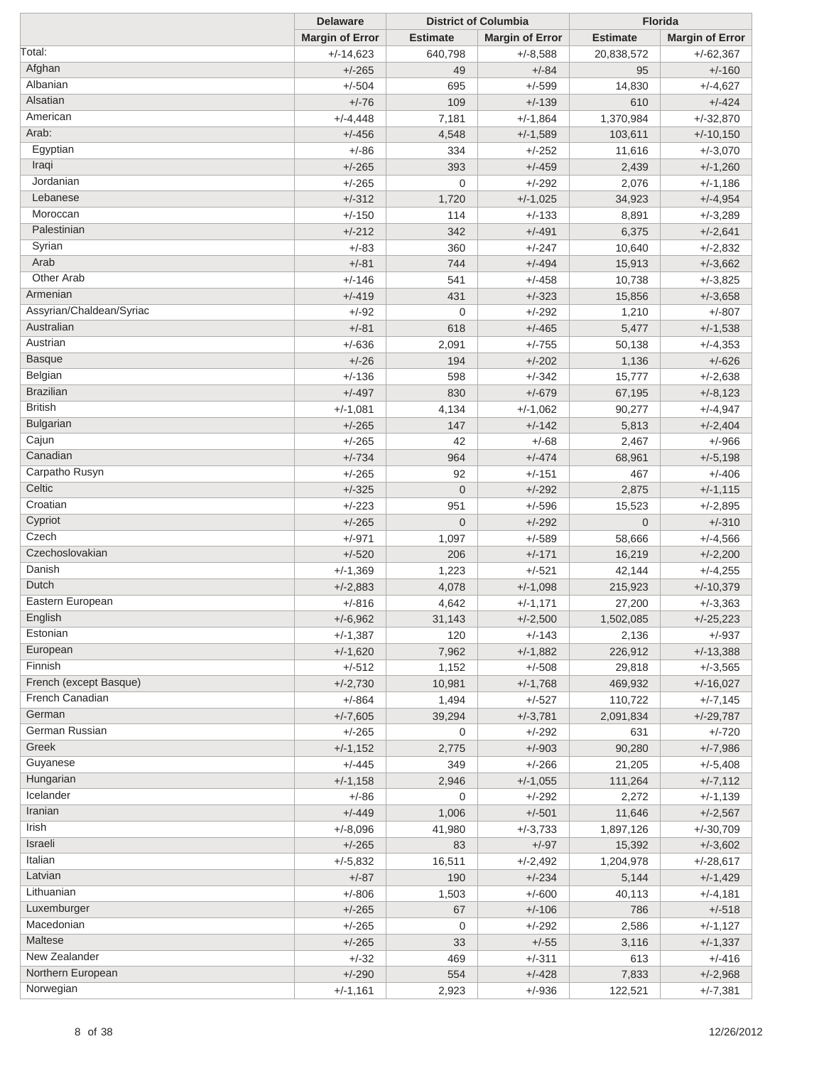| | Delaware | District of Columbia | | Florida | |
|---|---|---|---|---|---|
| | Margin of Error | Estimate | Margin of Error | Estimate | Margin of Error |
| Total: | +/-14,623 | 640,798 | +/-8,588 | 20,838,572 | +/-62,367 |
| Afghan | +/-265 | 49 | +/-84 | 95 | +/-160 |
| Albanian | +/-504 | 695 | +/-599 | 14,830 | +/-4,627 |
| Alsatian | +/-76 | 109 | +/-139 | 610 | +/-424 |
| American | +/-4,448 | 7,181 | +/-1,864 | 1,370,984 | +/-32,870 |
| Arab: | +/-456 | 4,548 | +/-1,589 | 103,611 | +/-10,150 |
| Egyptian | +/-86 | 334 | +/-252 | 11,616 | +/-3,070 |
| Iraqi | +/-265 | 393 | +/-459 | 2,439 | +/-1,260 |
| Jordanian | +/-265 | 0 | +/-292 | 2,076 | +/-1,186 |
| Lebanese | +/-312 | 1,720 | +/-1,025 | 34,923 | +/-4,954 |
| Moroccan | +/-150 | 114 | +/-133 | 8,891 | +/-3,289 |
| Palestinian | +/-212 | 342 | +/-491 | 6,375 | +/-2,641 |
| Syrian | +/-83 | 360 | +/-247 | 10,640 | +/-2,832 |
| Arab | +/-81 | 744 | +/-494 | 15,913 | +/-3,662 |
| Other Arab | +/-146 | 541 | +/-458 | 10,738 | +/-3,825 |
| Armenian | +/-419 | 431 | +/-323 | 15,856 | +/-3,658 |
| Assyrian/Chaldean/Syriac | +/-92 | 0 | +/-292 | 1,210 | +/-807 |
| Australian | +/-81 | 618 | +/-465 | 5,477 | +/-1,538 |
| Austrian | +/-636 | 2,091 | +/-755 | 50,138 | +/-4,353 |
| Basque | +/-26 | 194 | +/-202 | 1,136 | +/-626 |
| Belgian | +/-136 | 598 | +/-342 | 15,777 | +/-2,638 |
| Brazilian | +/-497 | 830 | +/-679 | 67,195 | +/-8,123 |
| British | +/-1,081 | 4,134 | +/-1,062 | 90,277 | +/-4,947 |
| Bulgarian | +/-265 | 147 | +/-142 | 5,813 | +/-2,404 |
| Cajun | +/-265 | 42 | +/-68 | 2,467 | +/-966 |
| Canadian | +/-734 | 964 | +/-474 | 68,961 | +/-5,198 |
| Carpatho Rusyn | +/-265 | 92 | +/-151 | 467 | +/-406 |
| Celtic | +/-325 | 0 | +/-292 | 2,875 | +/-1,115 |
| Croatian | +/-223 | 951 | +/-596 | 15,523 | +/-2,895 |
| Cypriot | +/-265 | 0 | +/-292 | 0 | +/-310 |
| Czech | +/-971 | 1,097 | +/-589 | 58,666 | +/-4,566 |
| Czechoslovakian | +/-520 | 206 | +/-171 | 16,219 | +/-2,200 |
| Danish | +/-1,369 | 1,223 | +/-521 | 42,144 | +/-4,255 |
| Dutch | +/-2,883 | 4,078 | +/-1,098 | 215,923 | +/-10,379 |
| Eastern European | +/-816 | 4,642 | +/-1,171 | 27,200 | +/-3,363 |
| English | +/-6,962 | 31,143 | +/-2,500 | 1,502,085 | +/-25,223 |
| Estonian | +/-1,387 | 120 | +/-143 | 2,136 | +/-937 |
| European | +/-1,620 | 7,962 | +/-1,882 | 226,912 | +/-13,388 |
| Finnish | +/-512 | 1,152 | +/-508 | 29,818 | +/-3,565 |
| French (except Basque) | +/-2,730 | 10,981 | +/-1,768 | 469,932 | +/-16,027 |
| French Canadian | +/-864 | 1,494 | +/-527 | 110,722 | +/-7,145 |
| German | +/-7,605 | 39,294 | +/-3,781 | 2,091,834 | +/-29,787 |
| German Russian | +/-265 | 0 | +/-292 | 631 | +/-720 |
| Greek | +/-1,152 | 2,775 | +/-903 | 90,280 | +/-7,986 |
| Guyanese | +/-445 | 349 | +/-266 | 21,205 | +/-5,408 |
| Hungarian | +/-1,158 | 2,946 | +/-1,055 | 111,264 | +/-7,112 |
| Icelander | +/-86 | 0 | +/-292 | 2,272 | +/-1,139 |
| Iranian | +/-449 | 1,006 | +/-501 | 11,646 | +/-2,567 |
| Irish | +/-8,096 | 41,980 | +/-3,733 | 1,897,126 | +/-30,709 |
| Israeli | +/-265 | 83 | +/-97 | 15,392 | +/-3,602 |
| Italian | +/-5,832 | 16,511 | +/-2,492 | 1,204,978 | +/-28,617 |
| Latvian | +/-87 | 190 | +/-234 | 5,144 | +/-1,429 |
| Lithuanian | +/-806 | 1,503 | +/-600 | 40,113 | +/-4,181 |
| Luxemburger | +/-265 | 67 | +/-106 | 786 | +/-518 |
| Macedonian | +/-265 | 0 | +/-292 | 2,586 | +/-1,127 |
| Maltese | +/-265 | 33 | +/-55 | 3,116 | +/-1,337 |
| New Zealander | +/-32 | 469 | +/-311 | 613 | +/-416 |
| Northern European | +/-290 | 554 | +/-428 | 7,833 | +/-2,968 |
| Norwegian | +/-1,161 | 2,923 | +/-936 | 122,521 | +/-7,381 |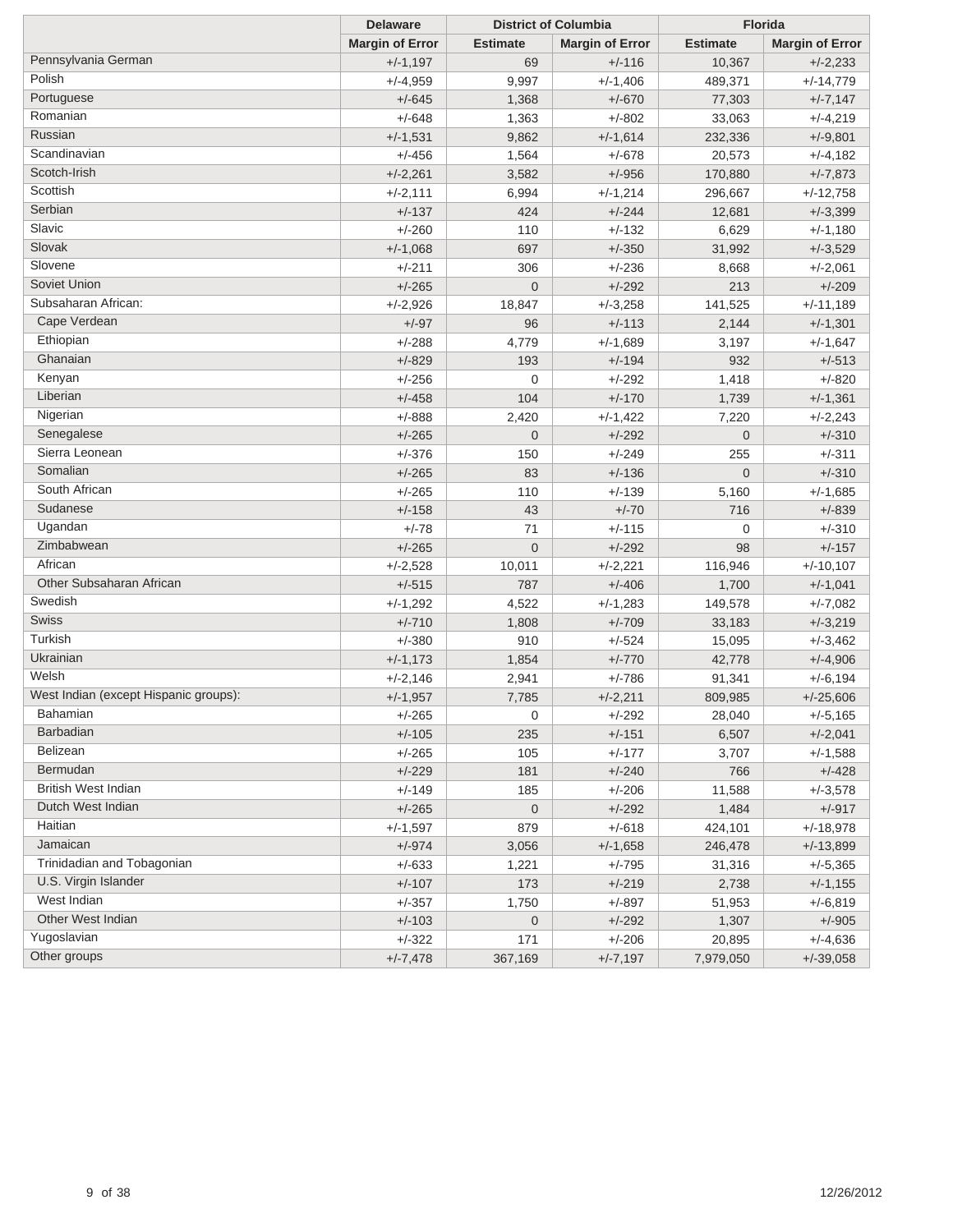| | Delaware | District of Columbia | | Florida | |
|---|---|---|---|---|---|
| | Margin of Error | Estimate | Margin of Error | Estimate | Margin of Error |
| Pennsylvania German | +/-1,197 | 69 | +/-116 | 10,367 | +/-2,233 |
| Polish | +/-4,959 | 9,997 | +/-1,406 | 489,371 | +/-14,779 |
| Portuguese | +/-645 | 1,368 | +/-670 | 77,303 | +/-7,147 |
| Romanian | +/-648 | 1,363 | +/-802 | 33,063 | +/-4,219 |
| Russian | +/-1,531 | 9,862 | +/-1,614 | 232,336 | +/-9,801 |
| Scandinavian | +/-456 | 1,564 | +/-678 | 20,573 | +/-4,182 |
| Scotch-Irish | +/-2,261 | 3,582 | +/-956 | 170,880 | +/-7,873 |
| Scottish | +/-2,111 | 6,994 | +/-1,214 | 296,667 | +/-12,758 |
| Serbian | +/-137 | 424 | +/-244 | 12,681 | +/-3,399 |
| Slavic | +/-260 | 110 | +/-132 | 6,629 | +/-1,180 |
| Slovak | +/-1,068 | 697 | +/-350 | 31,992 | +/-3,529 |
| Slovene | +/-211 | 306 | +/-236 | 8,668 | +/-2,061 |
| Soviet Union | +/-265 | 0 | +/-292 | 213 | +/-209 |
| Subsaharan African: | +/-2,926 | 18,847 | +/-3,258 | 141,525 | +/-11,189 |
| Cape Verdean | +/-97 | 96 | +/-113 | 2,144 | +/-1,301 |
| Ethiopian | +/-288 | 4,779 | +/-1,689 | 3,197 | +/-1,647 |
| Ghanaian | +/-829 | 193 | +/-194 | 932 | +/-513 |
| Kenyan | +/-256 | 0 | +/-292 | 1,418 | +/-820 |
| Liberian | +/-458 | 104 | +/-170 | 1,739 | +/-1,361 |
| Nigerian | +/-888 | 2,420 | +/-1,422 | 7,220 | +/-2,243 |
| Senegalese | +/-265 | 0 | +/-292 | 0 | +/-310 |
| Sierra Leonean | +/-376 | 150 | +/-249 | 255 | +/-311 |
| Somalian | +/-265 | 83 | +/-136 | 0 | +/-310 |
| South African | +/-265 | 110 | +/-139 | 5,160 | +/-1,685 |
| Sudanese | +/-158 | 43 | +/-70 | 716 | +/-839 |
| Ugandan | +/-78 | 71 | +/-115 | 0 | +/-310 |
| Zimbabwean | +/-265 | 0 | +/-292 | 98 | +/-157 |
| African | +/-2,528 | 10,011 | +/-2,221 | 116,946 | +/-10,107 |
| Other Subsaharan African | +/-515 | 787 | +/-406 | 1,700 | +/-1,041 |
| Swedish | +/-1,292 | 4,522 | +/-1,283 | 149,578 | +/-7,082 |
| Swiss | +/-710 | 1,808 | +/-709 | 33,183 | +/-3,219 |
| Turkish | +/-380 | 910 | +/-524 | 15,095 | +/-3,462 |
| Ukrainian | +/-1,173 | 1,854 | +/-770 | 42,778 | +/-4,906 |
| Welsh | +/-2,146 | 2,941 | +/-786 | 91,341 | +/-6,194 |
| West Indian (except Hispanic groups): | +/-1,957 | 7,785 | +/-2,211 | 809,985 | +/-25,606 |
| Bahamian | +/-265 | 0 | +/-292 | 28,040 | +/-5,165 |
| Barbadian | +/-105 | 235 | +/-151 | 6,507 | +/-2,041 |
| Belizean | +/-265 | 105 | +/-177 | 3,707 | +/-1,588 |
| Bermudan | +/-229 | 181 | +/-240 | 766 | +/-428 |
| British West Indian | +/-149 | 185 | +/-206 | 11,588 | +/-3,578 |
| Dutch West Indian | +/-265 | 0 | +/-292 | 1,484 | +/-917 |
| Haitian | +/-1,597 | 879 | +/-618 | 424,101 | +/-18,978 |
| Jamaican | +/-974 | 3,056 | +/-1,658 | 246,478 | +/-13,899 |
| Trinidadian and Tobagonian | +/-633 | 1,221 | +/-795 | 31,316 | +/-5,365 |
| U.S. Virgin Islander | +/-107 | 173 | +/-219 | 2,738 | +/-1,155 |
| West Indian | +/-357 | 1,750 | +/-897 | 51,953 | +/-6,819 |
| Other West Indian | +/-103 | 0 | +/-292 | 1,307 | +/-905 |
| Yugoslavian | +/-322 | 171 | +/-206 | 20,895 | +/-4,636 |
| Other groups | +/-7,478 | 367,169 | +/-7,197 | 7,979,050 | +/-39,058 |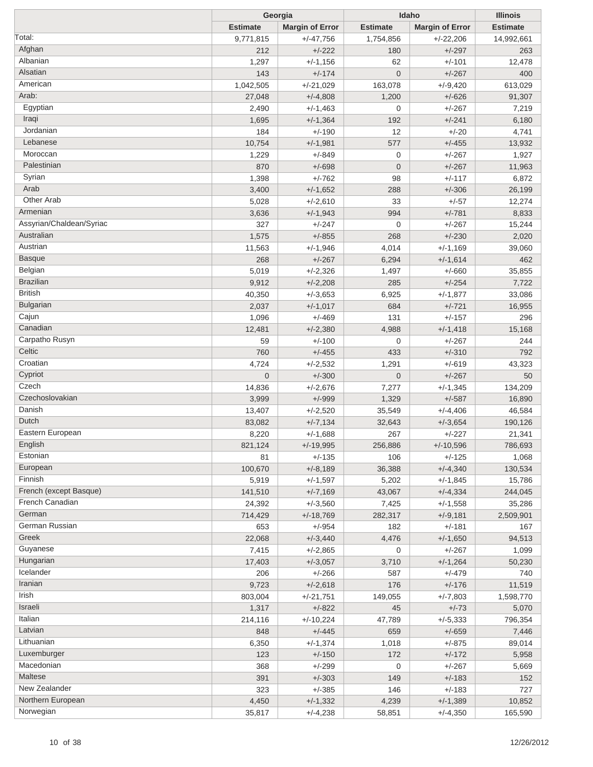| | Georgia | | Idaho | | Illinois |
|---|---|---|---|---|---|
| | Estimate | Margin of Error | Estimate | Margin of Error | Estimate |
| Total: | 9,771,815 | +/-47,756 | 1,754,856 | +/-22,206 | 14,992,661 |
| Afghan | 212 | +/-222 | 180 | +/-297 | 263 |
| Albanian | 1,297 | +/-1,156 | 62 | +/-101 | 12,478 |
| Alsatian | 143 | +/-174 | 0 | +/-267 | 400 |
| American | 1,042,505 | +/-21,029 | 163,078 | +/-9,420 | 613,029 |
| Arab: | 27,048 | +/-4,808 | 1,200 | +/-626 | 91,307 |
| Egyptian | 2,490 | +/-1,463 | 0 | +/-267 | 7,219 |
| Iraqi | 1,695 | +/-1,364 | 192 | +/-241 | 6,180 |
| Jordanian | 184 | +/-190 | 12 | +/-20 | 4,741 |
| Lebanese | 10,754 | +/-1,981 | 577 | +/-455 | 13,932 |
| Moroccan | 1,229 | +/-849 | 0 | +/-267 | 1,927 |
| Palestinian | 870 | +/-698 | 0 | +/-267 | 11,963 |
| Syrian | 1,398 | +/-762 | 98 | +/-117 | 6,872 |
| Arab | 3,400 | +/-1,652 | 288 | +/-306 | 26,199 |
| Other Arab | 5,028 | +/-2,610 | 33 | +/-57 | 12,274 |
| Armenian | 3,636 | +/-1,943 | 994 | +/-781 | 8,833 |
| Assyrian/Chaldean/Syriac | 327 | +/-247 | 0 | +/-267 | 15,244 |
| Australian | 1,575 | +/-855 | 268 | +/-230 | 2,020 |
| Austrian | 11,563 | +/-1,946 | 4,014 | +/-1,169 | 39,060 |
| Basque | 268 | +/-267 | 6,294 | +/-1,614 | 462 |
| Belgian | 5,019 | +/-2,326 | 1,497 | +/-660 | 35,855 |
| Brazilian | 9,912 | +/-2,208 | 285 | +/-254 | 7,722 |
| British | 40,350 | +/-3,653 | 6,925 | +/-1,877 | 33,086 |
| Bulgarian | 2,037 | +/-1,017 | 684 | +/-721 | 16,955 |
| Cajun | 1,096 | +/-469 | 131 | +/-157 | 296 |
| Canadian | 12,481 | +/-2,380 | 4,988 | +/-1,418 | 15,168 |
| Carpatho Rusyn | 59 | +/-100 | 0 | +/-267 | 244 |
| Celtic | 760 | +/-455 | 433 | +/-310 | 792 |
| Croatian | 4,724 | +/-2,532 | 1,291 | +/-619 | 43,323 |
| Cypriot | 0 | +/-300 | 0 | +/-267 | 50 |
| Czech | 14,836 | +/-2,676 | 7,277 | +/-1,345 | 134,209 |
| Czechoslovakian | 3,999 | +/-999 | 1,329 | +/-587 | 16,890 |
| Danish | 13,407 | +/-2,520 | 35,549 | +/-4,406 | 46,584 |
| Dutch | 83,082 | +/-7,134 | 32,643 | +/-3,654 | 190,126 |
| Eastern European | 8,220 | +/-1,688 | 267 | +/-227 | 21,341 |
| English | 821,124 | +/-19,995 | 256,886 | +/-10,596 | 786,693 |
| Estonian | 81 | +/-135 | 106 | +/-125 | 1,068 |
| European | 100,670 | +/-8,189 | 36,388 | +/-4,340 | 130,534 |
| Finnish | 5,919 | +/-1,597 | 5,202 | +/-1,845 | 15,786 |
| French (except Basque) | 141,510 | +/-7,169 | 43,067 | +/-4,334 | 244,045 |
| French Canadian | 24,392 | +/-3,560 | 7,425 | +/-1,558 | 35,286 |
| German | 714,429 | +/-18,769 | 282,317 | +/-9,181 | 2,509,901 |
| German Russian | 653 | +/-954 | 182 | +/-181 | 167 |
| Greek | 22,068 | +/-3,440 | 4,476 | +/-1,650 | 94,513 |
| Guyanese | 7,415 | +/-2,865 | 0 | +/-267 | 1,099 |
| Hungarian | 17,403 | +/-3,057 | 3,710 | +/-1,264 | 50,230 |
| Icelander | 206 | +/-266 | 587 | +/-479 | 740 |
| Iranian | 9,723 | +/-2,618 | 176 | +/-176 | 11,519 |
| Irish | 803,004 | +/-21,751 | 149,055 | +/-7,803 | 1,598,770 |
| Israeli | 1,317 | +/-822 | 45 | +/-73 | 5,070 |
| Italian | 214,116 | +/-10,224 | 47,789 | +/-5,333 | 796,354 |
| Latvian | 848 | +/-445 | 659 | +/-659 | 7,446 |
| Lithuanian | 6,350 | +/-1,374 | 1,018 | +/-875 | 89,014 |
| Luxemburger | 123 | +/-150 | 172 | +/-172 | 5,958 |
| Macedonian | 368 | +/-299 | 0 | +/-267 | 5,669 |
| Maltese | 391 | +/-303 | 149 | +/-183 | 152 |
| New Zealander | 323 | +/-385 | 146 | +/-183 | 727 |
| Northern European | 4,450 | +/-1,332 | 4,239 | +/-1,389 | 10,852 |
| Norwegian | 35,817 | +/-4,238 | 58,851 | +/-4,350 | 165,590 |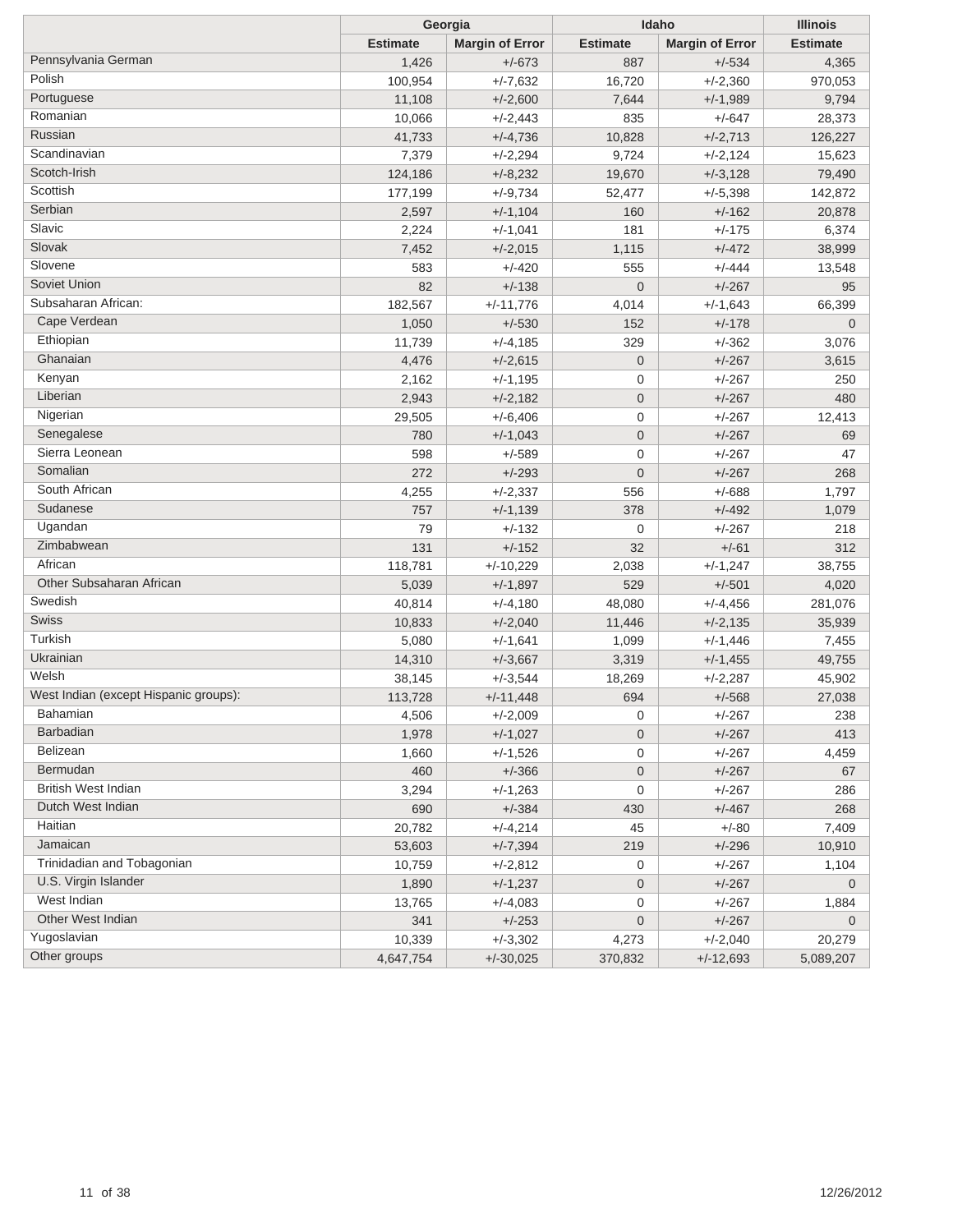| | Georgia | | Idaho | | Illinois |
|---|---|---|---|---|---|
| | Estimate | Margin of Error | Estimate | Margin of Error | Estimate |
| Pennsylvania German | 1,426 | +/-673 | 887 | +/-534 | 4,365 |
| Polish | 100,954 | +/-7,632 | 16,720 | +/-2,360 | 970,053 |
| Portuguese | 11,108 | +/-2,600 | 7,644 | +/-1,989 | 9,794 |
| Romanian | 10,066 | +/-2,443 | 835 | +/-647 | 28,373 |
| Russian | 41,733 | +/-4,736 | 10,828 | +/-2,713 | 126,227 |
| Scandinavian | 7,379 | +/-2,294 | 9,724 | +/-2,124 | 15,623 |
| Scotch-Irish | 124,186 | +/-8,232 | 19,670 | +/-3,128 | 79,490 |
| Scottish | 177,199 | +/-9,734 | 52,477 | +/-5,398 | 142,872 |
| Serbian | 2,597 | +/-1,104 | 160 | +/-162 | 20,878 |
| Slavic | 2,224 | +/-1,041 | 181 | +/-175 | 6,374 |
| Slovak | 7,452 | +/-2,015 | 1,115 | +/-472 | 38,999 |
| Slovene | 583 | +/-420 | 555 | +/-444 | 13,548 |
| Soviet Union | 82 | +/-138 | 0 | +/-267 | 95 |
| Subsaharan African: | 182,567 | +/-11,776 | 4,014 | +/-1,643 | 66,399 |
| Cape Verdean | 1,050 | +/-530 | 152 | +/-178 | 0 |
| Ethiopian | 11,739 | +/-4,185 | 329 | +/-362 | 3,076 |
| Ghanaian | 4,476 | +/-2,615 | 0 | +/-267 | 3,615 |
| Kenyan | 2,162 | +/-1,195 | 0 | +/-267 | 250 |
| Liberian | 2,943 | +/-2,182 | 0 | +/-267 | 480 |
| Nigerian | 29,505 | +/-6,406 | 0 | +/-267 | 12,413 |
| Senegalese | 780 | +/-1,043 | 0 | +/-267 | 69 |
| Sierra Leonean | 598 | +/-589 | 0 | +/-267 | 47 |
| Somalian | 272 | +/-293 | 0 | +/-267 | 268 |
| South African | 4,255 | +/-2,337 | 556 | +/-688 | 1,797 |
| Sudanese | 757 | +/-1,139 | 378 | +/-492 | 1,079 |
| Ugandan | 79 | +/-132 | 0 | +/-267 | 218 |
| Zimbabwean | 131 | +/-152 | 32 | +/-61 | 312 |
| African | 118,781 | +/-10,229 | 2,038 | +/-1,247 | 38,755 |
| Other Subsaharan African | 5,039 | +/-1,897 | 529 | +/-501 | 4,020 |
| Swedish | 40,814 | +/-4,180 | 48,080 | +/-4,456 | 281,076 |
| Swiss | 10,833 | +/-2,040 | 11,446 | +/-2,135 | 35,939 |
| Turkish | 5,080 | +/-1,641 | 1,099 | +/-1,446 | 7,455 |
| Ukrainian | 14,310 | +/-3,667 | 3,319 | +/-1,455 | 49,755 |
| Welsh | 38,145 | +/-3,544 | 18,269 | +/-2,287 | 45,902 |
| West Indian (except Hispanic groups): | 113,728 | +/-11,448 | 694 | +/-568 | 27,038 |
| Bahamian | 4,506 | +/-2,009 | 0 | +/-267 | 238 |
| Barbadian | 1,978 | +/-1,027 | 0 | +/-267 | 413 |
| Belizean | 1,660 | +/-1,526 | 0 | +/-267 | 4,459 |
| Bermudan | 460 | +/-366 | 0 | +/-267 | 67 |
| British West Indian | 3,294 | +/-1,263 | 0 | +/-267 | 286 |
| Dutch West Indian | 690 | +/-384 | 430 | +/-467 | 268 |
| Haitian | 20,782 | +/-4,214 | 45 | +/-80 | 7,409 |
| Jamaican | 53,603 | +/-7,394 | 219 | +/-296 | 10,910 |
| Trinidadian and Tobagonian | 10,759 | +/-2,812 | 0 | +/-267 | 1,104 |
| U.S. Virgin Islander | 1,890 | +/-1,237 | 0 | +/-267 | 0 |
| West Indian | 13,765 | +/-4,083 | 0 | +/-267 | 1,884 |
| Other West Indian | 341 | +/-253 | 0 | +/-267 | 0 |
| Yugoslavian | 10,339 | +/-3,302 | 4,273 | +/-2,040 | 20,279 |
| Other groups | 4,647,754 | +/-30,025 | 370,832 | +/-12,693 | 5,089,207 |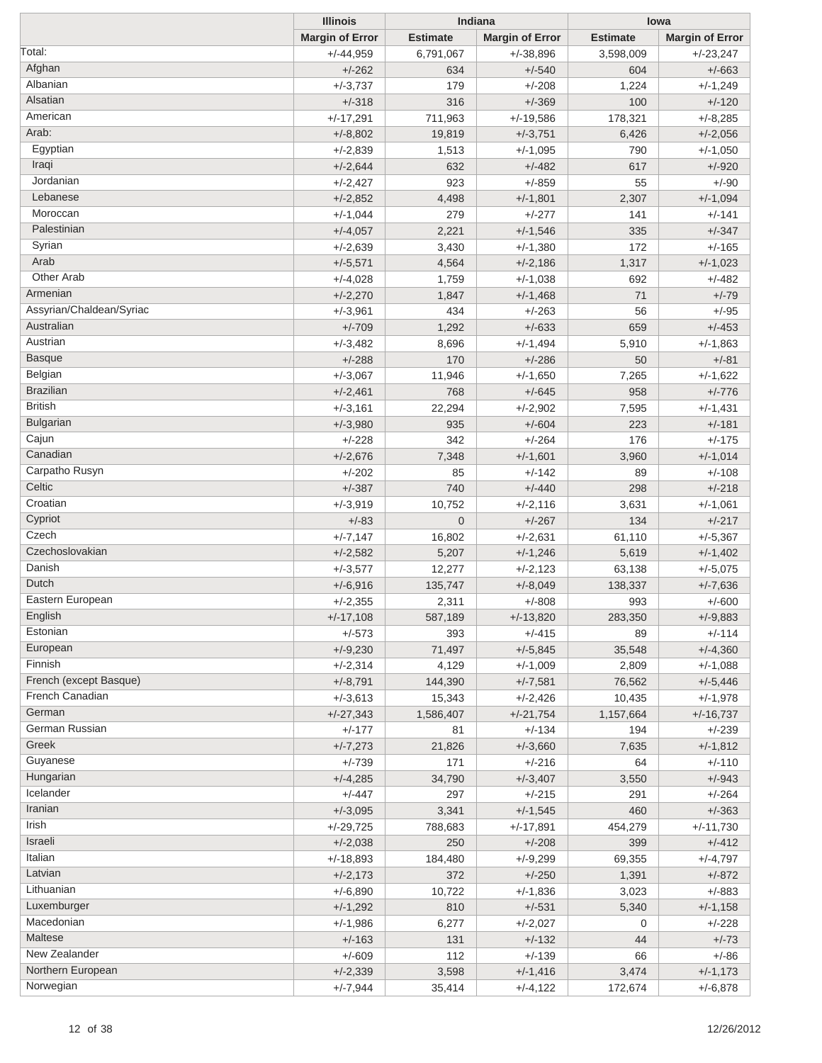| | Illinois | Indiana | | Iowa | |
|---|---|---|---|---|---|
| | Margin of Error | Estimate | Margin of Error | Estimate | Margin of Error |
| Total: | +/-44,959 | 6,791,067 | +/-38,896 | 3,598,009 | +/-23,247 |
| Afghan | +/-262 | 634 | +/-540 | 604 | +/-663 |
| Albanian | +/-3,737 | 179 | +/-208 | 1,224 | +/-1,249 |
| Alsatian | +/-318 | 316 | +/-369 | 100 | +/-120 |
| American | +/-17,291 | 711,963 | +/-19,586 | 178,321 | +/-8,285 |
| Arab: | +/-8,802 | 19,819 | +/-3,751 | 6,426 | +/-2,056 |
| Egyptian | +/-2,839 | 1,513 | +/-1,095 | 790 | +/-1,050 |
| Iraqi | +/-2,644 | 632 | +/-482 | 617 | +/-920 |
| Jordanian | +/-2,427 | 923 | +/-859 | 55 | +/-90 |
| Lebanese | +/-2,852 | 4,498 | +/-1,801 | 2,307 | +/-1,094 |
| Moroccan | +/-1,044 | 279 | +/-277 | 141 | +/-141 |
| Palestinian | +/-4,057 | 2,221 | +/-1,546 | 335 | +/-347 |
| Syrian | +/-2,639 | 3,430 | +/-1,380 | 172 | +/-165 |
| Arab | +/-5,571 | 4,564 | +/-2,186 | 1,317 | +/-1,023 |
| Other Arab | +/-4,028 | 1,759 | +/-1,038 | 692 | +/-482 |
| Armenian | +/-2,270 | 1,847 | +/-1,468 | 71 | +/-79 |
| Assyrian/Chaldean/Syriac | +/-3,961 | 434 | +/-263 | 56 | +/-95 |
| Australian | +/-709 | 1,292 | +/-633 | 659 | +/-453 |
| Austrian | +/-3,482 | 8,696 | +/-1,494 | 5,910 | +/-1,863 |
| Basque | +/-288 | 170 | +/-286 | 50 | +/-81 |
| Belgian | +/-3,067 | 11,946 | +/-1,650 | 7,265 | +/-1,622 |
| Brazilian | +/-2,461 | 768 | +/-645 | 958 | +/-776 |
| British | +/-3,161 | 22,294 | +/-2,902 | 7,595 | +/-1,431 |
| Bulgarian | +/-3,980 | 935 | +/-604 | 223 | +/-181 |
| Cajun | +/-228 | 342 | +/-264 | 176 | +/-175 |
| Canadian | +/-2,676 | 7,348 | +/-1,601 | 3,960 | +/-1,014 |
| Carpatho Rusyn | +/-202 | 85 | +/-142 | 89 | +/-108 |
| Celtic | +/-387 | 740 | +/-440 | 298 | +/-218 |
| Croatian | +/-3,919 | 10,752 | +/-2,116 | 3,631 | +/-1,061 |
| Cypriot | +/-83 | 0 | +/-267 | 134 | +/-217 |
| Czech | +/-7,147 | 16,802 | +/-2,631 | 61,110 | +/-5,367 |
| Czechoslovakian | +/-2,582 | 5,207 | +/-1,246 | 5,619 | +/-1,402 |
| Danish | +/-3,577 | 12,277 | +/-2,123 | 63,138 | +/-5,075 |
| Dutch | +/-6,916 | 135,747 | +/-8,049 | 138,337 | +/-7,636 |
| Eastern European | +/-2,355 | 2,311 | +/-808 | 993 | +/-600 |
| English | +/-17,108 | 587,189 | +/-13,820 | 283,350 | +/-9,883 |
| Estonian | +/-573 | 393 | +/-415 | 89 | +/-114 |
| European | +/-9,230 | 71,497 | +/-5,845 | 35,548 | +/-4,360 |
| Finnish | +/-2,314 | 4,129 | +/-1,009 | 2,809 | +/-1,088 |
| French (except Basque) | +/-8,791 | 144,390 | +/-7,581 | 76,562 | +/-5,446 |
| French Canadian | +/-3,613 | 15,343 | +/-2,426 | 10,435 | +/-1,978 |
| German | +/-27,343 | 1,586,407 | +/-21,754 | 1,157,664 | +/-16,737 |
| German Russian | +/-177 | 81 | +/-134 | 194 | +/-239 |
| Greek | +/-7,273 | 21,826 | +/-3,660 | 7,635 | +/-1,812 |
| Guyanese | +/-739 | 171 | +/-216 | 64 | +/-110 |
| Hungarian | +/-4,285 | 34,790 | +/-3,407 | 3,550 | +/-943 |
| Icelander | +/-447 | 297 | +/-215 | 291 | +/-264 |
| Iranian | +/-3,095 | 3,341 | +/-1,545 | 460 | +/-363 |
| Irish | +/-29,725 | 788,683 | +/-17,891 | 454,279 | +/-11,730 |
| Israeli | +/-2,038 | 250 | +/-208 | 399 | +/-412 |
| Italian | +/-18,893 | 184,480 | +/-9,299 | 69,355 | +/-4,797 |
| Latvian | +/-2,173 | 372 | +/-250 | 1,391 | +/-872 |
| Lithuanian | +/-6,890 | 10,722 | +/-1,836 | 3,023 | +/-883 |
| Luxemburger | +/-1,292 | 810 | +/-531 | 5,340 | +/-1,158 |
| Macedonian | +/-1,986 | 6,277 | +/-2,027 | 0 | +/-228 |
| Maltese | +/-163 | 131 | +/-132 | 44 | +/-73 |
| New Zealander | +/-609 | 112 | +/-139 | 66 | +/-86 |
| Northern European | +/-2,339 | 3,598 | +/-1,416 | 3,474 | +/-1,173 |
| Norwegian | +/-7,944 | 35,414 | +/-4,122 | 172,674 | +/-6,878 |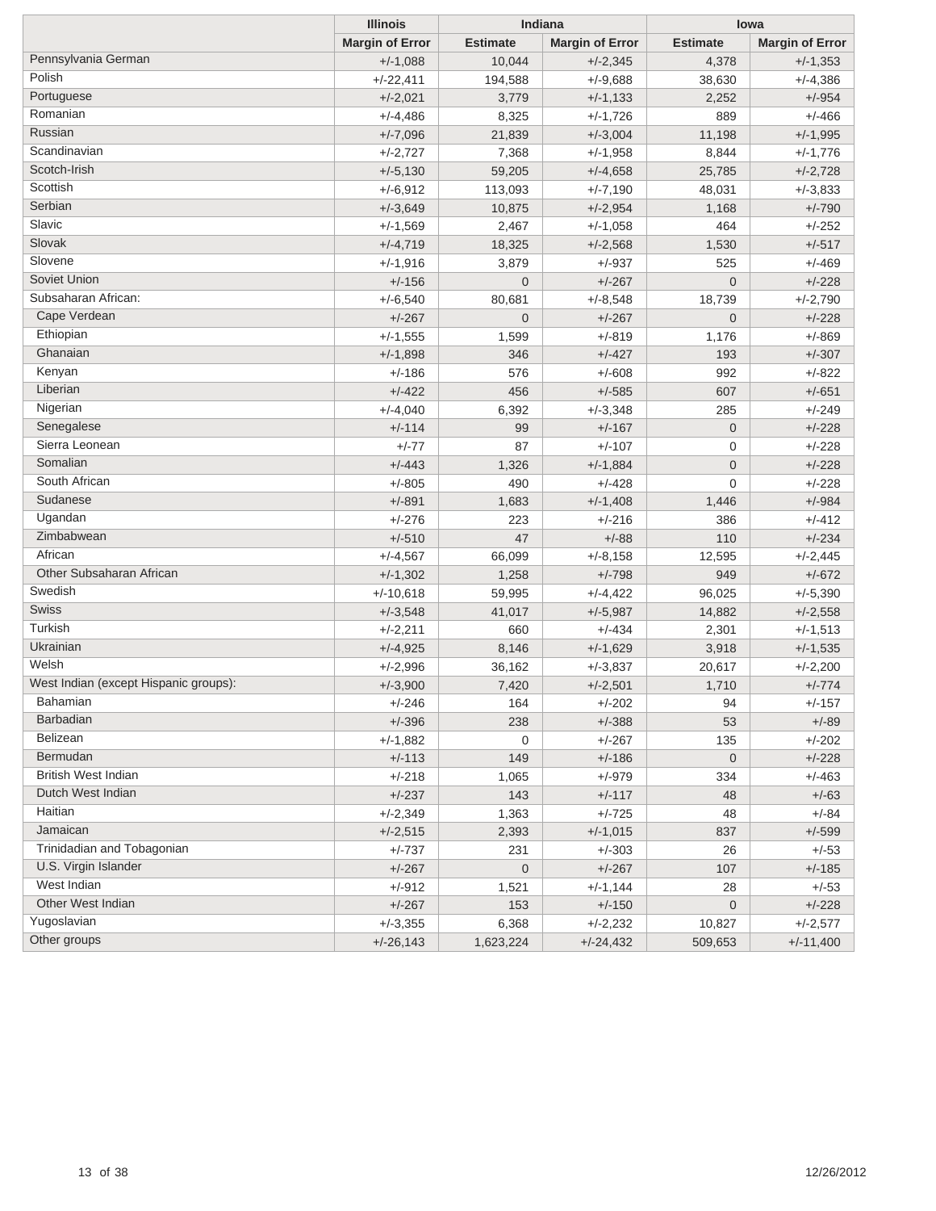| | Illinois | Indiana | | Iowa | |
|---|---|---|---|---|---|
| | Margin of Error | Estimate | Margin of Error | Estimate | Margin of Error |
| Pennsylvania German | +/-1,088 | 10,044 | +/-2,345 | 4,378 | +/-1,353 |
| Polish | +/-22,411 | 194,588 | +/-9,688 | 38,630 | +/-4,386 |
| Portuguese | +/-2,021 | 3,779 | +/-1,133 | 2,252 | +/-954 |
| Romanian | +/-4,486 | 8,325 | +/-1,726 | 889 | +/-466 |
| Russian | +/-7,096 | 21,839 | +/-3,004 | 11,198 | +/-1,995 |
| Scandinavian | +/-2,727 | 7,368 | +/-1,958 | 8,844 | +/-1,776 |
| Scotch-Irish | +/-5,130 | 59,205 | +/-4,658 | 25,785 | +/-2,728 |
| Scottish | +/-6,912 | 113,093 | +/-7,190 | 48,031 | +/-3,833 |
| Serbian | +/-3,649 | 10,875 | +/-2,954 | 1,168 | +/-790 |
| Slavic | +/-1,569 | 2,467 | +/-1,058 | 464 | +/-252 |
| Slovak | +/-4,719 | 18,325 | +/-2,568 | 1,530 | +/-517 |
| Slovene | +/-1,916 | 3,879 | +/-937 | 525 | +/-469 |
| Soviet Union | +/-156 | 0 | +/-267 | 0 | +/-228 |
| Subsaharan African: | +/-6,540 | 80,681 | +/-8,548 | 18,739 | +/-2,790 |
| Cape Verdean | +/-267 | 0 | +/-267 | 0 | +/-228 |
| Ethiopian | +/-1,555 | 1,599 | +/-819 | 1,176 | +/-869 |
| Ghanaian | +/-1,898 | 346 | +/-427 | 193 | +/-307 |
| Kenyan | +/-186 | 576 | +/-608 | 992 | +/-822 |
| Liberian | +/-422 | 456 | +/-585 | 607 | +/-651 |
| Nigerian | +/-4,040 | 6,392 | +/-3,348 | 285 | +/-249 |
| Senegalese | +/-114 | 99 | +/-167 | 0 | +/-228 |
| Sierra Leonean | +/-77 | 87 | +/-107 | 0 | +/-228 |
| Somalian | +/-443 | 1,326 | +/-1,884 | 0 | +/-228 |
| South African | +/-805 | 490 | +/-428 | 0 | +/-228 |
| Sudanese | +/-891 | 1,683 | +/-1,408 | 1,446 | +/-984 |
| Ugandan | +/-276 | 223 | +/-216 | 386 | +/-412 |
| Zimbabwean | +/-510 | 47 | +/-88 | 110 | +/-234 |
| African | +/-4,567 | 66,099 | +/-8,158 | 12,595 | +/-2,445 |
| Other Subsaharan African | +/-1,302 | 1,258 | +/-798 | 949 | +/-672 |
| Swedish | +/-10,618 | 59,995 | +/-4,422 | 96,025 | +/-5,390 |
| Swiss | +/-3,548 | 41,017 | +/-5,987 | 14,882 | +/-2,558 |
| Turkish | +/-2,211 | 660 | +/-434 | 2,301 | +/-1,513 |
| Ukrainian | +/-4,925 | 8,146 | +/-1,629 | 3,918 | +/-1,535 |
| Welsh | +/-2,996 | 36,162 | +/-3,837 | 20,617 | +/-2,200 |
| West Indian (except Hispanic groups): | +/-3,900 | 7,420 | +/-2,501 | 1,710 | +/-774 |
| Bahamian | +/-246 | 164 | +/-202 | 94 | +/-157 |
| Barbadian | +/-396 | 238 | +/-388 | 53 | +/-89 |
| Belizean | +/-1,882 | 0 | +/-267 | 135 | +/-202 |
| Bermudan | +/-113 | 149 | +/-186 | 0 | +/-228 |
| British West Indian | +/-218 | 1,065 | +/-979 | 334 | +/-463 |
| Dutch West Indian | +/-237 | 143 | +/-117 | 48 | +/-63 |
| Haitian | +/-2,349 | 1,363 | +/-725 | 48 | +/-84 |
| Jamaican | +/-2,515 | 2,393 | +/-1,015 | 837 | +/-599 |
| Trinidadian and Tobagonian | +/-737 | 231 | +/-303 | 26 | +/-53 |
| U.S. Virgin Islander | +/-267 | 0 | +/-267 | 107 | +/-185 |
| West Indian | +/-912 | 1,521 | +/-1,144 | 28 | +/-53 |
| Other West Indian | +/-267 | 153 | +/-150 | 0 | +/-228 |
| Yugoslavian | +/-3,355 | 6,368 | +/-2,232 | 10,827 | +/-2,577 |
| Other groups | +/-26,143 | 1,623,224 | +/-24,432 | 509,653 | +/-11,400 |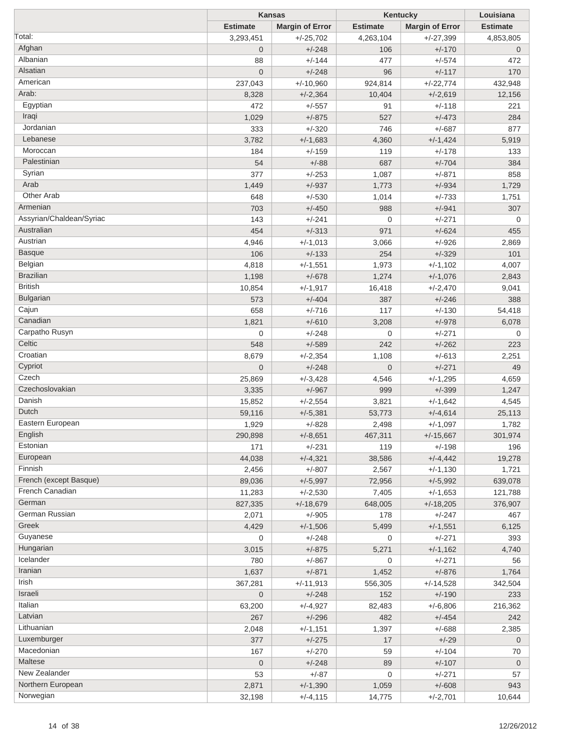| | Kansas | | Kentucky | | Louisiana |
|---|---|---|---|---|---|
| | Estimate | Margin of Error | Estimate | Margin of Error | Estimate |
| Total: | 3,293,451 | +/-25,702 | 4,263,104 | +/-27,399 | 4,853,805 |
| Afghan | 0 | +/-248 | 106 | +/-170 | 0 |
| Albanian | 88 | +/-144 | 477 | +/-574 | 472 |
| Alsatian | 0 | +/-248 | 96 | +/-117 | 170 |
| American | 237,043 | +/-10,960 | 924,814 | +/-22,774 | 432,948 |
| Arab: | 8,328 | +/-2,364 | 10,404 | +/-2,619 | 12,156 |
| Egyptian | 472 | +/-557 | 91 | +/-118 | 221 |
| Iraqi | 1,029 | +/-875 | 527 | +/-473 | 284 |
| Jordanian | 333 | +/-320 | 746 | +/-687 | 877 |
| Lebanese | 3,782 | +/-1,683 | 4,360 | +/-1,424 | 5,919 |
| Moroccan | 184 | +/-159 | 119 | +/-178 | 133 |
| Palestinian | 54 | +/-88 | 687 | +/-704 | 384 |
| Syrian | 377 | +/-253 | 1,087 | +/-871 | 858 |
| Arab | 1,449 | +/-937 | 1,773 | +/-934 | 1,729 |
| Other Arab | 648 | +/-530 | 1,014 | +/-733 | 1,751 |
| Armenian | 703 | +/-450 | 988 | +/-941 | 307 |
| Assyrian/Chaldean/Syriac | 143 | +/-241 | 0 | +/-271 | 0 |
| Australian | 454 | +/-313 | 971 | +/-624 | 455 |
| Austrian | 4,946 | +/-1,013 | 3,066 | +/-926 | 2,869 |
| Basque | 106 | +/-133 | 254 | +/-329 | 101 |
| Belgian | 4,818 | +/-1,551 | 1,973 | +/-1,102 | 4,007 |
| Brazilian | 1,198 | +/-678 | 1,274 | +/-1,076 | 2,843 |
| British | 10,854 | +/-1,917 | 16,418 | +/-2,470 | 9,041 |
| Bulgarian | 573 | +/-404 | 387 | +/-246 | 388 |
| Cajun | 658 | +/-716 | 117 | +/-130 | 54,418 |
| Canadian | 1,821 | +/-610 | 3,208 | +/-978 | 6,078 |
| Carpatho Rusyn | 0 | +/-248 | 0 | +/-271 | 0 |
| Celtic | 548 | +/-589 | 242 | +/-262 | 223 |
| Croatian | 8,679 | +/-2,354 | 1,108 | +/-613 | 2,251 |
| Cypriot | 0 | +/-248 | 0 | +/-271 | 49 |
| Czech | 25,869 | +/-3,428 | 4,546 | +/-1,295 | 4,659 |
| Czechoslovakian | 3,335 | +/-967 | 999 | +/-399 | 1,247 |
| Danish | 15,852 | +/-2,554 | 3,821 | +/-1,642 | 4,545 |
| Dutch | 59,116 | +/-5,381 | 53,773 | +/-4,614 | 25,113 |
| Eastern European | 1,929 | +/-828 | 2,498 | +/-1,097 | 1,782 |
| English | 290,898 | +/-8,651 | 467,311 | +/-15,667 | 301,974 |
| Estonian | 171 | +/-231 | 119 | +/-198 | 196 |
| European | 44,038 | +/-4,321 | 38,586 | +/-4,442 | 19,278 |
| Finnish | 2,456 | +/-807 | 2,567 | +/-1,130 | 1,721 |
| French (except Basque) | 89,036 | +/-5,997 | 72,956 | +/-5,992 | 639,078 |
| French Canadian | 11,283 | +/-2,530 | 7,405 | +/-1,653 | 121,788 |
| German | 827,335 | +/-18,679 | 648,005 | +/-18,205 | 376,907 |
| German Russian | 2,071 | +/-905 | 178 | +/-247 | 467 |
| Greek | 4,429 | +/-1,506 | 5,499 | +/-1,551 | 6,125 |
| Guyanese | 0 | +/-248 | 0 | +/-271 | 393 |
| Hungarian | 3,015 | +/-875 | 5,271 | +/-1,162 | 4,740 |
| Icelander | 780 | +/-867 | 0 | +/-271 | 56 |
| Iranian | 1,637 | +/-871 | 1,452 | +/-876 | 1,764 |
| Irish | 367,281 | +/-11,913 | 556,305 | +/-14,528 | 342,504 |
| Israeli | 0 | +/-248 | 152 | +/-190 | 233 |
| Italian | 63,200 | +/-4,927 | 82,483 | +/-6,806 | 216,362 |
| Latvian | 267 | +/-296 | 482 | +/-454 | 242 |
| Lithuanian | 2,048 | +/-1,151 | 1,397 | +/-688 | 2,385 |
| Luxemburger | 377 | +/-275 | 17 | +/-29 | 0 |
| Macedonian | 167 | +/-270 | 59 | +/-104 | 70 |
| Maltese | 0 | +/-248 | 89 | +/-107 | 0 |
| New Zealander | 53 | +/-87 | 0 | +/-271 | 57 |
| Northern European | 2,871 | +/-1,390 | 1,059 | +/-608 | 943 |
| Norwegian | 32,198 | +/-4,115 | 14,775 | +/-2,701 | 10,644 |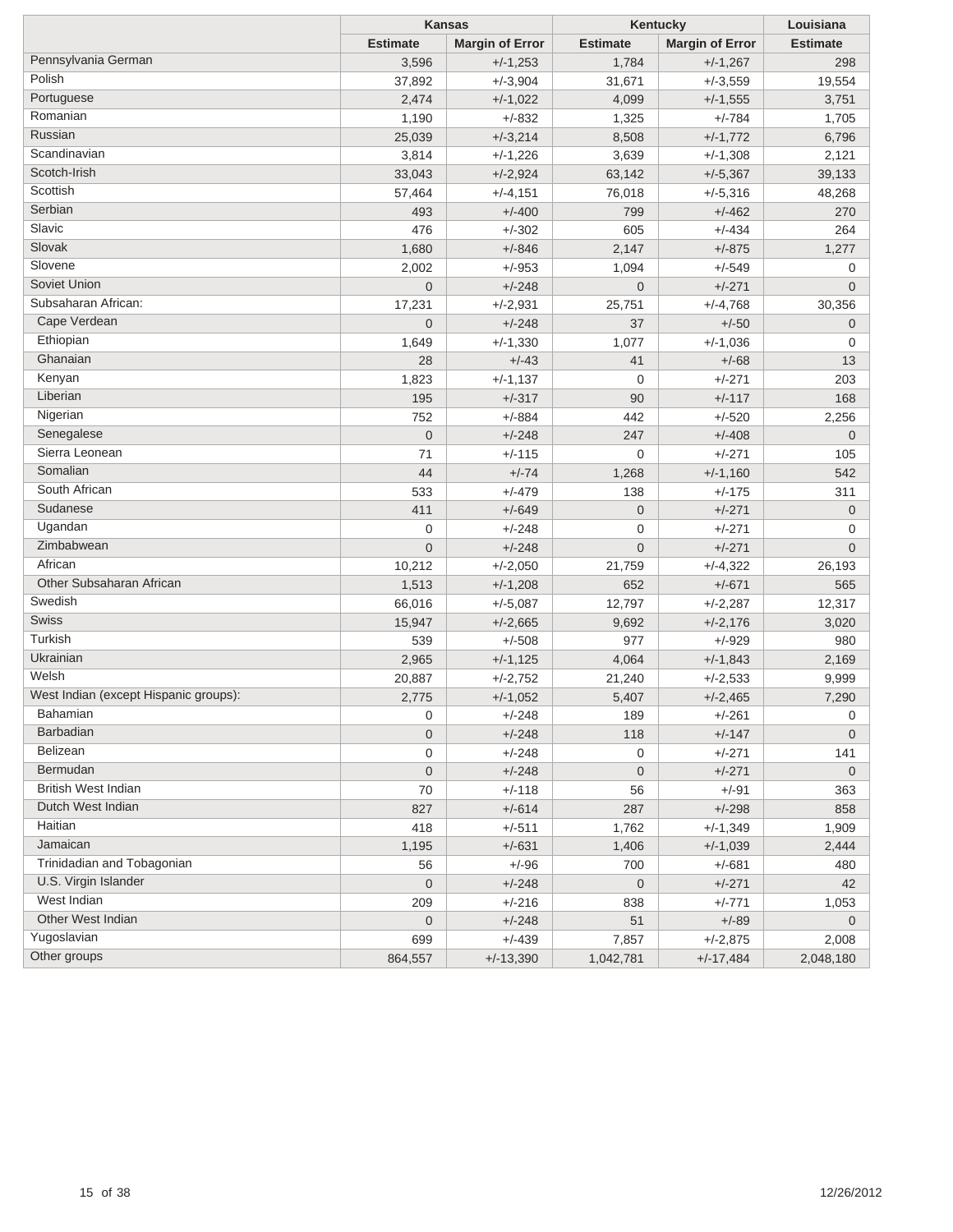| | Kansas | | Kentucky | | Louisiana |
|---|---|---|---|---|---|
| | Estimate | Margin of Error | Estimate | Margin of Error | Estimate |
| Pennsylvania German | 3,596 | +/-1,253 | 1,784 | +/-1,267 | 298 |
| Polish | 37,892 | +/-3,904 | 31,671 | +/-3,559 | 19,554 |
| Portuguese | 2,474 | +/-1,022 | 4,099 | +/-1,555 | 3,751 |
| Romanian | 1,190 | +/-832 | 1,325 | +/-784 | 1,705 |
| Russian | 25,039 | +/-3,214 | 8,508 | +/-1,772 | 6,796 |
| Scandinavian | 3,814 | +/-1,226 | 3,639 | +/-1,308 | 2,121 |
| Scotch-Irish | 33,043 | +/-2,924 | 63,142 | +/-5,367 | 39,133 |
| Scottish | 57,464 | +/-4,151 | 76,018 | +/-5,316 | 48,268 |
| Serbian | 493 | +/-400 | 799 | +/-462 | 270 |
| Slavic | 476 | +/-302 | 605 | +/-434 | 264 |
| Slovak | 1,680 | +/-846 | 2,147 | +/-875 | 1,277 |
| Slovene | 2,002 | +/-953 | 1,094 | +/-549 | 0 |
| Soviet Union | 0 | +/-248 | 0 | +/-271 | 0 |
| Subsaharan African: | 17,231 | +/-2,931 | 25,751 | +/-4,768 | 30,356 |
| Cape Verdean | 0 | +/-248 | 37 | +/-50 | 0 |
| Ethiopian | 1,649 | +/-1,330 | 1,077 | +/-1,036 | 0 |
| Ghanaian | 28 | +/-43 | 41 | +/-68 | 13 |
| Kenyan | 1,823 | +/-1,137 | 0 | +/-271 | 203 |
| Liberian | 195 | +/-317 | 90 | +/-117 | 168 |
| Nigerian | 752 | +/-884 | 442 | +/-520 | 2,256 |
| Senegalese | 0 | +/-248 | 247 | +/-408 | 0 |
| Sierra Leonean | 71 | +/-115 | 0 | +/-271 | 105 |
| Somalian | 44 | +/-74 | 1,268 | +/-1,160 | 542 |
| South African | 533 | +/-479 | 138 | +/-175 | 311 |
| Sudanese | 411 | +/-649 | 0 | +/-271 | 0 |
| Ugandan | 0 | +/-248 | 0 | +/-271 | 0 |
| Zimbabwean | 0 | +/-248 | 0 | +/-271 | 0 |
| African | 10,212 | +/-2,050 | 21,759 | +/-4,322 | 26,193 |
| Other Subsaharan African | 1,513 | +/-1,208 | 652 | +/-671 | 565 |
| Swedish | 66,016 | +/-5,087 | 12,797 | +/-2,287 | 12,317 |
| Swiss | 15,947 | +/-2,665 | 9,692 | +/-2,176 | 3,020 |
| Turkish | 539 | +/-508 | 977 | +/-929 | 980 |
| Ukrainian | 2,965 | +/-1,125 | 4,064 | +/-1,843 | 2,169 |
| Welsh | 20,887 | +/-2,752 | 21,240 | +/-2,533 | 9,999 |
| West Indian (except Hispanic groups): | 2,775 | +/-1,052 | 5,407 | +/-2,465 | 7,290 |
| Bahamian | 0 | +/-248 | 189 | +/-261 | 0 |
| Barbadian | 0 | +/-248 | 118 | +/-147 | 0 |
| Belizean | 0 | +/-248 | 0 | +/-271 | 141 |
| Bermudan | 0 | +/-248 | 0 | +/-271 | 0 |
| British West Indian | 70 | +/-118 | 56 | +/-91 | 363 |
| Dutch West Indian | 827 | +/-614 | 287 | +/-298 | 858 |
| Haitian | 418 | +/-511 | 1,762 | +/-1,349 | 1,909 |
| Jamaican | 1,195 | +/-631 | 1,406 | +/-1,039 | 2,444 |
| Trinidadian and Tobagonian | 56 | +/-96 | 700 | +/-681 | 480 |
| U.S. Virgin Islander | 0 | +/-248 | 0 | +/-271 | 42 |
| West Indian | 209 | +/-216 | 838 | +/-771 | 1,053 |
| Other West Indian | 0 | +/-248 | 51 | +/-89 | 0 |
| Yugoslavian | 699 | +/-439 | 7,857 | +/-2,875 | 2,008 |
| Other groups | 864,557 | +/-13,390 | 1,042,781 | +/-17,484 | 2,048,180 |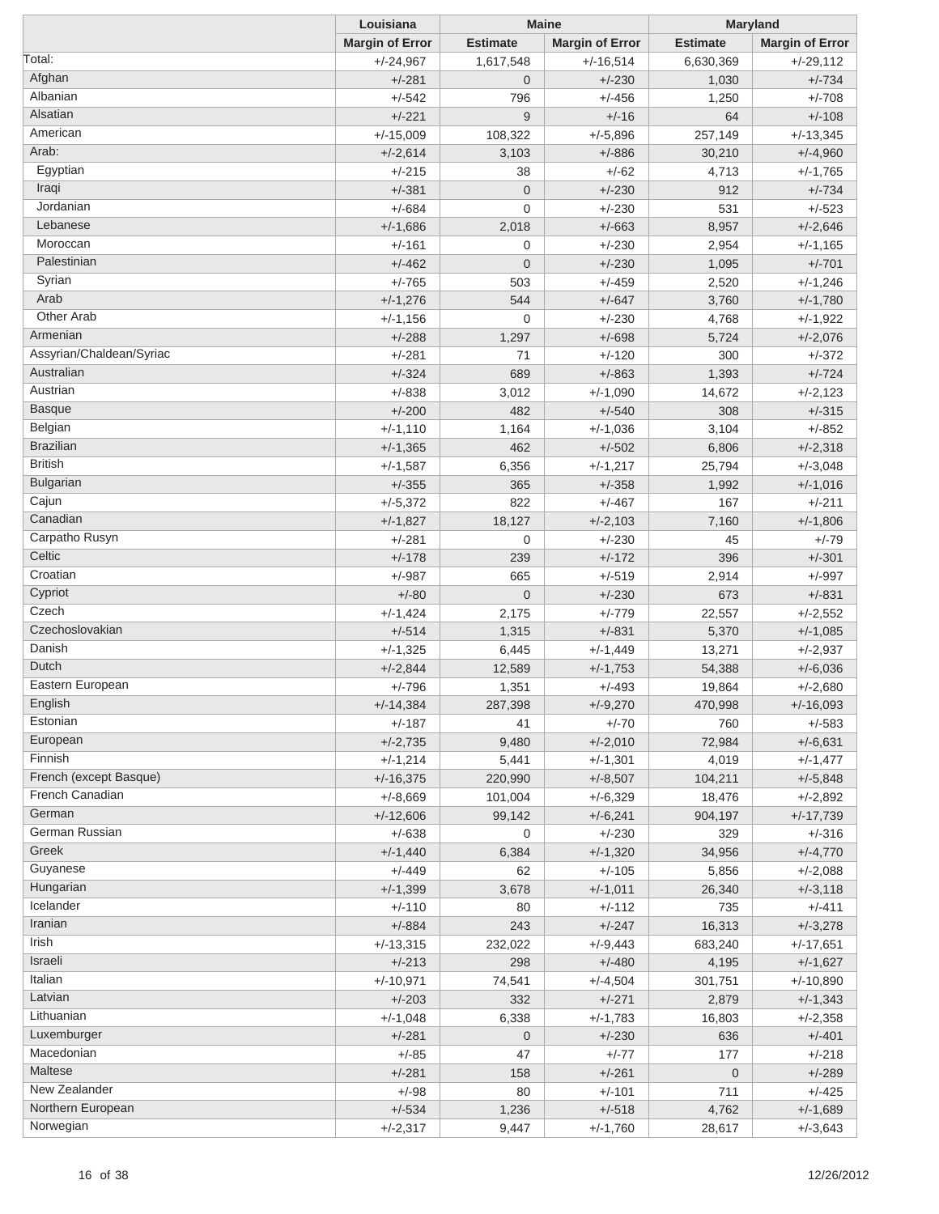| | Louisiana | Maine | | Maryland | |
|---|---|---|---|---|---|
| | Margin of Error | Estimate | Margin of Error | Estimate | Margin of Error |
| Total: | +/-24,967 | 1,617,548 | +/-16,514 | 6,630,369 | +/-29,112 |
| Afghan | +/-281 | 0 | +/-230 | 1,030 | +/-734 |
| Albanian | +/-542 | 796 | +/-456 | 1,250 | +/-708 |
| Alsatian | +/-221 | 9 | +/-16 | 64 | +/-108 |
| American | +/-15,009 | 108,322 | +/-5,896 | 257,149 | +/-13,345 |
| Arab: | +/-2,614 | 3,103 | +/-886 | 30,210 | +/-4,960 |
| Egyptian | +/-215 | 38 | +/-62 | 4,713 | +/-1,765 |
| Iraqi | +/-381 | 0 | +/-230 | 912 | +/-734 |
| Jordanian | +/-684 | 0 | +/-230 | 531 | +/-523 |
| Lebanese | +/-1,686 | 2,018 | +/-663 | 8,957 | +/-2,646 |
| Moroccan | +/-161 | 0 | +/-230 | 2,954 | +/-1,165 |
| Palestinian | +/-462 | 0 | +/-230 | 1,095 | +/-701 |
| Syrian | +/-765 | 503 | +/-459 | 2,520 | +/-1,246 |
| Arab | +/-1,276 | 544 | +/-647 | 3,760 | +/-1,780 |
| Other Arab | +/-1,156 | 0 | +/-230 | 4,768 | +/-1,922 |
| Armenian | +/-288 | 1,297 | +/-698 | 5,724 | +/-2,076 |
| Assyrian/Chaldean/Syriac | +/-281 | 71 | +/-120 | 300 | +/-372 |
| Australian | +/-324 | 689 | +/-863 | 1,393 | +/-724 |
| Austrian | +/-838 | 3,012 | +/-1,090 | 14,672 | +/-2,123 |
| Basque | +/-200 | 482 | +/-540 | 308 | +/-315 |
| Belgian | +/-1,110 | 1,164 | +/-1,036 | 3,104 | +/-852 |
| Brazilian | +/-1,365 | 462 | +/-502 | 6,806 | +/-2,318 |
| British | +/-1,587 | 6,356 | +/-1,217 | 25,794 | +/-3,048 |
| Bulgarian | +/-355 | 365 | +/-358 | 1,992 | +/-1,016 |
| Cajun | +/-5,372 | 822 | +/-467 | 167 | +/-211 |
| Canadian | +/-1,827 | 18,127 | +/-2,103 | 7,160 | +/-1,806 |
| Carpatho Rusyn | +/-281 | 0 | +/-230 | 45 | +/-79 |
| Celtic | +/-178 | 239 | +/-172 | 396 | +/-301 |
| Croatian | +/-987 | 665 | +/-519 | 2,914 | +/-997 |
| Cypriot | +/-80 | 0 | +/-230 | 673 | +/-831 |
| Czech | +/-1,424 | 2,175 | +/-779 | 22,557 | +/-2,552 |
| Czechoslovakian | +/-514 | 1,315 | +/-831 | 5,370 | +/-1,085 |
| Danish | +/-1,325 | 6,445 | +/-1,449 | 13,271 | +/-2,937 |
| Dutch | +/-2,844 | 12,589 | +/-1,753 | 54,388 | +/-6,036 |
| Eastern European | +/-796 | 1,351 | +/-493 | 19,864 | +/-2,680 |
| English | +/-14,384 | 287,398 | +/-9,270 | 470,998 | +/-16,093 |
| Estonian | +/-187 | 41 | +/-70 | 760 | +/-583 |
| European | +/-2,735 | 9,480 | +/-2,010 | 72,984 | +/-6,631 |
| Finnish | +/-1,214 | 5,441 | +/-1,301 | 4,019 | +/-1,477 |
| French (except Basque) | +/-16,375 | 220,990 | +/-8,507 | 104,211 | +/-5,848 |
| French Canadian | +/-8,669 | 101,004 | +/-6,329 | 18,476 | +/-2,892 |
| German | +/-12,606 | 99,142 | +/-6,241 | 904,197 | +/-17,739 |
| German Russian | +/-638 | 0 | +/-230 | 329 | +/-316 |
| Greek | +/-1,440 | 6,384 | +/-1,320 | 34,956 | +/-4,770 |
| Guyanese | +/-449 | 62 | +/-105 | 5,856 | +/-2,088 |
| Hungarian | +/-1,399 | 3,678 | +/-1,011 | 26,340 | +/-3,118 |
| Icelander | +/-110 | 80 | +/-112 | 735 | +/-411 |
| Iranian | +/-884 | 243 | +/-247 | 16,313 | +/-3,278 |
| Irish | +/-13,315 | 232,022 | +/-9,443 | 683,240 | +/-17,651 |
| Israeli | +/-213 | 298 | +/-480 | 4,195 | +/-1,627 |
| Italian | +/-10,971 | 74,541 | +/-4,504 | 301,751 | +/-10,890 |
| Latvian | +/-203 | 332 | +/-271 | 2,879 | +/-1,343 |
| Lithuanian | +/-1,048 | 6,338 | +/-1,783 | 16,803 | +/-2,358 |
| Luxemburger | +/-281 | 0 | +/-230 | 636 | +/-401 |
| Macedonian | +/-85 | 47 | +/-77 | 177 | +/-218 |
| Maltese | +/-281 | 158 | +/-261 | 0 | +/-289 |
| New Zealander | +/-98 | 80 | +/-101 | 711 | +/-425 |
| Northern European | +/-534 | 1,236 | +/-518 | 4,762 | +/-1,689 |
| Norwegian | +/-2,317 | 9,447 | +/-1,760 | 28,617 | +/-3,643 |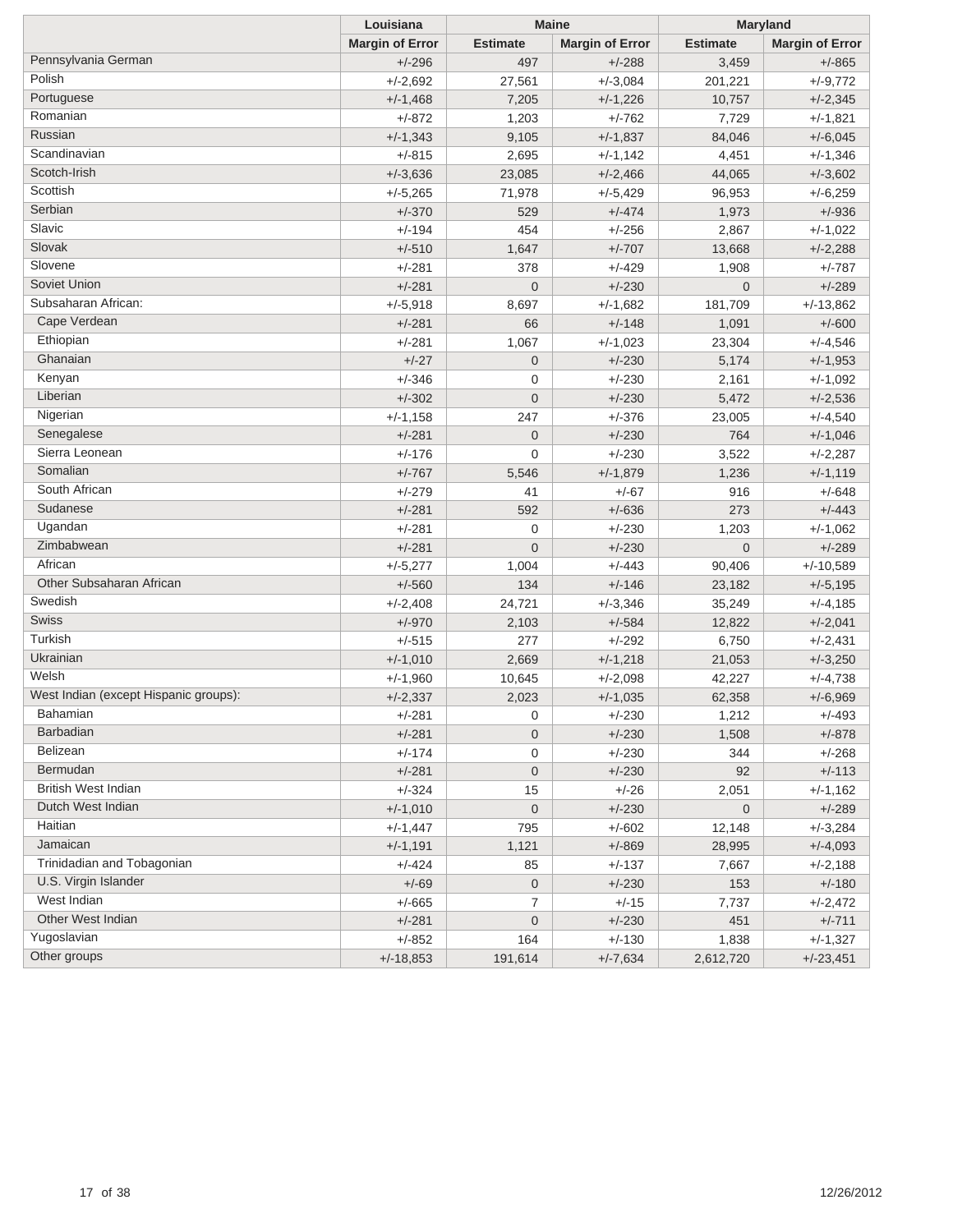| | Louisiana | Maine | | Maryland | |
|---|---|---|---|---|---|
| | Margin of Error | Estimate | Margin of Error | Estimate | Margin of Error |
| Pennsylvania German | +/-296 | 497 | +/-288 | 3,459 | +/-865 |
| Polish | +/-2,692 | 27,561 | +/-3,084 | 201,221 | +/-9,772 |
| Portuguese | +/-1,468 | 7,205 | +/-1,226 | 10,757 | +/-2,345 |
| Romanian | +/-872 | 1,203 | +/-762 | 7,729 | +/-1,821 |
| Russian | +/-1,343 | 9,105 | +/-1,837 | 84,046 | +/-6,045 |
| Scandinavian | +/-815 | 2,695 | +/-1,142 | 4,451 | +/-1,346 |
| Scotch-Irish | +/-3,636 | 23,085 | +/-2,466 | 44,065 | +/-3,602 |
| Scottish | +/-5,265 | 71,978 | +/-5,429 | 96,953 | +/-6,259 |
| Serbian | +/-370 | 529 | +/-474 | 1,973 | +/-936 |
| Slavic | +/-194 | 454 | +/-256 | 2,867 | +/-1,022 |
| Slovak | +/-510 | 1,647 | +/-707 | 13,668 | +/-2,288 |
| Slovene | +/-281 | 378 | +/-429 | 1,908 | +/-787 |
| Soviet Union | +/-281 | 0 | +/-230 | 0 | +/-289 |
| Subsaharan African: | +/-5,918 | 8,697 | +/-1,682 | 181,709 | +/-13,862 |
| Cape Verdean | +/-281 | 66 | +/-148 | 1,091 | +/-600 |
| Ethiopian | +/-281 | 1,067 | +/-1,023 | 23,304 | +/-4,546 |
| Ghanaian | +/-27 | 0 | +/-230 | 5,174 | +/-1,953 |
| Kenyan | +/-346 | 0 | +/-230 | 2,161 | +/-1,092 |
| Liberian | +/-302 | 0 | +/-230 | 5,472 | +/-2,536 |
| Nigerian | +/-1,158 | 247 | +/-376 | 23,005 | +/-4,540 |
| Senegalese | +/-281 | 0 | +/-230 | 764 | +/-1,046 |
| Sierra Leonean | +/-176 | 0 | +/-230 | 3,522 | +/-2,287 |
| Somalian | +/-767 | 5,546 | +/-1,879 | 1,236 | +/-1,119 |
| South African | +/-279 | 41 | +/-67 | 916 | +/-648 |
| Sudanese | +/-281 | 592 | +/-636 | 273 | +/-443 |
| Ugandan | +/-281 | 0 | +/-230 | 1,203 | +/-1,062 |
| Zimbabwean | +/-281 | 0 | +/-230 | 0 | +/-289 |
| African | +/-5,277 | 1,004 | +/-443 | 90,406 | +/-10,589 |
| Other Subsaharan African | +/-560 | 134 | +/-146 | 23,182 | +/-5,195 |
| Swedish | +/-2,408 | 24,721 | +/-3,346 | 35,249 | +/-4,185 |
| Swiss | +/-970 | 2,103 | +/-584 | 12,822 | +/-2,041 |
| Turkish | +/-515 | 277 | +/-292 | 6,750 | +/-2,431 |
| Ukrainian | +/-1,010 | 2,669 | +/-1,218 | 21,053 | +/-3,250 |
| Welsh | +/-1,960 | 10,645 | +/-2,098 | 42,227 | +/-4,738 |
| West Indian (except Hispanic groups): | +/-2,337 | 2,023 | +/-1,035 | 62,358 | +/-6,969 |
| Bahamian | +/-281 | 0 | +/-230 | 1,212 | +/-493 |
| Barbadian | +/-281 | 0 | +/-230 | 1,508 | +/-878 |
| Belizean | +/-174 | 0 | +/-230 | 344 | +/-268 |
| Bermudan | +/-281 | 0 | +/-230 | 92 | +/-113 |
| British West Indian | +/-324 | 15 | +/-26 | 2,051 | +/-1,162 |
| Dutch West Indian | +/-1,010 | 0 | +/-230 | 0 | +/-289 |
| Haitian | +/-1,447 | 795 | +/-602 | 12,148 | +/-3,284 |
| Jamaican | +/-1,191 | 1,121 | +/-869 | 28,995 | +/-4,093 |
| Trinidadian and Tobagonian | +/-424 | 85 | +/-137 | 7,667 | +/-2,188 |
| U.S. Virgin Islander | +/-69 | 0 | +/-230 | 153 | +/-180 |
| West Indian | +/-665 | 7 | +/-15 | 7,737 | +/-2,472 |
| Other West Indian | +/-281 | 0 | +/-230 | 451 | +/-711 |
| Yugoslavian | +/-852 | 164 | +/-130 | 1,838 | +/-1,327 |
| Other groups | +/-18,853 | 191,614 | +/-7,634 | 2,612,720 | +/-23,451 |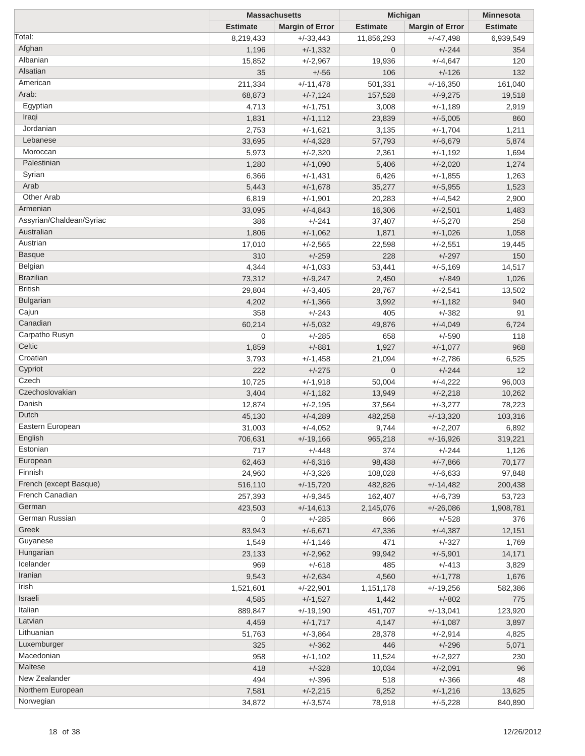| | Massachusetts | | Michigan | | Minnesota |
|---|---|---|---|---|---|
| | Estimate | Margin of Error | Estimate | Margin of Error | Estimate |
| Total: | 8,219,433 | +/-33,443 | 11,856,293 | +/-47,498 | 6,939,549 |
| Afghan | 1,196 | +/-1,332 | 0 | +/-244 | 354 |
| Albanian | 15,852 | +/-2,967 | 19,936 | +/-4,647 | 120 |
| Alsatian | 35 | +/-56 | 106 | +/-126 | 132 |
| American | 211,334 | +/-11,478 | 501,331 | +/-16,350 | 161,040 |
| Arab: | 68,873 | +/-7,124 | 157,528 | +/-9,275 | 19,518 |
| Egyptian | 4,713 | +/-1,751 | 3,008 | +/-1,189 | 2,919 |
| Iraqi | 1,831 | +/-1,112 | 23,839 | +/-5,005 | 860 |
| Jordanian | 2,753 | +/-1,621 | 3,135 | +/-1,704 | 1,211 |
| Lebanese | 33,695 | +/-4,328 | 57,793 | +/-6,679 | 5,874 |
| Moroccan | 5,973 | +/-2,320 | 2,361 | +/-1,192 | 1,694 |
| Palestinian | 1,280 | +/-1,090 | 5,406 | +/-2,020 | 1,274 |
| Syrian | 6,366 | +/-1,431 | 6,426 | +/-1,855 | 1,263 |
| Arab | 5,443 | +/-1,678 | 35,277 | +/-5,955 | 1,523 |
| Other Arab | 6,819 | +/-1,901 | 20,283 | +/-4,542 | 2,900 |
| Armenian | 33,095 | +/-4,843 | 16,306 | +/-2,501 | 1,483 |
| Assyrian/Chaldean/Syriac | 386 | +/-241 | 37,407 | +/-5,270 | 258 |
| Australian | 1,806 | +/-1,062 | 1,871 | +/-1,026 | 1,058 |
| Austrian | 17,010 | +/-2,565 | 22,598 | +/-2,551 | 19,445 |
| Basque | 310 | +/-259 | 228 | +/-297 | 150 |
| Belgian | 4,344 | +/-1,033 | 53,441 | +/-5,169 | 14,517 |
| Brazilian | 73,312 | +/-9,247 | 2,450 | +/-849 | 1,026 |
| British | 29,804 | +/-3,405 | 28,767 | +/-2,541 | 13,502 |
| Bulgarian | 4,202 | +/-1,366 | 3,992 | +/-1,182 | 940 |
| Cajun | 358 | +/-243 | 405 | +/-382 | 91 |
| Canadian | 60,214 | +/-5,032 | 49,876 | +/-4,049 | 6,724 |
| Carpatho Rusyn | 0 | +/-285 | 658 | +/-590 | 118 |
| Celtic | 1,859 | +/-881 | 1,927 | +/-1,077 | 968 |
| Croatian | 3,793 | +/-1,458 | 21,094 | +/-2,786 | 6,525 |
| Cypriot | 222 | +/-275 | 0 | +/-244 | 12 |
| Czech | 10,725 | +/-1,918 | 50,004 | +/-4,222 | 96,003 |
| Czechoslovakian | 3,404 | +/-1,182 | 13,949 | +/-2,218 | 10,262 |
| Danish | 12,874 | +/-2,195 | 37,564 | +/-3,277 | 78,223 |
| Dutch | 45,130 | +/-4,289 | 482,258 | +/-13,320 | 103,316 |
| Eastern European | 31,003 | +/-4,052 | 9,744 | +/-2,207 | 6,892 |
| English | 706,631 | +/-19,166 | 965,218 | +/-16,926 | 319,221 |
| Estonian | 717 | +/-448 | 374 | +/-244 | 1,126 |
| European | 62,463 | +/-6,316 | 98,438 | +/-7,866 | 70,177 |
| Finnish | 24,960 | +/-3,326 | 108,028 | +/-6,633 | 97,848 |
| French (except Basque) | 516,110 | +/-15,720 | 482,826 | +/-14,482 | 200,438 |
| French Canadian | 257,393 | +/-9,345 | 162,407 | +/-6,739 | 53,723 |
| German | 423,503 | +/-14,613 | 2,145,076 | +/-26,086 | 1,908,781 |
| German Russian | 0 | +/-285 | 866 | +/-528 | 376 |
| Greek | 83,943 | +/-6,671 | 47,336 | +/-4,387 | 12,151 |
| Guyanese | 1,549 | +/-1,146 | 471 | +/-327 | 1,769 |
| Hungarian | 23,133 | +/-2,962 | 99,942 | +/-5,901 | 14,171 |
| Icelander | 969 | +/-618 | 485 | +/-413 | 3,829 |
| Iranian | 9,543 | +/-2,634 | 4,560 | +/-1,778 | 1,676 |
| Irish | 1,521,601 | +/-22,901 | 1,151,178 | +/-19,256 | 582,386 |
| Israeli | 4,585 | +/-1,527 | 1,442 | +/-802 | 775 |
| Italian | 889,847 | +/-19,190 | 451,707 | +/-13,041 | 123,920 |
| Latvian | 4,459 | +/-1,717 | 4,147 | +/-1,087 | 3,897 |
| Lithuanian | 51,763 | +/-3,864 | 28,378 | +/-2,914 | 4,825 |
| Luxemburger | 325 | +/-362 | 446 | +/-296 | 5,071 |
| Macedonian | 958 | +/-1,102 | 11,524 | +/-2,927 | 230 |
| Maltese | 418 | +/-328 | 10,034 | +/-2,091 | 96 |
| New Zealander | 494 | +/-396 | 518 | +/-366 | 48 |
| Northern European | 7,581 | +/-2,215 | 6,252 | +/-1,216 | 13,625 |
| Norwegian | 34,872 | +/-3,574 | 78,918 | +/-5,228 | 840,890 |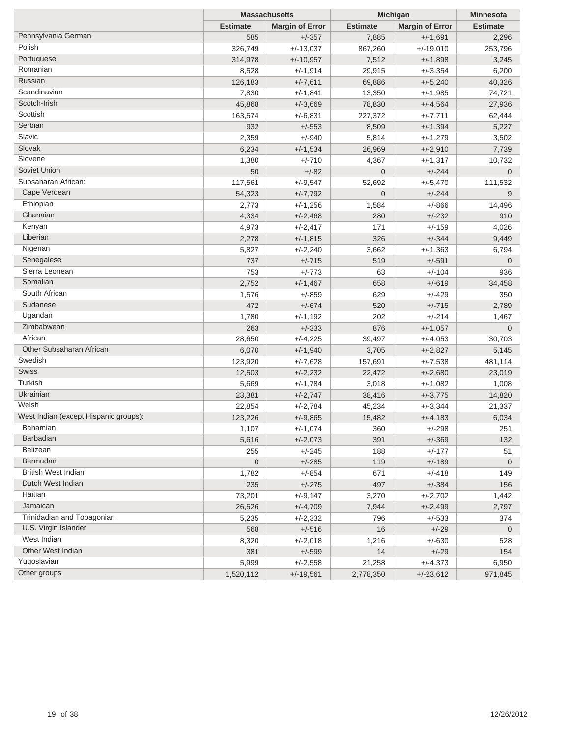| | Massachusetts | | Michigan | | Minnesota |
|---|---|---|---|---|---|
| | Estimate | Margin of Error | Estimate | Margin of Error | Estimate |
| Pennsylvania German | 585 | +/-357 | 7,885 | +/-1,691 | 2,296 |
| Polish | 326,749 | +/-13,037 | 867,260 | +/-19,010 | 253,796 |
| Portuguese | 314,978 | +/-10,957 | 7,512 | +/-1,898 | 3,245 |
| Romanian | 8,528 | +/-1,914 | 29,915 | +/-3,354 | 6,200 |
| Russian | 126,183 | +/-7,611 | 69,886 | +/-5,240 | 40,326 |
| Scandinavian | 7,830 | +/-1,841 | 13,350 | +/-1,985 | 74,721 |
| Scotch-Irish | 45,868 | +/-3,669 | 78,830 | +/-4,564 | 27,936 |
| Scottish | 163,574 | +/-6,831 | 227,372 | +/-7,711 | 62,444 |
| Serbian | 932 | +/-553 | 8,509 | +/-1,394 | 5,227 |
| Slavic | 2,359 | +/-940 | 5,814 | +/-1,279 | 3,502 |
| Slovak | 6,234 | +/-1,534 | 26,969 | +/-2,910 | 7,739 |
| Slovene | 1,380 | +/-710 | 4,367 | +/-1,317 | 10,732 |
| Soviet Union | 50 | +/-82 | 0 | +/-244 | 0 |
| Subsaharan African: | 117,561 | +/-9,547 | 52,692 | +/-5,470 | 111,532 |
| Cape Verdean | 54,323 | +/-7,792 | 0 | +/-244 | 9 |
| Ethiopian | 2,773 | +/-1,256 | 1,584 | +/-866 | 14,496 |
| Ghanaian | 4,334 | +/-2,468 | 280 | +/-232 | 910 |
| Kenyan | 4,973 | +/-2,417 | 171 | +/-159 | 4,026 |
| Liberian | 2,278 | +/-1,815 | 326 | +/-344 | 9,449 |
| Nigerian | 5,827 | +/-2,240 | 3,662 | +/-1,363 | 6,794 |
| Senegalese | 737 | +/-715 | 519 | +/-591 | 0 |
| Sierra Leonean | 753 | +/-773 | 63 | +/-104 | 936 |
| Somalian | 2,752 | +/-1,467 | 658 | +/-619 | 34,458 |
| South African | 1,576 | +/-859 | 629 | +/-429 | 350 |
| Sudanese | 472 | +/-674 | 520 | +/-715 | 2,789 |
| Ugandan | 1,780 | +/-1,192 | 202 | +/-214 | 1,467 |
| Zimbabwean | 263 | +/-333 | 876 | +/-1,057 | 0 |
| African | 28,650 | +/-4,225 | 39,497 | +/-4,053 | 30,703 |
| Other Subsaharan African | 6,070 | +/-1,940 | 3,705 | +/-2,827 | 5,145 |
| Swedish | 123,920 | +/-7,628 | 157,691 | +/-7,538 | 481,114 |
| Swiss | 12,503 | +/-2,232 | 22,472 | +/-2,680 | 23,019 |
| Turkish | 5,669 | +/-1,784 | 3,018 | +/-1,082 | 1,008 |
| Ukrainian | 23,381 | +/-2,747 | 38,416 | +/-3,775 | 14,820 |
| Welsh | 22,854 | +/-2,784 | 45,234 | +/-3,344 | 21,337 |
| West Indian (except Hispanic groups): | 123,226 | +/-9,865 | 15,482 | +/-4,183 | 6,034 |
| Bahamian | 1,107 | +/-1,074 | 360 | +/-298 | 251 |
| Barbadian | 5,616 | +/-2,073 | 391 | +/-369 | 132 |
| Belizean | 255 | +/-245 | 188 | +/-177 | 51 |
| Bermudan | 0 | +/-285 | 119 | +/-189 | 0 |
| British West Indian | 1,782 | +/-854 | 671 | +/-418 | 149 |
| Dutch West Indian | 235 | +/-275 | 497 | +/-384 | 156 |
| Haitian | 73,201 | +/-9,147 | 3,270 | +/-2,702 | 1,442 |
| Jamaican | 26,526 | +/-4,709 | 7,944 | +/-2,499 | 2,797 |
| Trinidadian and Tobagonian | 5,235 | +/-2,332 | 796 | +/-533 | 374 |
| U.S. Virgin Islander | 568 | +/-516 | 16 | +/-29 | 0 |
| West Indian | 8,320 | +/-2,018 | 1,216 | +/-630 | 528 |
| Other West Indian | 381 | +/-599 | 14 | +/-29 | 154 |
| Yugoslavian | 5,999 | +/-2,558 | 21,258 | +/-4,373 | 6,950 |
| Other groups | 1,520,112 | +/-19,561 | 2,778,350 | +/-23,612 | 971,845 |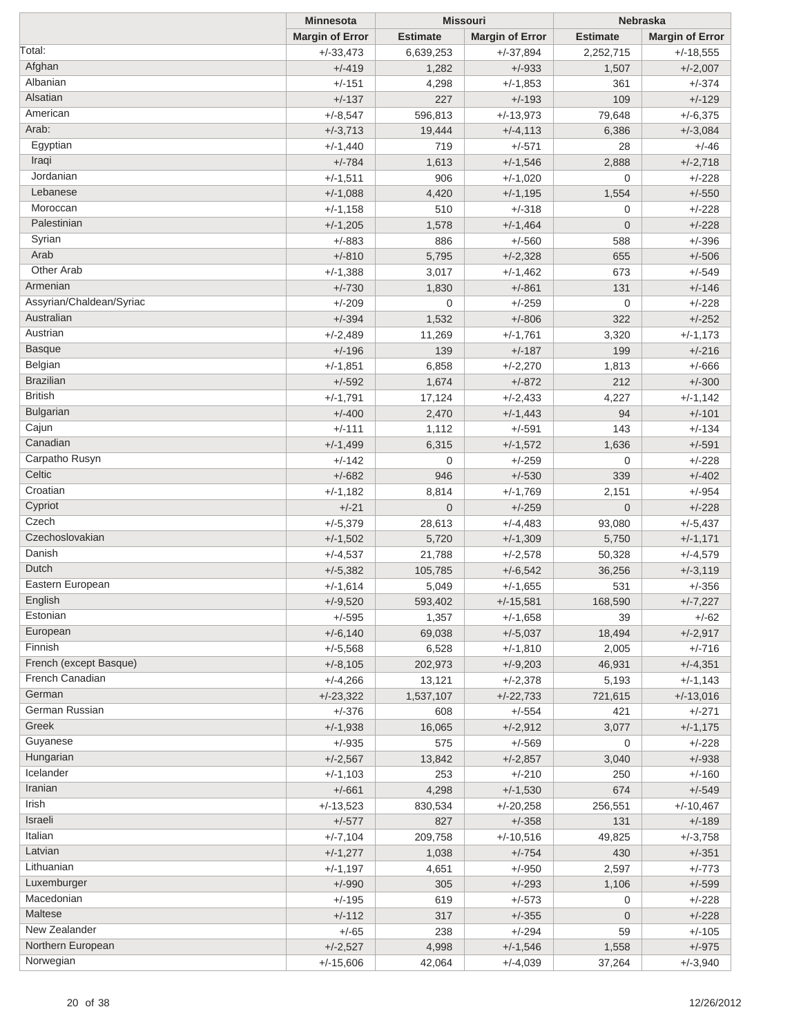| | Minnesota | Missouri | | Nebraska | |
|---|---|---|---|---|---|
| | Margin of Error | Estimate | Margin of Error | Estimate | Margin of Error |
| Total: | +/-33,473 | 6,639,253 | +/-37,894 | 2,252,715 | +/-18,555 |
| Afghan | +/-419 | 1,282 | +/-933 | 1,507 | +/-2,007 |
| Albanian | +/-151 | 4,298 | +/-1,853 | 361 | +/-374 |
| Alsatian | +/-137 | 227 | +/-193 | 109 | +/-129 |
| American | +/-8,547 | 596,813 | +/-13,973 | 79,648 | +/-6,375 |
| Arab: | +/-3,713 | 19,444 | +/-4,113 | 6,386 | +/-3,084 |
| Egyptian | +/-1,440 | 719 | +/-571 | 28 | +/-46 |
| Iraqi | +/-784 | 1,613 | +/-1,546 | 2,888 | +/-2,718 |
| Jordanian | +/-1,511 | 906 | +/-1,020 | 0 | +/-228 |
| Lebanese | +/-1,088 | 4,420 | +/-1,195 | 1,554 | +/-550 |
| Moroccan | +/-1,158 | 510 | +/-318 | 0 | +/-228 |
| Palestinian | +/-1,205 | 1,578 | +/-1,464 | 0 | +/-228 |
| Syrian | +/-883 | 886 | +/-560 | 588 | +/-396 |
| Arab | +/-810 | 5,795 | +/-2,328 | 655 | +/-506 |
| Other Arab | +/-1,388 | 3,017 | +/-1,462 | 673 | +/-549 |
| Armenian | +/-730 | 1,830 | +/-861 | 131 | +/-146 |
| Assyrian/Chaldean/Syriac | +/-209 | 0 | +/-259 | 0 | +/-228 |
| Australian | +/-394 | 1,532 | +/-806 | 322 | +/-252 |
| Austrian | +/-2,489 | 11,269 | +/-1,761 | 3,320 | +/-1,173 |
| Basque | +/-196 | 139 | +/-187 | 199 | +/-216 |
| Belgian | +/-1,851 | 6,858 | +/-2,270 | 1,813 | +/-666 |
| Brazilian | +/-592 | 1,674 | +/-872 | 212 | +/-300 |
| British | +/-1,791 | 17,124 | +/-2,433 | 4,227 | +/-1,142 |
| Bulgarian | +/-400 | 2,470 | +/-1,443 | 94 | +/-101 |
| Cajun | +/-111 | 1,112 | +/-591 | 143 | +/-134 |
| Canadian | +/-1,499 | 6,315 | +/-1,572 | 1,636 | +/-591 |
| Carpatho Rusyn | +/-142 | 0 | +/-259 | 0 | +/-228 |
| Celtic | +/-682 | 946 | +/-530 | 339 | +/-402 |
| Croatian | +/-1,182 | 8,814 | +/-1,769 | 2,151 | +/-954 |
| Cypriot | +/-21 | 0 | +/-259 | 0 | +/-228 |
| Czech | +/-5,379 | 28,613 | +/-4,483 | 93,080 | +/-5,437 |
| Czechoslovakian | +/-1,502 | 5,720 | +/-1,309 | 5,750 | +/-1,171 |
| Danish | +/-4,537 | 21,788 | +/-2,578 | 50,328 | +/-4,579 |
| Dutch | +/-5,382 | 105,785 | +/-6,542 | 36,256 | +/-3,119 |
| Eastern European | +/-1,614 | 5,049 | +/-1,655 | 531 | +/-356 |
| English | +/-9,520 | 593,402 | +/-15,581 | 168,590 | +/-7,227 |
| Estonian | +/-595 | 1,357 | +/-1,658 | 39 | +/-62 |
| European | +/-6,140 | 69,038 | +/-5,037 | 18,494 | +/-2,917 |
| Finnish | +/-5,568 | 6,528 | +/-1,810 | 2,005 | +/-716 |
| French (except Basque) | +/-8,105 | 202,973 | +/-9,203 | 46,931 | +/-4,351 |
| French Canadian | +/-4,266 | 13,121 | +/-2,378 | 5,193 | +/-1,143 |
| German | +/-23,322 | 1,537,107 | +/-22,733 | 721,615 | +/-13,016 |
| German Russian | +/-376 | 608 | +/-554 | 421 | +/-271 |
| Greek | +/-1,938 | 16,065 | +/-2,912 | 3,077 | +/-1,175 |
| Guyanese | +/-935 | 575 | +/-569 | 0 | +/-228 |
| Hungarian | +/-2,567 | 13,842 | +/-2,857 | 3,040 | +/-938 |
| Icelander | +/-1,103 | 253 | +/-210 | 250 | +/-160 |
| Iranian | +/-661 | 4,298 | +/-1,530 | 674 | +/-549 |
| Irish | +/-13,523 | 830,534 | +/-20,258 | 256,551 | +/-10,467 |
| Israeli | +/-577 | 827 | +/-358 | 131 | +/-189 |
| Italian | +/-7,104 | 209,758 | +/-10,516 | 49,825 | +/-3,758 |
| Latvian | +/-1,277 | 1,038 | +/-754 | 430 | +/-351 |
| Lithuanian | +/-1,197 | 4,651 | +/-950 | 2,597 | +/-773 |
| Luxemburger | +/-990 | 305 | +/-293 | 1,106 | +/-599 |
| Macedonian | +/-195 | 619 | +/-573 | 0 | +/-228 |
| Maltese | +/-112 | 317 | +/-355 | 0 | +/-228 |
| New Zealander | +/-65 | 238 | +/-294 | 59 | +/-105 |
| Northern European | +/-2,527 | 4,998 | +/-1,546 | 1,558 | +/-975 |
| Norwegian | +/-15,606 | 42,064 | +/-4,039 | 37,264 | +/-3,940 |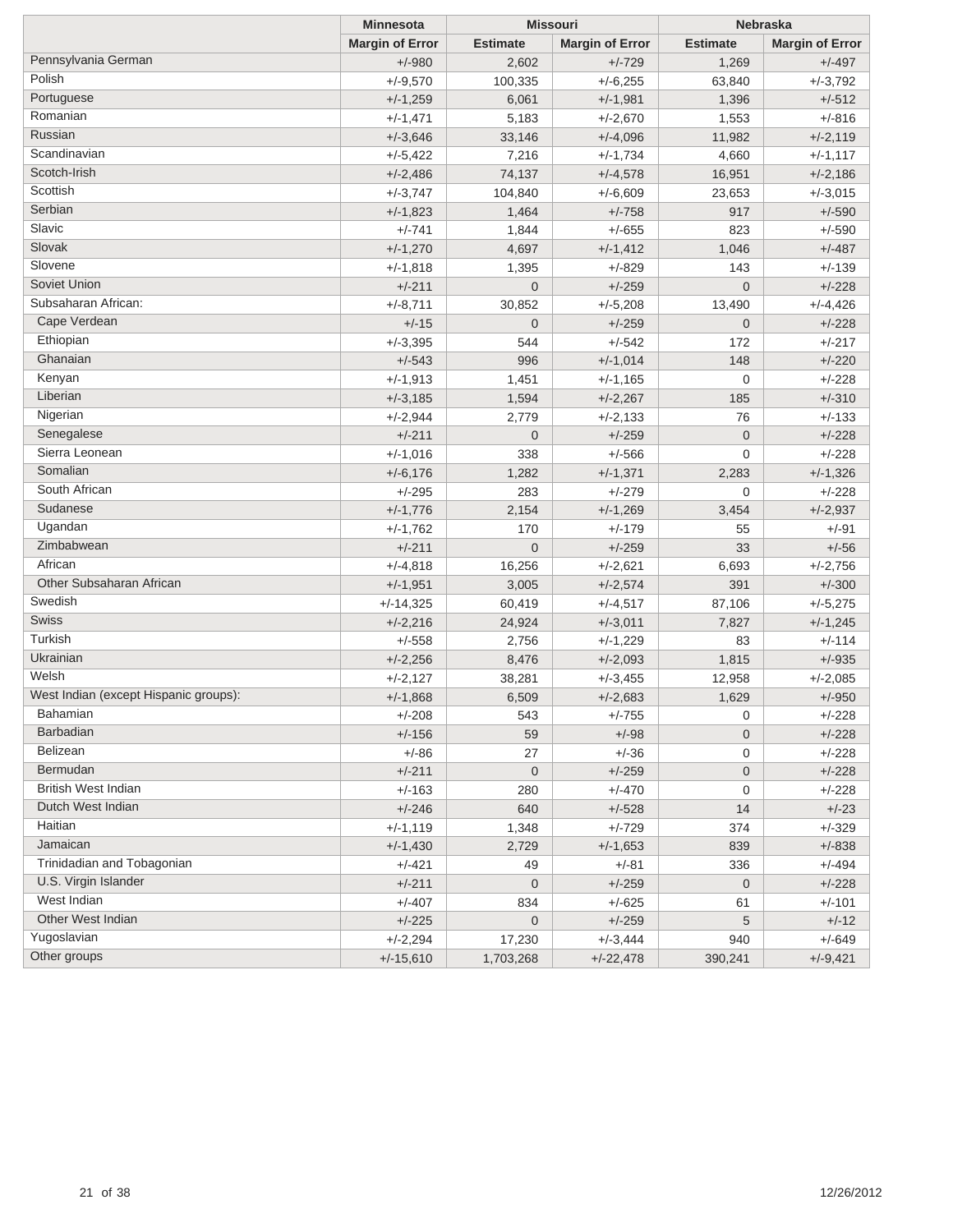| | Minnesota | Missouri | | Nebraska | |
|---|---|---|---|---|---|
| | Margin of Error | Estimate | Margin of Error | Estimate | Margin of Error |
| Pennsylvania German | +/-980 | 2,602 | +/-729 | 1,269 | +/-497 |
| Polish | +/-9,570 | 100,335 | +/-6,255 | 63,840 | +/-3,792 |
| Portuguese | +/-1,259 | 6,061 | +/-1,981 | 1,396 | +/-512 |
| Romanian | +/-1,471 | 5,183 | +/-2,670 | 1,553 | +/-816 |
| Russian | +/-3,646 | 33,146 | +/-4,096 | 11,982 | +/-2,119 |
| Scandinavian | +/-5,422 | 7,216 | +/-1,734 | 4,660 | +/-1,117 |
| Scotch-Irish | +/-2,486 | 74,137 | +/-4,578 | 16,951 | +/-2,186 |
| Scottish | +/-3,747 | 104,840 | +/-6,609 | 23,653 | +/-3,015 |
| Serbian | +/-1,823 | 1,464 | +/-758 | 917 | +/-590 |
| Slavic | +/-741 | 1,844 | +/-655 | 823 | +/-590 |
| Slovak | +/-1,270 | 4,697 | +/-1,412 | 1,046 | +/-487 |
| Slovene | +/-1,818 | 1,395 | +/-829 | 143 | +/-139 |
| Soviet Union | +/-211 | 0 | +/-259 | 0 | +/-228 |
| Subsaharan African: | +/-8,711 | 30,852 | +/-5,208 | 13,490 | +/-4,426 |
| Cape Verdean | +/-15 | 0 | +/-259 | 0 | +/-228 |
| Ethiopian | +/-3,395 | 544 | +/-542 | 172 | +/-217 |
| Ghanaian | +/-543 | 996 | +/-1,014 | 148 | +/-220 |
| Kenyan | +/-1,913 | 1,451 | +/-1,165 | 0 | +/-228 |
| Liberian | +/-3,185 | 1,594 | +/-2,267 | 185 | +/-310 |
| Nigerian | +/-2,944 | 2,779 | +/-2,133 | 76 | +/-133 |
| Senegalese | +/-211 | 0 | +/-259 | 0 | +/-228 |
| Sierra Leonean | +/-1,016 | 338 | +/-566 | 0 | +/-228 |
| Somalian | +/-6,176 | 1,282 | +/-1,371 | 2,283 | +/-1,326 |
| South African | +/-295 | 283 | +/-279 | 0 | +/-228 |
| Sudanese | +/-1,776 | 2,154 | +/-1,269 | 3,454 | +/-2,937 |
| Ugandan | +/-1,762 | 170 | +/-179 | 55 | +/-91 |
| Zimbabwean | +/-211 | 0 | +/-259 | 33 | +/-56 |
| African | +/-4,818 | 16,256 | +/-2,621 | 6,693 | +/-2,756 |
| Other Subsaharan African | +/-1,951 | 3,005 | +/-2,574 | 391 | +/-300 |
| Swedish | +/-14,325 | 60,419 | +/-4,517 | 87,106 | +/-5,275 |
| Swiss | +/-2,216 | 24,924 | +/-3,011 | 7,827 | +/-1,245 |
| Turkish | +/-558 | 2,756 | +/-1,229 | 83 | +/-114 |
| Ukrainian | +/-2,256 | 8,476 | +/-2,093 | 1,815 | +/-935 |
| Welsh | +/-2,127 | 38,281 | +/-3,455 | 12,958 | +/-2,085 |
| West Indian (except Hispanic groups): | +/-1,868 | 6,509 | +/-2,683 | 1,629 | +/-950 |
| Bahamian | +/-208 | 543 | +/-755 | 0 | +/-228 |
| Barbadian | +/-156 | 59 | +/-98 | 0 | +/-228 |
| Belizean | +/-86 | 27 | +/-36 | 0 | +/-228 |
| Bermudan | +/-211 | 0 | +/-259 | 0 | +/-228 |
| British West Indian | +/-163 | 280 | +/-470 | 0 | +/-228 |
| Dutch West Indian | +/-246 | 640 | +/-528 | 14 | +/-23 |
| Haitian | +/-1,119 | 1,348 | +/-729 | 374 | +/-329 |
| Jamaican | +/-1,430 | 2,729 | +/-1,653 | 839 | +/-838 |
| Trinidadian and Tobagonian | +/-421 | 49 | +/-81 | 336 | +/-494 |
| U.S. Virgin Islander | +/-211 | 0 | +/-259 | 0 | +/-228 |
| West Indian | +/-407 | 834 | +/-625 | 61 | +/-101 |
| Other West Indian | +/-225 | 0 | +/-259 | 5 | +/-12 |
| Yugoslavian | +/-2,294 | 17,230 | +/-3,444 | 940 | +/-649 |
| Other groups | +/-15,610 | 1,703,268 | +/-22,478 | 390,241 | +/-9,421 |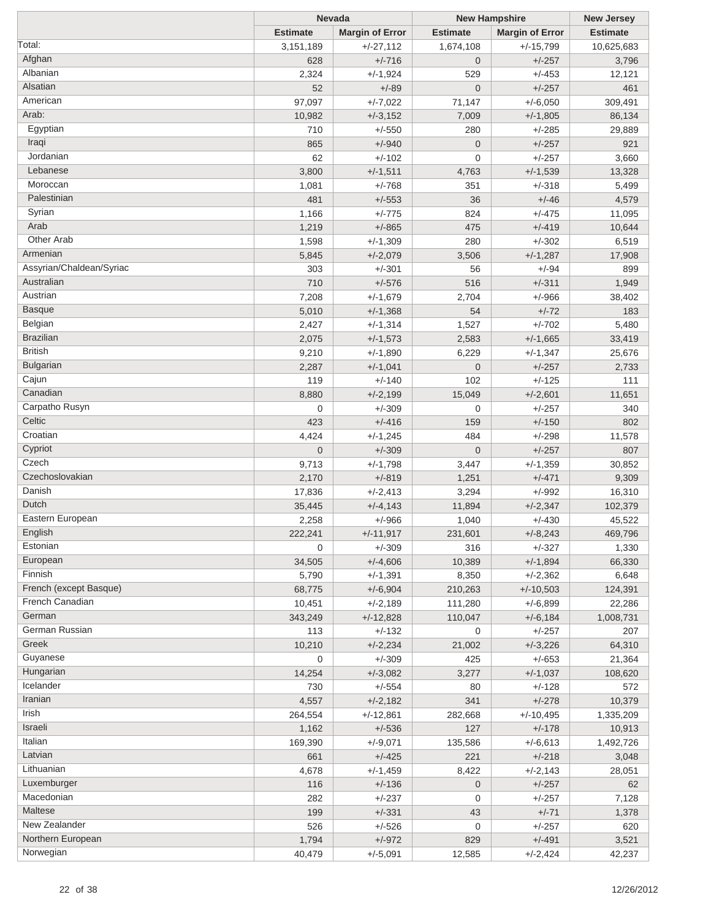| | Nevada | | New Hampshire | | New Jersey |
|---|---|---|---|---|---|
| | Estimate | Margin of Error | Estimate | Margin of Error | Estimate |
| Total: | 3,151,189 | +/-27,112 | 1,674,108 | +/-15,799 | 10,625,683 |
| Afghan | 628 | +/-716 | 0 | +/-257 | 3,796 |
| Albanian | 2,324 | +/-1,924 | 529 | +/-453 | 12,121 |
| Alsatian | 52 | +/-89 | 0 | +/-257 | 461 |
| American | 97,097 | +/-7,022 | 71,147 | +/-6,050 | 309,491 |
| Arab: | 10,982 | +/-3,152 | 7,009 | +/-1,805 | 86,134 |
| Egyptian | 710 | +/-550 | 280 | +/-285 | 29,889 |
| Iraqi | 865 | +/-940 | 0 | +/-257 | 921 |
| Jordanian | 62 | +/-102 | 0 | +/-257 | 3,660 |
| Lebanese | 3,800 | +/-1,511 | 4,763 | +/-1,539 | 13,328 |
| Moroccan | 1,081 | +/-768 | 351 | +/-318 | 5,499 |
| Palestinian | 481 | +/-553 | 36 | +/-46 | 4,579 |
| Syrian | 1,166 | +/-775 | 824 | +/-475 | 11,095 |
| Arab | 1,219 | +/-865 | 475 | +/-419 | 10,644 |
| Other Arab | 1,598 | +/-1,309 | 280 | +/-302 | 6,519 |
| Armenian | 5,845 | +/-2,079 | 3,506 | +/-1,287 | 17,908 |
| Assyrian/Chaldean/Syriac | 303 | +/-301 | 56 | +/-94 | 899 |
| Australian | 710 | +/-576 | 516 | +/-311 | 1,949 |
| Austrian | 7,208 | +/-1,679 | 2,704 | +/-966 | 38,402 |
| Basque | 5,010 | +/-1,368 | 54 | +/-72 | 183 |
| Belgian | 2,427 | +/-1,314 | 1,527 | +/-702 | 5,480 |
| Brazilian | 2,075 | +/-1,573 | 2,583 | +/-1,665 | 33,419 |
| British | 9,210 | +/-1,890 | 6,229 | +/-1,347 | 25,676 |
| Bulgarian | 2,287 | +/-1,041 | 0 | +/-257 | 2,733 |
| Cajun | 119 | +/-140 | 102 | +/-125 | 111 |
| Canadian | 8,880 | +/-2,199 | 15,049 | +/-2,601 | 11,651 |
| Carpatho Rusyn | 0 | +/-309 | 0 | +/-257 | 340 |
| Celtic | 423 | +/-416 | 159 | +/-150 | 802 |
| Croatian | 4,424 | +/-1,245 | 484 | +/-298 | 11,578 |
| Cypriot | 0 | +/-309 | 0 | +/-257 | 807 |
| Czech | 9,713 | +/-1,798 | 3,447 | +/-1,359 | 30,852 |
| Czechoslovakian | 2,170 | +/-819 | 1,251 | +/-471 | 9,309 |
| Danish | 17,836 | +/-2,413 | 3,294 | +/-992 | 16,310 |
| Dutch | 35,445 | +/-4,143 | 11,894 | +/-2,347 | 102,379 |
| Eastern European | 2,258 | +/-966 | 1,040 | +/-430 | 45,522 |
| English | 222,241 | +/-11,917 | 231,601 | +/-8,243 | 469,796 |
| Estonian | 0 | +/-309 | 316 | +/-327 | 1,330 |
| European | 34,505 | +/-4,606 | 10,389 | +/-1,894 | 66,330 |
| Finnish | 5,790 | +/-1,391 | 8,350 | +/-2,362 | 6,648 |
| French (except Basque) | 68,775 | +/-6,904 | 210,263 | +/-10,503 | 124,391 |
| French Canadian | 10,451 | +/-2,189 | 111,280 | +/-6,899 | 22,286 |
| German | 343,249 | +/-12,828 | 110,047 | +/-6,184 | 1,008,731 |
| German Russian | 113 | +/-132 | 0 | +/-257 | 207 |
| Greek | 10,210 | +/-2,234 | 21,002 | +/-3,226 | 64,310 |
| Guyanese | 0 | +/-309 | 425 | +/-653 | 21,364 |
| Hungarian | 14,254 | +/-3,082 | 3,277 | +/-1,037 | 108,620 |
| Icelander | 730 | +/-554 | 80 | +/-128 | 572 |
| Iranian | 4,557 | +/-2,182 | 341 | +/-278 | 10,379 |
| Irish | 264,554 | +/-12,861 | 282,668 | +/-10,495 | 1,335,209 |
| Israeli | 1,162 | +/-536 | 127 | +/-178 | 10,913 |
| Italian | 169,390 | +/-9,071 | 135,586 | +/-6,613 | 1,492,726 |
| Latvian | 661 | +/-425 | 221 | +/-218 | 3,048 |
| Lithuanian | 4,678 | +/-1,459 | 8,422 | +/-2,143 | 28,051 |
| Luxemburger | 116 | +/-136 | 0 | +/-257 | 62 |
| Macedonian | 282 | +/-237 | 0 | +/-257 | 7,128 |
| Maltese | 199 | +/-331 | 43 | +/-71 | 1,378 |
| New Zealander | 526 | +/-526 | 0 | +/-257 | 620 |
| Northern European | 1,794 | +/-972 | 829 | +/-491 | 3,521 |
| Norwegian | 40,479 | +/-5,091 | 12,585 | +/-2,424 | 42,237 |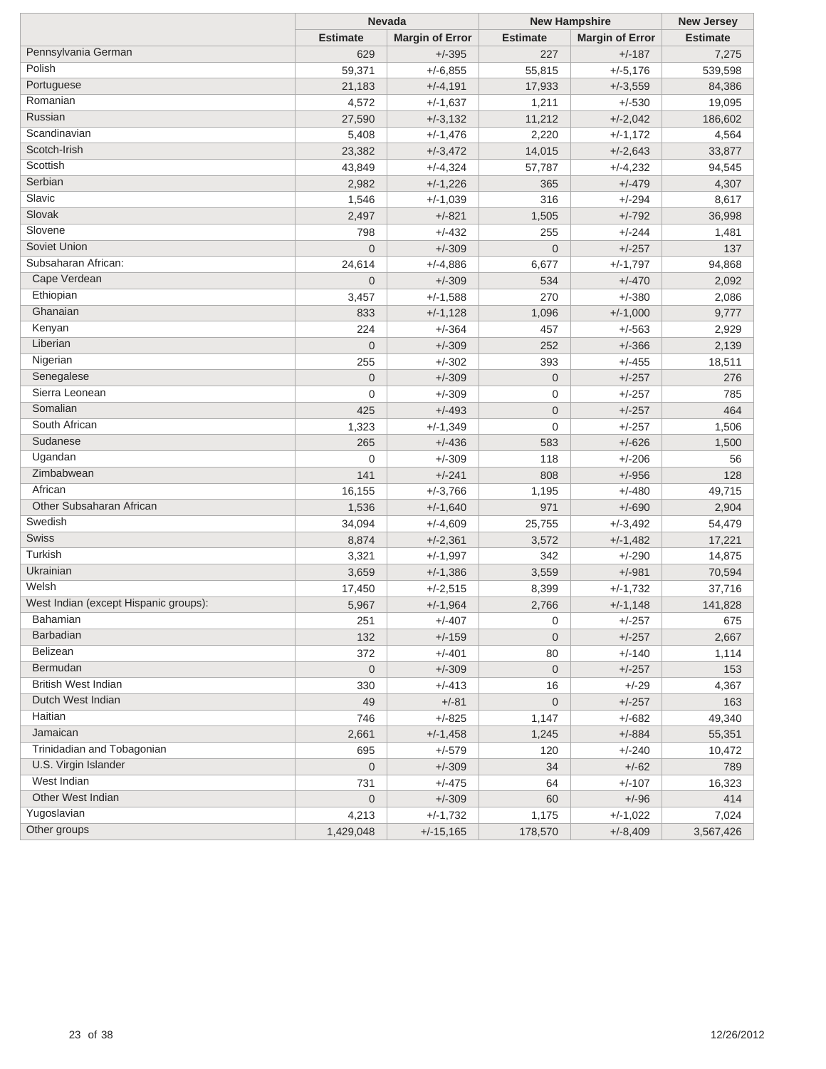| | Nevada | | New Hampshire | | New Jersey |
|---|---|---|---|---|---|
| | Estimate | Margin of Error | Estimate | Margin of Error | Estimate |
| Pennsylvania German | 629 | +/-395 | 227 | +/-187 | 7,275 |
| Polish | 59,371 | +/-6,855 | 55,815 | +/-5,176 | 539,598 |
| Portuguese | 21,183 | +/-4,191 | 17,933 | +/-3,559 | 84,386 |
| Romanian | 4,572 | +/-1,637 | 1,211 | +/-530 | 19,095 |
| Russian | 27,590 | +/-3,132 | 11,212 | +/-2,042 | 186,602 |
| Scandinavian | 5,408 | +/-1,476 | 2,220 | +/-1,172 | 4,564 |
| Scotch-Irish | 23,382 | +/-3,472 | 14,015 | +/-2,643 | 33,877 |
| Scottish | 43,849 | +/-4,324 | 57,787 | +/-4,232 | 94,545 |
| Serbian | 2,982 | +/-1,226 | 365 | +/-479 | 4,307 |
| Slavic | 1,546 | +/-1,039 | 316 | +/-294 | 8,617 |
| Slovak | 2,497 | +/-821 | 1,505 | +/-792 | 36,998 |
| Slovene | 798 | +/-432 | 255 | +/-244 | 1,481 |
| Soviet Union | 0 | +/-309 | 0 | +/-257 | 137 |
| Subsaharan African: | 24,614 | +/-4,886 | 6,677 | +/-1,797 | 94,868 |
| Cape Verdean | 0 | +/-309 | 534 | +/-470 | 2,092 |
| Ethiopian | 3,457 | +/-1,588 | 270 | +/-380 | 2,086 |
| Ghanaian | 833 | +/-1,128 | 1,096 | +/-1,000 | 9,777 |
| Kenyan | 224 | +/-364 | 457 | +/-563 | 2,929 |
| Liberian | 0 | +/-309 | 252 | +/-366 | 2,139 |
| Nigerian | 255 | +/-302 | 393 | +/-455 | 18,511 |
| Senegalese | 0 | +/-309 | 0 | +/-257 | 276 |
| Sierra Leonean | 0 | +/-309 | 0 | +/-257 | 785 |
| Somalian | 425 | +/-493 | 0 | +/-257 | 464 |
| South African | 1,323 | +/-1,349 | 0 | +/-257 | 1,506 |
| Sudanese | 265 | +/-436 | 583 | +/-626 | 1,500 |
| Ugandan | 0 | +/-309 | 118 | +/-206 | 56 |
| Zimbabwean | 141 | +/-241 | 808 | +/-956 | 128 |
| African | 16,155 | +/-3,766 | 1,195 | +/-480 | 49,715 |
| Other Subsaharan African | 1,536 | +/-1,640 | 971 | +/-690 | 2,904 |
| Swedish | 34,094 | +/-4,609 | 25,755 | +/-3,492 | 54,479 |
| Swiss | 8,874 | +/-2,361 | 3,572 | +/-1,482 | 17,221 |
| Turkish | 3,321 | +/-1,997 | 342 | +/-290 | 14,875 |
| Ukrainian | 3,659 | +/-1,386 | 3,559 | +/-981 | 70,594 |
| Welsh | 17,450 | +/-2,515 | 8,399 | +/-1,732 | 37,716 |
| West Indian (except Hispanic groups): | 5,967 | +/-1,964 | 2,766 | +/-1,148 | 141,828 |
| Bahamian | 251 | +/-407 | 0 | +/-257 | 675 |
| Barbadian | 132 | +/-159 | 0 | +/-257 | 2,667 |
| Belizean | 372 | +/-401 | 80 | +/-140 | 1,114 |
| Bermudan | 0 | +/-309 | 0 | +/-257 | 153 |
| British West Indian | 330 | +/-413 | 16 | +/-29 | 4,367 |
| Dutch West Indian | 49 | +/-81 | 0 | +/-257 | 163 |
| Haitian | 746 | +/-825 | 1,147 | +/-682 | 49,340 |
| Jamaican | 2,661 | +/-1,458 | 1,245 | +/-884 | 55,351 |
| Trinidadian and Tobagonian | 695 | +/-579 | 120 | +/-240 | 10,472 |
| U.S. Virgin Islander | 0 | +/-309 | 34 | +/-62 | 789 |
| West Indian | 731 | +/-475 | 64 | +/-107 | 16,323 |
| Other West Indian | 0 | +/-309 | 60 | +/-96 | 414 |
| Yugoslavian | 4,213 | +/-1,732 | 1,175 | +/-1,022 | 7,024 |
| Other groups | 1,429,048 | +/-15,165 | 178,570 | +/-8,409 | 3,567,426 |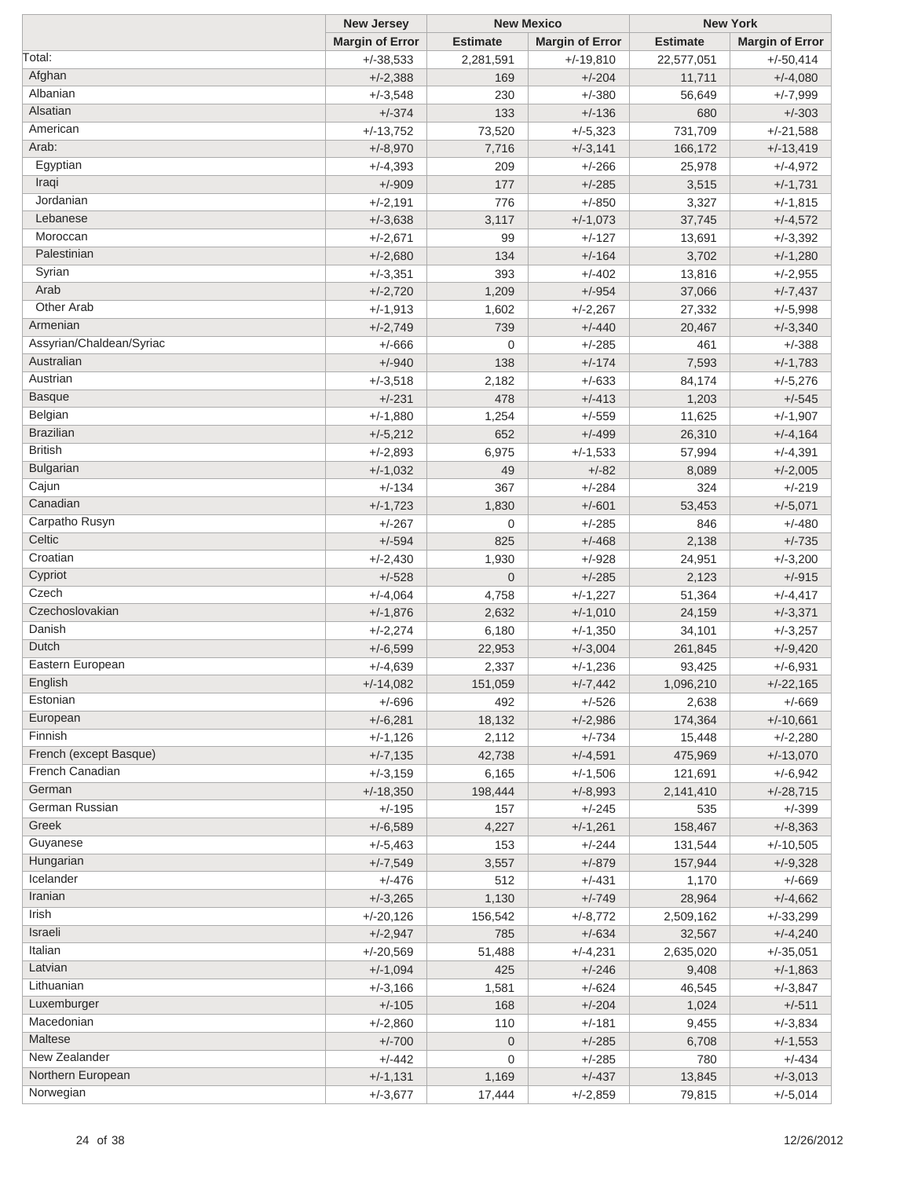| | New Jersey | New Mexico | | New York | |
|---|---|---|---|---|---|
| | Margin of Error | Estimate | Margin of Error | Estimate | Margin of Error |
| Total: | +/-38,533 | 2,281,591 | +/-19,810 | 22,577,051 | +/-50,414 |
| Afghan | +/-2,388 | 169 | +/-204 | 11,711 | +/-4,080 |
| Albanian | +/-3,548 | 230 | +/-380 | 56,649 | +/-7,999 |
| Alsatian | +/-374 | 133 | +/-136 | 680 | +/-303 |
| American | +/-13,752 | 73,520 | +/-5,323 | 731,709 | +/-21,588 |
| Arab: | +/-8,970 | 7,716 | +/-3,141 | 166,172 | +/-13,419 |
| Egyptian | +/-4,393 | 209 | +/-266 | 25,978 | +/-4,972 |
| Iraqi | +/-909 | 177 | +/-285 | 3,515 | +/-1,731 |
| Jordanian | +/-2,191 | 776 | +/-850 | 3,327 | +/-1,815 |
| Lebanese | +/-3,638 | 3,117 | +/-1,073 | 37,745 | +/-4,572 |
| Moroccan | +/-2,671 | 99 | +/-127 | 13,691 | +/-3,392 |
| Palestinian | +/-2,680 | 134 | +/-164 | 3,702 | +/-1,280 |
| Syrian | +/-3,351 | 393 | +/-402 | 13,816 | +/-2,955 |
| Arab | +/-2,720 | 1,209 | +/-954 | 37,066 | +/-7,437 |
| Other Arab | +/-1,913 | 1,602 | +/-2,267 | 27,332 | +/-5,998 |
| Armenian | +/-2,749 | 739 | +/-440 | 20,467 | +/-3,340 |
| Assyrian/Chaldean/Syriac | +/-666 | 0 | +/-285 | 461 | +/-388 |
| Australian | +/-940 | 138 | +/-174 | 7,593 | +/-1,783 |
| Austrian | +/-3,518 | 2,182 | +/-633 | 84,174 | +/-5,276 |
| Basque | +/-231 | 478 | +/-413 | 1,203 | +/-545 |
| Belgian | +/-1,880 | 1,254 | +/-559 | 11,625 | +/-1,907 |
| Brazilian | +/-5,212 | 652 | +/-499 | 26,310 | +/-4,164 |
| British | +/-2,893 | 6,975 | +/-1,533 | 57,994 | +/-4,391 |
| Bulgarian | +/-1,032 | 49 | +/-82 | 8,089 | +/-2,005 |
| Cajun | +/-134 | 367 | +/-284 | 324 | +/-219 |
| Canadian | +/-1,723 | 1,830 | +/-601 | 53,453 | +/-5,071 |
| Carpatho Rusyn | +/-267 | 0 | +/-285 | 846 | +/-480 |
| Celtic | +/-594 | 825 | +/-468 | 2,138 | +/-735 |
| Croatian | +/-2,430 | 1,930 | +/-928 | 24,951 | +/-3,200 |
| Cypriot | +/-528 | 0 | +/-285 | 2,123 | +/-915 |
| Czech | +/-4,064 | 4,758 | +/-1,227 | 51,364 | +/-4,417 |
| Czechoslovakian | +/-1,876 | 2,632 | +/-1,010 | 24,159 | +/-3,371 |
| Danish | +/-2,274 | 6,180 | +/-1,350 | 34,101 | +/-3,257 |
| Dutch | +/-6,599 | 22,953 | +/-3,004 | 261,845 | +/-9,420 |
| Eastern European | +/-4,639 | 2,337 | +/-1,236 | 93,425 | +/-6,931 |
| English | +/-14,082 | 151,059 | +/-7,442 | 1,096,210 | +/-22,165 |
| Estonian | +/-696 | 492 | +/-526 | 2,638 | +/-669 |
| European | +/-6,281 | 18,132 | +/-2,986 | 174,364 | +/-10,661 |
| Finnish | +/-1,126 | 2,112 | +/-734 | 15,448 | +/-2,280 |
| French (except Basque) | +/-7,135 | 42,738 | +/-4,591 | 475,969 | +/-13,070 |
| French Canadian | +/-3,159 | 6,165 | +/-1,506 | 121,691 | +/-6,942 |
| German | +/-18,350 | 198,444 | +/-8,993 | 2,141,410 | +/-28,715 |
| German Russian | +/-195 | 157 | +/-245 | 535 | +/-399 |
| Greek | +/-6,589 | 4,227 | +/-1,261 | 158,467 | +/-8,363 |
| Guyanese | +/-5,463 | 153 | +/-244 | 131,544 | +/-10,505 |
| Hungarian | +/-7,549 | 3,557 | +/-879 | 157,944 | +/-9,328 |
| Icelander | +/-476 | 512 | +/-431 | 1,170 | +/-669 |
| Iranian | +/-3,265 | 1,130 | +/-749 | 28,964 | +/-4,662 |
| Irish | +/-20,126 | 156,542 | +/-8,772 | 2,509,162 | +/-33,299 |
| Israeli | +/-2,947 | 785 | +/-634 | 32,567 | +/-4,240 |
| Italian | +/-20,569 | 51,488 | +/-4,231 | 2,635,020 | +/-35,051 |
| Latvian | +/-1,094 | 425 | +/-246 | 9,408 | +/-1,863 |
| Lithuanian | +/-3,166 | 1,581 | +/-624 | 46,545 | +/-3,847 |
| Luxemburger | +/-105 | 168 | +/-204 | 1,024 | +/-511 |
| Macedonian | +/-2,860 | 110 | +/-181 | 9,455 | +/-3,834 |
| Maltese | +/-700 | 0 | +/-285 | 6,708 | +/-1,553 |
| New Zealander | +/-442 | 0 | +/-285 | 780 | +/-434 |
| Northern European | +/-1,131 | 1,169 | +/-437 | 13,845 | +/-3,013 |
| Norwegian | +/-3,677 | 17,444 | +/-2,859 | 79,815 | +/-5,014 |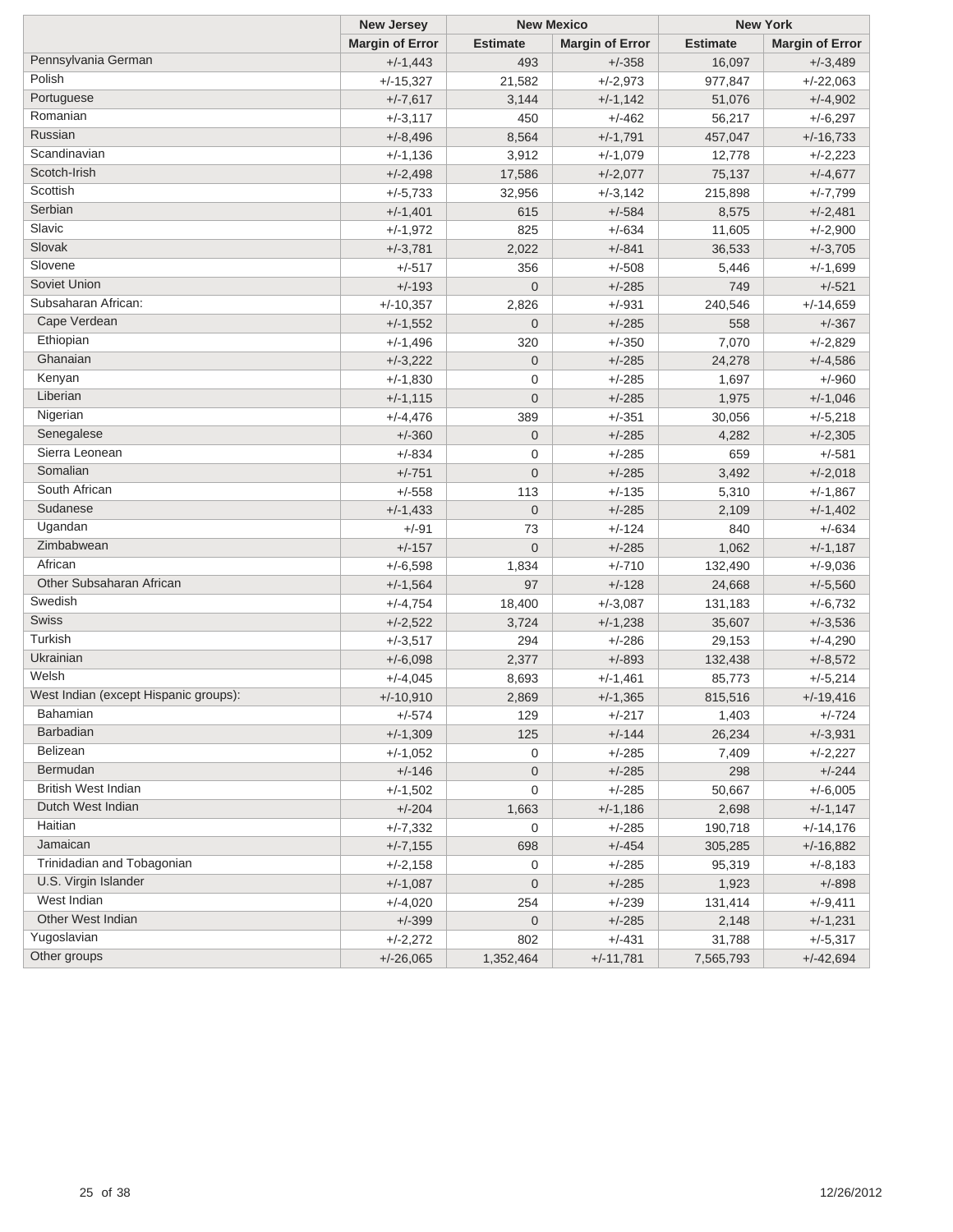| | New Jersey | New Mexico | | New York | |
|---|---|---|---|---|---|
| | Margin of Error | Estimate | Margin of Error | Estimate | Margin of Error |
| Pennsylvania German | +/-1,443 | 493 | +/-358 | 16,097 | +/-3,489 |
| Polish | +/-15,327 | 21,582 | +/-2,973 | 977,847 | +/-22,063 |
| Portuguese | +/-7,617 | 3,144 | +/-1,142 | 51,076 | +/-4,902 |
| Romanian | +/-3,117 | 450 | +/-462 | 56,217 | +/-6,297 |
| Russian | +/-8,496 | 8,564 | +/-1,791 | 457,047 | +/-16,733 |
| Scandinavian | +/-1,136 | 3,912 | +/-1,079 | 12,778 | +/-2,223 |
| Scotch-Irish | +/-2,498 | 17,586 | +/-2,077 | 75,137 | +/-4,677 |
| Scottish | +/-5,733 | 32,956 | +/-3,142 | 215,898 | +/-7,799 |
| Serbian | +/-1,401 | 615 | +/-584 | 8,575 | +/-2,481 |
| Slavic | +/-1,972 | 825 | +/-634 | 11,605 | +/-2,900 |
| Slovak | +/-3,781 | 2,022 | +/-841 | 36,533 | +/-3,705 |
| Slovene | +/-517 | 356 | +/-508 | 5,446 | +/-1,699 |
| Soviet Union | +/-193 | 0 | +/-285 | 749 | +/-521 |
| Subsaharan African: | +/-10,357 | 2,826 | +/-931 | 240,546 | +/-14,659 |
| Cape Verdean | +/-1,552 | 0 | +/-285 | 558 | +/-367 |
| Ethiopian | +/-1,496 | 320 | +/-350 | 7,070 | +/-2,829 |
| Ghanaian | +/-3,222 | 0 | +/-285 | 24,278 | +/-4,586 |
| Kenyan | +/-1,830 | 0 | +/-285 | 1,697 | +/-960 |
| Liberian | +/-1,115 | 0 | +/-285 | 1,975 | +/-1,046 |
| Nigerian | +/-4,476 | 389 | +/-351 | 30,056 | +/-5,218 |
| Senegalese | +/-360 | 0 | +/-285 | 4,282 | +/-2,305 |
| Sierra Leonean | +/-834 | 0 | +/-285 | 659 | +/-581 |
| Somalian | +/-751 | 0 | +/-285 | 3,492 | +/-2,018 |
| South African | +/-558 | 113 | +/-135 | 5,310 | +/-1,867 |
| Sudanese | +/-1,433 | 0 | +/-285 | 2,109 | +/-1,402 |
| Ugandan | +/-91 | 73 | +/-124 | 840 | +/-634 |
| Zimbabwean | +/-157 | 0 | +/-285 | 1,062 | +/-1,187 |
| African | +/-6,598 | 1,834 | +/-710 | 132,490 | +/-9,036 |
| Other Subsaharan African | +/-1,564 | 97 | +/-128 | 24,668 | +/-5,560 |
| Swedish | +/-4,754 | 18,400 | +/-3,087 | 131,183 | +/-6,732 |
| Swiss | +/-2,522 | 3,724 | +/-1,238 | 35,607 | +/-3,536 |
| Turkish | +/-3,517 | 294 | +/-286 | 29,153 | +/-4,290 |
| Ukrainian | +/-6,098 | 2,377 | +/-893 | 132,438 | +/-8,572 |
| Welsh | +/-4,045 | 8,693 | +/-1,461 | 85,773 | +/-5,214 |
| West Indian (except Hispanic groups): | +/-10,910 | 2,869 | +/-1,365 | 815,516 | +/-19,416 |
| Bahamian | +/-574 | 129 | +/-217 | 1,403 | +/-724 |
| Barbadian | +/-1,309 | 125 | +/-144 | 26,234 | +/-3,931 |
| Belizean | +/-1,052 | 0 | +/-285 | 7,409 | +/-2,227 |
| Bermudan | +/-146 | 0 | +/-285 | 298 | +/-244 |
| British West Indian | +/-1,502 | 0 | +/-285 | 50,667 | +/-6,005 |
| Dutch West Indian | +/-204 | 1,663 | +/-1,186 | 2,698 | +/-1,147 |
| Haitian | +/-7,332 | 0 | +/-285 | 190,718 | +/-14,176 |
| Jamaican | +/-7,155 | 698 | +/-454 | 305,285 | +/-16,882 |
| Trinidadian and Tobagonian | +/-2,158 | 0 | +/-285 | 95,319 | +/-8,183 |
| U.S. Virgin Islander | +/-1,087 | 0 | +/-285 | 1,923 | +/-898 |
| West Indian | +/-4,020 | 254 | +/-239 | 131,414 | +/-9,411 |
| Other West Indian | +/-399 | 0 | +/-285 | 2,148 | +/-1,231 |
| Yugoslavian | +/-2,272 | 802 | +/-431 | 31,788 | +/-5,317 |
| Other groups | +/-26,065 | 1,352,464 | +/-11,781 | 7,565,793 | +/-42,694 |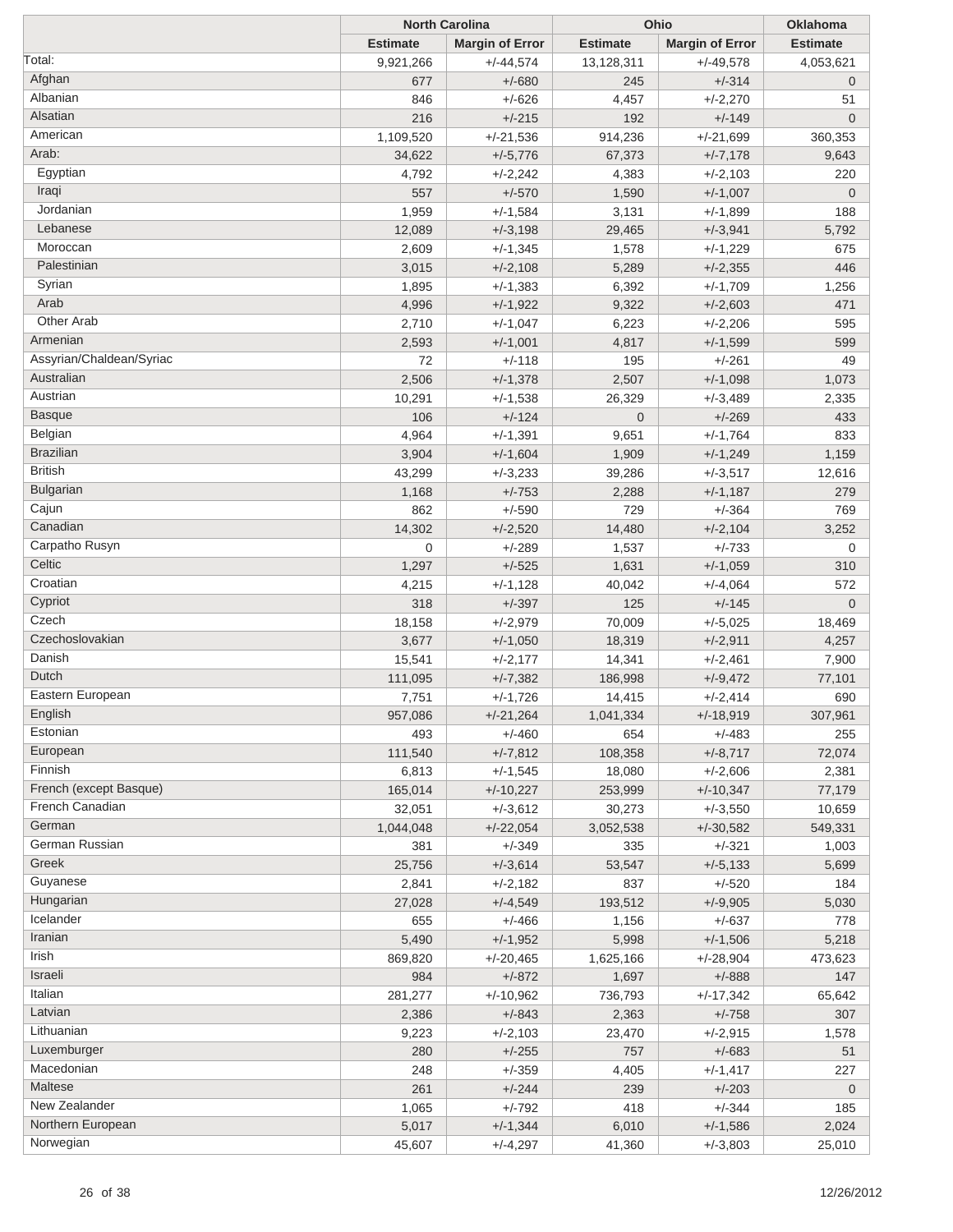| | North Carolina | | Ohio | | Oklahoma |
|---|---|---|---|---|---|
| | Estimate | Margin of Error | Estimate | Margin of Error | Estimate |
| Total: | 9,921,266 | +/-44,574 | 13,128,311 | +/-49,578 | 4,053,621 |
| Afghan | 677 | +/-680 | 245 | +/-314 | 0 |
| Albanian | 846 | +/-626 | 4,457 | +/-2,270 | 51 |
| Alsatian | 216 | +/-215 | 192 | +/-149 | 0 |
| American | 1,109,520 | +/-21,536 | 914,236 | +/-21,699 | 360,353 |
| Arab: | 34,622 | +/-5,776 | 67,373 | +/-7,178 | 9,643 |
| Egyptian | 4,792 | +/-2,242 | 4,383 | +/-2,103 | 220 |
| Iraqi | 557 | +/-570 | 1,590 | +/-1,007 | 0 |
| Jordanian | 1,959 | +/-1,584 | 3,131 | +/-1,899 | 188 |
| Lebanese | 12,089 | +/-3,198 | 29,465 | +/-3,941 | 5,792 |
| Moroccan | 2,609 | +/-1,345 | 1,578 | +/-1,229 | 675 |
| Palestinian | 3,015 | +/-2,108 | 5,289 | +/-2,355 | 446 |
| Syrian | 1,895 | +/-1,383 | 6,392 | +/-1,709 | 1,256 |
| Arab | 4,996 | +/-1,922 | 9,322 | +/-2,603 | 471 |
| Other Arab | 2,710 | +/-1,047 | 6,223 | +/-2,206 | 595 |
| Armenian | 2,593 | +/-1,001 | 4,817 | +/-1,599 | 599 |
| Assyrian/Chaldean/Syriac | 72 | +/-118 | 195 | +/-261 | 49 |
| Australian | 2,506 | +/-1,378 | 2,507 | +/-1,098 | 1,073 |
| Austrian | 10,291 | +/-1,538 | 26,329 | +/-3,489 | 2,335 |
| Basque | 106 | +/-124 | 0 | +/-269 | 433 |
| Belgian | 4,964 | +/-1,391 | 9,651 | +/-1,764 | 833 |
| Brazilian | 3,904 | +/-1,604 | 1,909 | +/-1,249 | 1,159 |
| British | 43,299 | +/-3,233 | 39,286 | +/-3,517 | 12,616 |
| Bulgarian | 1,168 | +/-753 | 2,288 | +/-1,187 | 279 |
| Cajun | 862 | +/-590 | 729 | +/-364 | 769 |
| Canadian | 14,302 | +/-2,520 | 14,480 | +/-2,104 | 3,252 |
| Carpatho Rusyn | 0 | +/-289 | 1,537 | +/-733 | 0 |
| Celtic | 1,297 | +/-525 | 1,631 | +/-1,059 | 310 |
| Croatian | 4,215 | +/-1,128 | 40,042 | +/-4,064 | 572 |
| Cypriot | 318 | +/-397 | 125 | +/-145 | 0 |
| Czech | 18,158 | +/-2,979 | 70,009 | +/-5,025 | 18,469 |
| Czechoslovakian | 3,677 | +/-1,050 | 18,319 | +/-2,911 | 4,257 |
| Danish | 15,541 | +/-2,177 | 14,341 | +/-2,461 | 7,900 |
| Dutch | 111,095 | +/-7,382 | 186,998 | +/-9,472 | 77,101 |
| Eastern European | 7,751 | +/-1,726 | 14,415 | +/-2,414 | 690 |
| English | 957,086 | +/-21,264 | 1,041,334 | +/-18,919 | 307,961 |
| Estonian | 493 | +/-460 | 654 | +/-483 | 255 |
| European | 111,540 | +/-7,812 | 108,358 | +/-8,717 | 72,074 |
| Finnish | 6,813 | +/-1,545 | 18,080 | +/-2,606 | 2,381 |
| French (except Basque) | 165,014 | +/-10,227 | 253,999 | +/-10,347 | 77,179 |
| French Canadian | 32,051 | +/-3,612 | 30,273 | +/-3,550 | 10,659 |
| German | 1,044,048 | +/-22,054 | 3,052,538 | +/-30,582 | 549,331 |
| German Russian | 381 | +/-349 | 335 | +/-321 | 1,003 |
| Greek | 25,756 | +/-3,614 | 53,547 | +/-5,133 | 5,699 |
| Guyanese | 2,841 | +/-2,182 | 837 | +/-520 | 184 |
| Hungarian | 27,028 | +/-4,549 | 193,512 | +/-9,905 | 5,030 |
| Icelander | 655 | +/-466 | 1,156 | +/-637 | 778 |
| Iranian | 5,490 | +/-1,952 | 5,998 | +/-1,506 | 5,218 |
| Irish | 869,820 | +/-20,465 | 1,625,166 | +/-28,904 | 473,623 |
| Israeli | 984 | +/-872 | 1,697 | +/-888 | 147 |
| Italian | 281,277 | +/-10,962 | 736,793 | +/-17,342 | 65,642 |
| Latvian | 2,386 | +/-843 | 2,363 | +/-758 | 307 |
| Lithuanian | 9,223 | +/-2,103 | 23,470 | +/-2,915 | 1,578 |
| Luxemburger | 280 | +/-255 | 757 | +/-683 | 51 |
| Macedonian | 248 | +/-359 | 4,405 | +/-1,417 | 227 |
| Maltese | 261 | +/-244 | 239 | +/-203 | 0 |
| New Zealander | 1,065 | +/-792 | 418 | +/-344 | 185 |
| Northern European | 5,017 | +/-1,344 | 6,010 | +/-1,586 | 2,024 |
| Norwegian | 45,607 | +/-4,297 | 41,360 | +/-3,803 | 25,010 |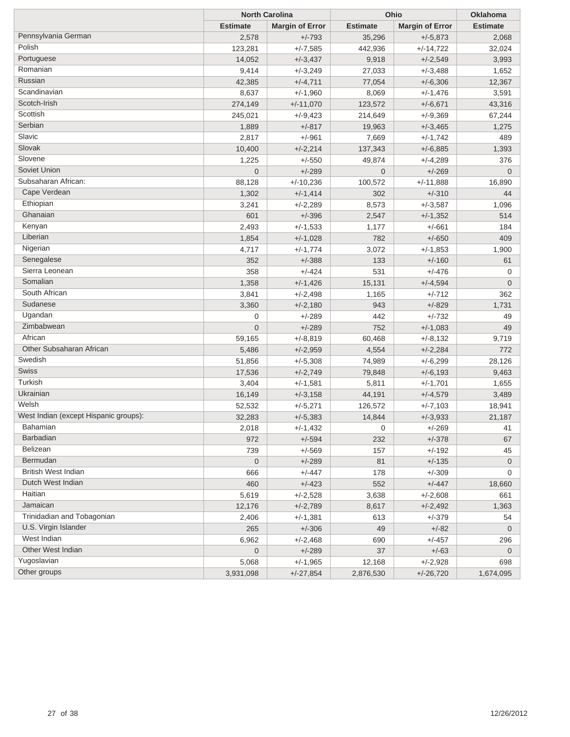| | North Carolina | | Ohio | | Oklahoma |
|---|---|---|---|---|---|
| | Estimate | Margin of Error | Estimate | Margin of Error | Estimate |
| Pennsylvania German | 2,578 | +/-793 | 35,296 | +/-5,873 | 2,068 |
| Polish | 123,281 | +/-7,585 | 442,936 | +/-14,722 | 32,024 |
| Portuguese | 14,052 | +/-3,437 | 9,918 | +/-2,549 | 3,993 |
| Romanian | 9,414 | +/-3,249 | 27,033 | +/-3,488 | 1,652 |
| Russian | 42,385 | +/-4,711 | 77,054 | +/-6,306 | 12,367 |
| Scandinavian | 8,637 | +/-1,960 | 8,069 | +/-1,476 | 3,591 |
| Scotch-Irish | 274,149 | +/-11,070 | 123,572 | +/-6,671 | 43,316 |
| Scottish | 245,021 | +/-9,423 | 214,649 | +/-9,369 | 67,244 |
| Serbian | 1,889 | +/-817 | 19,963 | +/-3,465 | 1,275 |
| Slavic | 2,817 | +/-961 | 7,669 | +/-1,742 | 489 |
| Slovak | 10,400 | +/-2,214 | 137,343 | +/-6,885 | 1,393 |
| Slovene | 1,225 | +/-550 | 49,874 | +/-4,289 | 376 |
| Soviet Union | 0 | +/-289 | 0 | +/-269 | 0 |
| Subsaharan African: | 88,128 | +/-10,236 | 100,572 | +/-11,888 | 16,890 |
| Cape Verdean | 1,302 | +/-1,414 | 302 | +/-310 | 44 |
| Ethiopian | 3,241 | +/-2,289 | 8,573 | +/-3,587 | 1,096 |
| Ghanaian | 601 | +/-396 | 2,547 | +/-1,352 | 514 |
| Kenyan | 2,493 | +/-1,533 | 1,177 | +/-661 | 184 |
| Liberian | 1,854 | +/-1,028 | 782 | +/-650 | 409 |
| Nigerian | 4,717 | +/-1,774 | 3,072 | +/-1,853 | 1,900 |
| Senegalese | 352 | +/-388 | 133 | +/-160 | 61 |
| Sierra Leonean | 358 | +/-424 | 531 | +/-476 | 0 |
| Somalian | 1,358 | +/-1,426 | 15,131 | +/-4,594 | 0 |
| South African | 3,841 | +/-2,498 | 1,165 | +/-712 | 362 |
| Sudanese | 3,360 | +/-2,180 | 943 | +/-829 | 1,731 |
| Ugandan | 0 | +/-289 | 442 | +/-732 | 49 |
| Zimbabwean | 0 | +/-289 | 752 | +/-1,083 | 49 |
| African | 59,165 | +/-8,819 | 60,468 | +/-8,132 | 9,719 |
| Other Subsaharan African | 5,486 | +/-2,959 | 4,554 | +/-2,284 | 772 |
| Swedish | 51,856 | +/-5,308 | 74,989 | +/-6,299 | 28,126 |
| Swiss | 17,536 | +/-2,749 | 79,848 | +/-6,193 | 9,463 |
| Turkish | 3,404 | +/-1,581 | 5,811 | +/-1,701 | 1,655 |
| Ukrainian | 16,149 | +/-3,158 | 44,191 | +/-4,579 | 3,489 |
| Welsh | 52,532 | +/-5,271 | 126,572 | +/-7,103 | 18,941 |
| West Indian (except Hispanic groups): | 32,283 | +/-5,383 | 14,844 | +/-3,933 | 21,187 |
| Bahamian | 2,018 | +/-1,432 | 0 | +/-269 | 41 |
| Barbadian | 972 | +/-594 | 232 | +/-378 | 67 |
| Belizean | 739 | +/-569 | 157 | +/-192 | 45 |
| Bermudan | 0 | +/-289 | 81 | +/-135 | 0 |
| British West Indian | 666 | +/-447 | 178 | +/-309 | 0 |
| Dutch West Indian | 460 | +/-423 | 552 | +/-447 | 18,660 |
| Haitian | 5,619 | +/-2,528 | 3,638 | +/-2,608 | 661 |
| Jamaican | 12,176 | +/-2,789 | 8,617 | +/-2,492 | 1,363 |
| Trinidadian and Tobagonian | 2,406 | +/-1,381 | 613 | +/-379 | 54 |
| U.S. Virgin Islander | 265 | +/-306 | 49 | +/-82 | 0 |
| West Indian | 6,962 | +/-2,468 | 690 | +/-457 | 296 |
| Other West Indian | 0 | +/-289 | 37 | +/-63 | 0 |
| Yugoslavian | 5,068 | +/-1,965 | 12,168 | +/-2,928 | 698 |
| Other groups | 3,931,098 | +/-27,854 | 2,876,530 | +/-26,720 | 1,674,095 |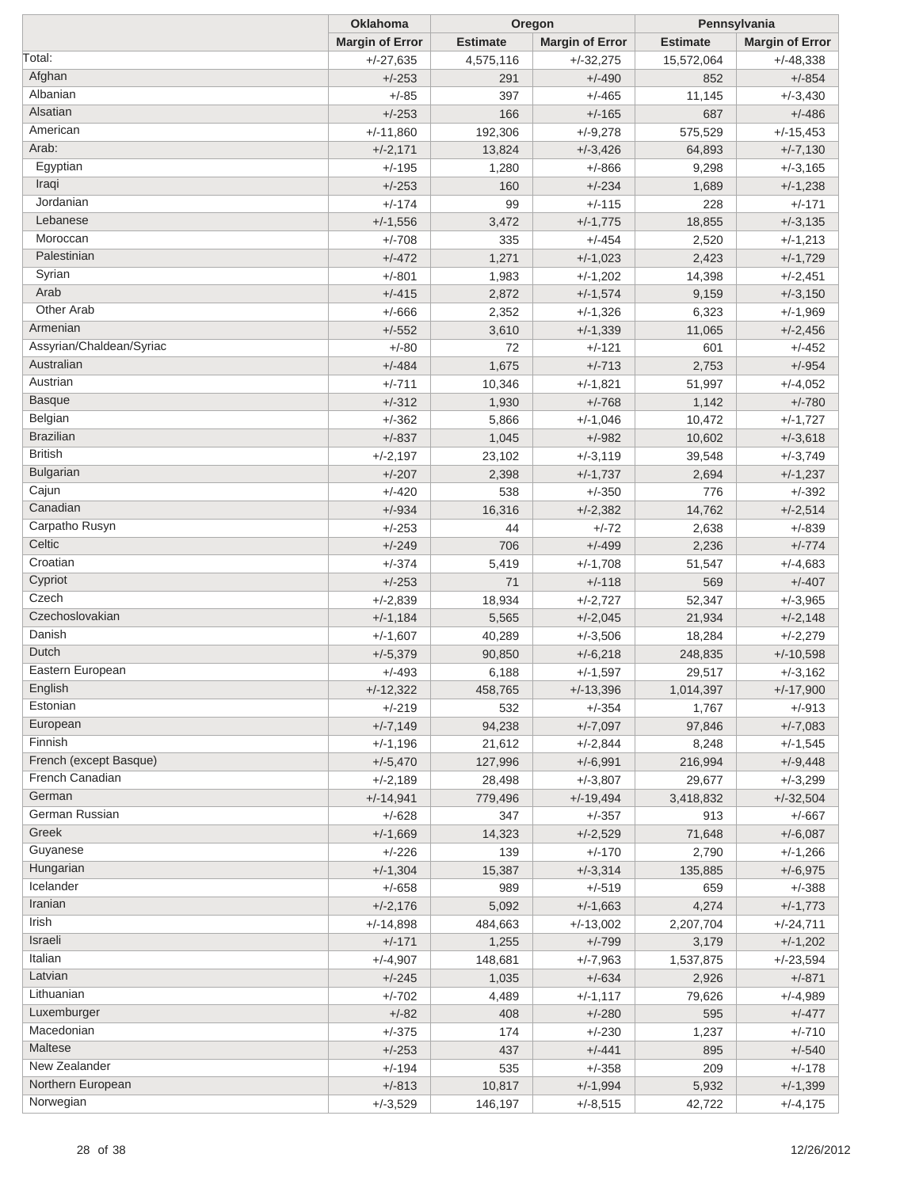| | Oklahoma | Oregon | | Pennsylvania | |
|---|---|---|---|---|---|
| | Margin of Error | Estimate | Margin of Error | Estimate | Margin of Error |
| Total: | +/-27,635 | 4,575,116 | +/-32,275 | 15,572,064 | +/-48,338 |
| Afghan | +/-253 | 291 | +/-490 | 852 | +/-854 |
| Albanian | +/-85 | 397 | +/-465 | 11,145 | +/-3,430 |
| Alsatian | +/-253 | 166 | +/-165 | 687 | +/-486 |
| American | +/-11,860 | 192,306 | +/-9,278 | 575,529 | +/-15,453 |
| Arab: | +/-2,171 | 13,824 | +/-3,426 | 64,893 | +/-7,130 |
| Egyptian | +/-195 | 1,280 | +/-866 | 9,298 | +/-3,165 |
| Iraqi | +/-253 | 160 | +/-234 | 1,689 | +/-1,238 |
| Jordanian | +/-174 | 99 | +/-115 | 228 | +/-171 |
| Lebanese | +/-1,556 | 3,472 | +/-1,775 | 18,855 | +/-3,135 |
| Moroccan | +/-708 | 335 | +/-454 | 2,520 | +/-1,213 |
| Palestinian | +/-472 | 1,271 | +/-1,023 | 2,423 | +/-1,729 |
| Syrian | +/-801 | 1,983 | +/-1,202 | 14,398 | +/-2,451 |
| Arab | +/-415 | 2,872 | +/-1,574 | 9,159 | +/-3,150 |
| Other Arab | +/-666 | 2,352 | +/-1,326 | 6,323 | +/-1,969 |
| Armenian | +/-552 | 3,610 | +/-1,339 | 11,065 | +/-2,456 |
| Assyrian/Chaldean/Syriac | +/-80 | 72 | +/-121 | 601 | +/-452 |
| Australian | +/-484 | 1,675 | +/-713 | 2,753 | +/-954 |
| Austrian | +/-711 | 10,346 | +/-1,821 | 51,997 | +/-4,052 |
| Basque | +/-312 | 1,930 | +/-768 | 1,142 | +/-780 |
| Belgian | +/-362 | 5,866 | +/-1,046 | 10,472 | +/-1,727 |
| Brazilian | +/-837 | 1,045 | +/-982 | 10,602 | +/-3,618 |
| British | +/-2,197 | 23,102 | +/-3,119 | 39,548 | +/-3,749 |
| Bulgarian | +/-207 | 2,398 | +/-1,737 | 2,694 | +/-1,237 |
| Cajun | +/-420 | 538 | +/-350 | 776 | +/-392 |
| Canadian | +/-934 | 16,316 | +/-2,382 | 14,762 | +/-2,514 |
| Carpatho Rusyn | +/-253 | 44 | +/-72 | 2,638 | +/-839 |
| Celtic | +/-249 | 706 | +/-499 | 2,236 | +/-774 |
| Croatian | +/-374 | 5,419 | +/-1,708 | 51,547 | +/-4,683 |
| Cypriot | +/-253 | 71 | +/-118 | 569 | +/-407 |
| Czech | +/-2,839 | 18,934 | +/-2,727 | 52,347 | +/-3,965 |
| Czechoslovakian | +/-1,184 | 5,565 | +/-2,045 | 21,934 | +/-2,148 |
| Danish | +/-1,607 | 40,289 | +/-3,506 | 18,284 | +/-2,279 |
| Dutch | +/-5,379 | 90,850 | +/-6,218 | 248,835 | +/-10,598 |
| Eastern European | +/-493 | 6,188 | +/-1,597 | 29,517 | +/-3,162 |
| English | +/-12,322 | 458,765 | +/-13,396 | 1,014,397 | +/-17,900 |
| Estonian | +/-219 | 532 | +/-354 | 1,767 | +/-913 |
| European | +/-7,149 | 94,238 | +/-7,097 | 97,846 | +/-7,083 |
| Finnish | +/-1,196 | 21,612 | +/-2,844 | 8,248 | +/-1,545 |
| French (except Basque) | +/-5,470 | 127,996 | +/-6,991 | 216,994 | +/-9,448 |
| French Canadian | +/-2,189 | 28,498 | +/-3,807 | 29,677 | +/-3,299 |
| German | +/-14,941 | 779,496 | +/-19,494 | 3,418,832 | +/-32,504 |
| German Russian | +/-628 | 347 | +/-357 | 913 | +/-667 |
| Greek | +/-1,669 | 14,323 | +/-2,529 | 71,648 | +/-6,087 |
| Guyanese | +/-226 | 139 | +/-170 | 2,790 | +/-1,266 |
| Hungarian | +/-1,304 | 15,387 | +/-3,314 | 135,885 | +/-6,975 |
| Icelander | +/-658 | 989 | +/-519 | 659 | +/-388 |
| Iranian | +/-2,176 | 5,092 | +/-1,663 | 4,274 | +/-1,773 |
| Irish | +/-14,898 | 484,663 | +/-13,002 | 2,207,704 | +/-24,711 |
| Israeli | +/-171 | 1,255 | +/-799 | 3,179 | +/-1,202 |
| Italian | +/-4,907 | 148,681 | +/-7,963 | 1,537,875 | +/-23,594 |
| Latvian | +/-245 | 1,035 | +/-634 | 2,926 | +/-871 |
| Lithuanian | +/-702 | 4,489 | +/-1,117 | 79,626 | +/-4,989 |
| Luxemburger | +/-82 | 408 | +/-280 | 595 | +/-477 |
| Macedonian | +/-375 | 174 | +/-230 | 1,237 | +/-710 |
| Maltese | +/-253 | 437 | +/-441 | 895 | +/-540 |
| New Zealander | +/-194 | 535 | +/-358 | 209 | +/-178 |
| Northern European | +/-813 | 10,817 | +/-1,994 | 5,932 | +/-1,399 |
| Norwegian | +/-3,529 | 146,197 | +/-8,515 | 42,722 | +/-4,175 |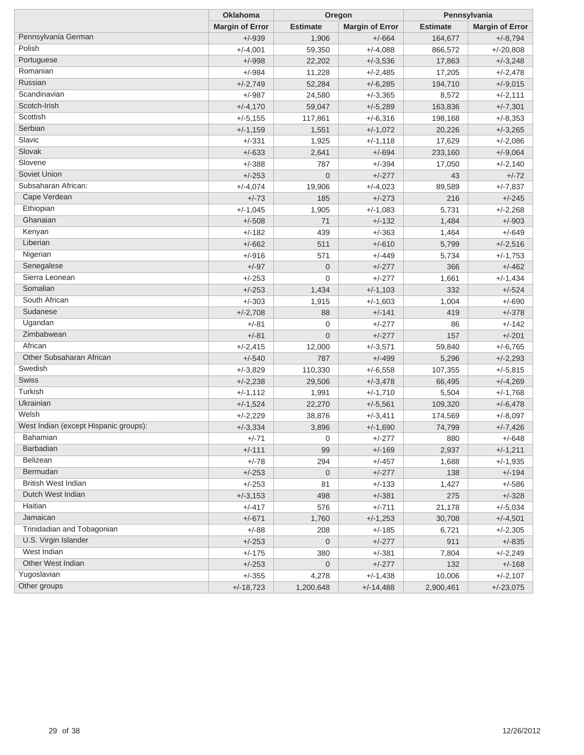| | Oklahoma | Oregon | | Pennsylvania | |
|---|---|---|---|---|---|
| | Margin of Error | Estimate | Margin of Error | Estimate | Margin of Error |
| Pennsylvania German | +/-939 | 1,906 | +/-664 | 164,677 | +/-8,794 |
| Polish | +/-4,001 | 59,350 | +/-4,088 | 866,572 | +/-20,808 |
| Portuguese | +/-998 | 22,202 | +/-3,536 | 17,863 | +/-3,248 |
| Romanian | +/-984 | 11,228 | +/-2,485 | 17,205 | +/-2,478 |
| Russian | +/-2,749 | 52,284 | +/-6,285 | 194,710 | +/-9,015 |
| Scandinavian | +/-987 | 24,580 | +/-3,365 | 8,572 | +/-2,111 |
| Scotch-Irish | +/-4,170 | 59,047 | +/-5,289 | 163,836 | +/-7,301 |
| Scottish | +/-5,155 | 117,861 | +/-6,316 | 198,168 | +/-8,353 |
| Serbian | +/-1,159 | 1,551 | +/-1,072 | 20,226 | +/-3,265 |
| Slavic | +/-331 | 1,925 | +/-1,118 | 17,629 | +/-2,086 |
| Slovak | +/-633 | 2,641 | +/-694 | 233,160 | +/-9,064 |
| Slovene | +/-388 | 787 | +/-394 | 17,050 | +/-2,140 |
| Soviet Union | +/-253 | 0 | +/-277 | 43 | +/-72 |
| Subsaharan African: | +/-4,074 | 19,906 | +/-4,023 | 89,589 | +/-7,837 |
| Cape Verdean | +/-73 | 185 | +/-273 | 216 | +/-245 |
| Ethiopian | +/-1,045 | 1,905 | +/-1,083 | 5,731 | +/-2,268 |
| Ghanaian | +/-508 | 71 | +/-132 | 1,484 | +/-903 |
| Kenyan | +/-182 | 439 | +/-363 | 1,464 | +/-649 |
| Liberian | +/-662 | 511 | +/-610 | 5,799 | +/-2,516 |
| Nigerian | +/-916 | 571 | +/-449 | 5,734 | +/-1,753 |
| Senegalese | +/-97 | 0 | +/-277 | 366 | +/-462 |
| Sierra Leonean | +/-253 | 0 | +/-277 | 1,661 | +/-1,434 |
| Somalian | +/-253 | 1,434 | +/-1,103 | 332 | +/-524 |
| South African | +/-303 | 1,915 | +/-1,603 | 1,004 | +/-690 |
| Sudanese | +/-2,708 | 88 | +/-141 | 419 | +/-378 |
| Ugandan | +/-81 | 0 | +/-277 | 86 | +/-142 |
| Zimbabwean | +/-81 | 0 | +/-277 | 157 | +/-201 |
| African | +/-2,415 | 12,000 | +/-3,571 | 59,840 | +/-6,765 |
| Other Subsaharan African | +/-540 | 787 | +/-499 | 5,296 | +/-2,293 |
| Swedish | +/-3,829 | 110,330 | +/-6,558 | 107,355 | +/-5,815 |
| Swiss | +/-2,238 | 29,506 | +/-3,478 | 66,495 | +/-4,269 |
| Turkish | +/-1,112 | 1,991 | +/-1,710 | 5,504 | +/-1,768 |
| Ukrainian | +/-1,524 | 22,270 | +/-5,561 | 109,320 | +/-6,478 |
| Welsh | +/-2,229 | 38,876 | +/-3,411 | 174,569 | +/-8,097 |
| West Indian (except Hispanic groups): | +/-3,334 | 3,896 | +/-1,690 | 74,799 | +/-7,426 |
| Bahamian | +/-71 | 0 | +/-277 | 880 | +/-648 |
| Barbadian | +/-111 | 99 | +/-169 | 2,937 | +/-1,211 |
| Belizean | +/-78 | 294 | +/-457 | 1,688 | +/-1,935 |
| Bermudan | +/-253 | 0 | +/-277 | 138 | +/-194 |
| British West Indian | +/-253 | 81 | +/-133 | 1,427 | +/-586 |
| Dutch West Indian | +/-3,153 | 498 | +/-381 | 275 | +/-328 |
| Haitian | +/-417 | 576 | +/-711 | 21,178 | +/-5,034 |
| Jamaican | +/-671 | 1,760 | +/-1,253 | 30,708 | +/-4,501 |
| Trinidadian and Tobagonian | +/-88 | 208 | +/-185 | 6,721 | +/-2,305 |
| U.S. Virgin Islander | +/-253 | 0 | +/-277 | 911 | +/-835 |
| West Indian | +/-175 | 380 | +/-381 | 7,804 | +/-2,249 |
| Other West Indian | +/-253 | 0 | +/-277 | 132 | +/-168 |
| Yugoslavian | +/-355 | 4,278 | +/-1,438 | 10,006 | +/-2,107 |
| Other groups | +/-18,723 | 1,200,648 | +/-14,488 | 2,900,461 | +/-23,075 |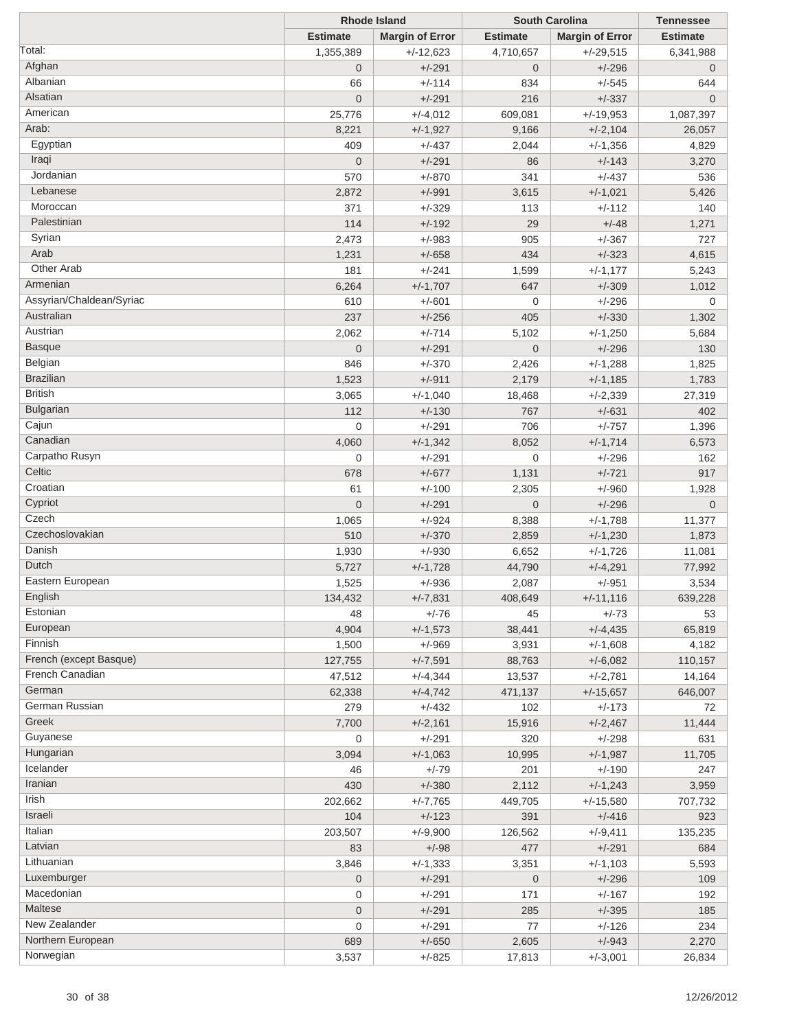| | Rhode Island | | South Carolina | | Tennessee |
|---|---|---|---|---|---|
| | Estimate | Margin of Error | Estimate | Margin of Error | Estimate |
| Total: | 1,355,389 | +/-12,623 | 4,710,657 | +/-29,515 | 6,341,988 |
| Afghan | 0 | +/-291 | 0 | +/-296 | 0 |
| Albanian | 66 | +/-114 | 834 | +/-545 | 644 |
| Alsatian | 0 | +/-291 | 216 | +/-337 | 0 |
| American | 25,776 | +/-4,012 | 609,081 | +/-19,953 | 1,087,397 |
| Arab: | 8,221 | +/-1,927 | 9,166 | +/-2,104 | 26,057 |
| Egyptian | 409 | +/-437 | 2,044 | +/-1,356 | 4,829 |
| Iraqi | 0 | +/-291 | 86 | +/-143 | 3,270 |
| Jordanian | 570 | +/-870 | 341 | +/-437 | 536 |
| Lebanese | 2,872 | +/-991 | 3,615 | +/-1,021 | 5,426 |
| Moroccan | 371 | +/-329 | 113 | +/-112 | 140 |
| Palestinian | 114 | +/-192 | 29 | +/-48 | 1,271 |
| Syrian | 2,473 | +/-983 | 905 | +/-367 | 727 |
| Arab | 1,231 | +/-658 | 434 | +/-323 | 4,615 |
| Other Arab | 181 | +/-241 | 1,599 | +/-1,177 | 5,243 |
| Armenian | 6,264 | +/-1,707 | 647 | +/-309 | 1,012 |
| Assyrian/Chaldean/Syriac | 610 | +/-601 | 0 | +/-296 | 0 |
| Australian | 237 | +/-256 | 405 | +/-330 | 1,302 |
| Austrian | 2,062 | +/-714 | 5,102 | +/-1,250 | 5,684 |
| Basque | 0 | +/-291 | 0 | +/-296 | 130 |
| Belgian | 846 | +/-370 | 2,426 | +/-1,288 | 1,825 |
| Brazilian | 1,523 | +/-911 | 2,179 | +/-1,185 | 1,783 |
| British | 3,065 | +/-1,040 | 18,468 | +/-2,339 | 27,319 |
| Bulgarian | 112 | +/-130 | 767 | +/-631 | 402 |
| Cajun | 0 | +/-291 | 706 | +/-757 | 1,396 |
| Canadian | 4,060 | +/-1,342 | 8,052 | +/-1,714 | 6,573 |
| Carpatho Rusyn | 0 | +/-291 | 0 | +/-296 | 162 |
| Celtic | 678 | +/-677 | 1,131 | +/-721 | 917 |
| Croatian | 61 | +/-100 | 2,305 | +/-960 | 1,928 |
| Cypriot | 0 | +/-291 | 0 | +/-296 | 0 |
| Czech | 1,065 | +/-924 | 8,388 | +/-1,788 | 11,377 |
| Czechoslovakian | 510 | +/-370 | 2,859 | +/-1,230 | 1,873 |
| Danish | 1,930 | +/-930 | 6,652 | +/-1,726 | 11,081 |
| Dutch | 5,727 | +/-1,728 | 44,790 | +/-4,291 | 77,992 |
| Eastern European | 1,525 | +/-936 | 2,087 | +/-951 | 3,534 |
| English | 134,432 | +/-7,831 | 408,649 | +/-11,116 | 639,228 |
| Estonian | 48 | +/-76 | 45 | +/-73 | 53 |
| European | 4,904 | +/-1,573 | 38,441 | +/-4,435 | 65,819 |
| Finnish | 1,500 | +/-969 | 3,931 | +/-1,608 | 4,182 |
| French (except Basque) | 127,755 | +/-7,591 | 88,763 | +/-6,082 | 110,157 |
| French Canadian | 47,512 | +/-4,344 | 13,537 | +/-2,781 | 14,164 |
| German | 62,338 | +/-4,742 | 471,137 | +/-15,657 | 646,007 |
| German Russian | 279 | +/-432 | 102 | +/-173 | 72 |
| Greek | 7,700 | +/-2,161 | 15,916 | +/-2,467 | 11,444 |
| Guyanese | 0 | +/-291 | 320 | +/-298 | 631 |
| Hungarian | 3,094 | +/-1,063 | 10,995 | +/-1,987 | 11,705 |
| Icelander | 46 | +/-79 | 201 | +/-190 | 247 |
| Iranian | 430 | +/-380 | 2,112 | +/-1,243 | 3,959 |
| Irish | 202,662 | +/-7,765 | 449,705 | +/-15,580 | 707,732 |
| Israeli | 104 | +/-123 | 391 | +/-416 | 923 |
| Italian | 203,507 | +/-9,900 | 126,562 | +/-9,411 | 135,235 |
| Latvian | 83 | +/-98 | 477 | +/-291 | 684 |
| Lithuanian | 3,846 | +/-1,333 | 3,351 | +/-1,103 | 5,593 |
| Luxemburger | 0 | +/-291 | 0 | +/-296 | 109 |
| Macedonian | 0 | +/-291 | 171 | +/-167 | 192 |
| Maltese | 0 | +/-291 | 285 | +/-395 | 185 |
| New Zealander | 0 | +/-291 | 77 | +/-126 | 234 |
| Northern European | 689 | +/-650 | 2,605 | +/-943 | 2,270 |
| Norwegian | 3,537 | +/-825 | 17,813 | +/-3,001 | 26,834 |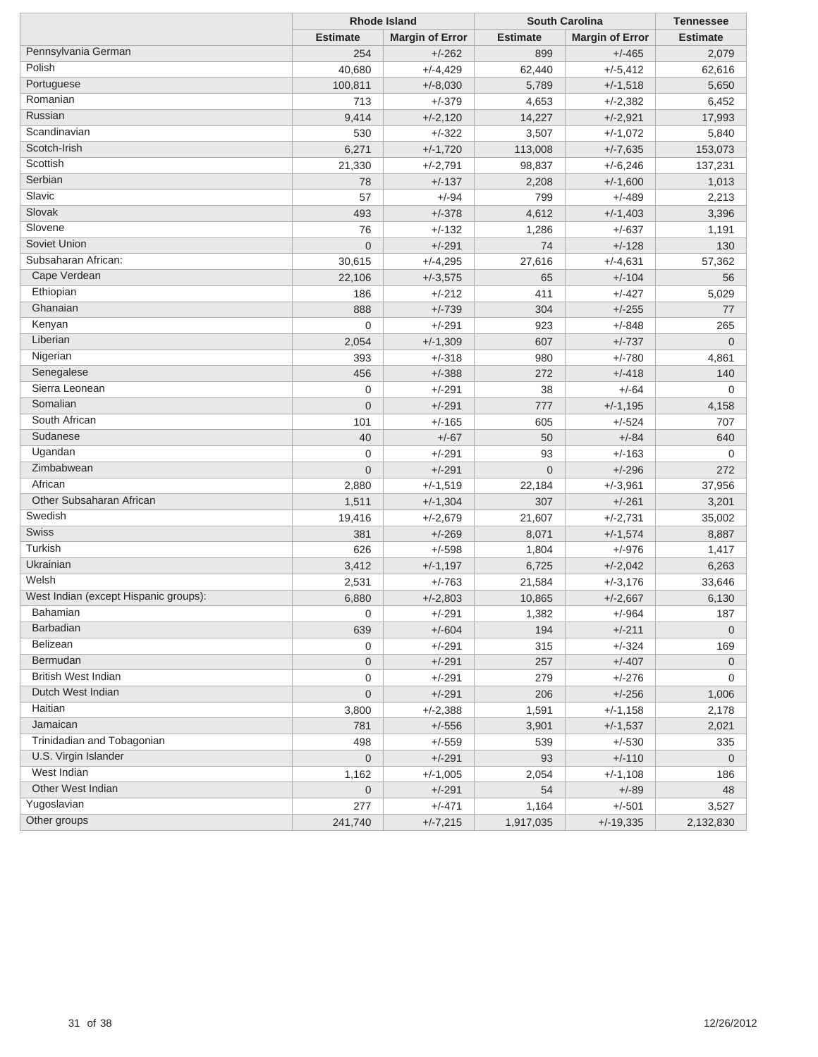| | Rhode Island | | South Carolina | | Tennessee |
|---|---|---|---|---|---|
| | Estimate | Margin of Error | Estimate | Margin of Error | Estimate |
| Pennsylvania German | 254 | +/-262 | 899 | +/-465 | 2,079 |
| Polish | 40,680 | +/-4,429 | 62,440 | +/-5,412 | 62,616 |
| Portuguese | 100,811 | +/-8,030 | 5,789 | +/-1,518 | 5,650 |
| Romanian | 713 | +/-379 | 4,653 | +/-2,382 | 6,452 |
| Russian | 9,414 | +/-2,120 | 14,227 | +/-2,921 | 17,993 |
| Scandinavian | 530 | +/-322 | 3,507 | +/-1,072 | 5,840 |
| Scotch-Irish | 6,271 | +/-1,720 | 113,008 | +/-7,635 | 153,073 |
| Scottish | 21,330 | +/-2,791 | 98,837 | +/-6,246 | 137,231 |
| Serbian | 78 | +/-137 | 2,208 | +/-1,600 | 1,013 |
| Slavic | 57 | +/-94 | 799 | +/-489 | 2,213 |
| Slovak | 493 | +/-378 | 4,612 | +/-1,403 | 3,396 |
| Slovene | 76 | +/-132 | 1,286 | +/-637 | 1,191 |
| Soviet Union | 0 | +/-291 | 74 | +/-128 | 130 |
| Subsaharan African: | 30,615 | +/-4,295 | 27,616 | +/-4,631 | 57,362 |
| Cape Verdean | 22,106 | +/-3,575 | 65 | +/-104 | 56 |
| Ethiopian | 186 | +/-212 | 411 | +/-427 | 5,029 |
| Ghanaian | 888 | +/-739 | 304 | +/-255 | 77 |
| Kenyan | 0 | +/-291 | 923 | +/-848 | 265 |
| Liberian | 2,054 | +/-1,309 | 607 | +/-737 | 0 |
| Nigerian | 393 | +/-318 | 980 | +/-780 | 4,861 |
| Senegalese | 456 | +/-388 | 272 | +/-418 | 140 |
| Sierra Leonean | 0 | +/-291 | 38 | +/-64 | 0 |
| Somalian | 0 | +/-291 | 777 | +/-1,195 | 4,158 |
| South African | 101 | +/-165 | 605 | +/-524 | 707 |
| Sudanese | 40 | +/-67 | 50 | +/-84 | 640 |
| Ugandan | 0 | +/-291 | 93 | +/-163 | 0 |
| Zimbabwean | 0 | +/-291 | 0 | +/-296 | 272 |
| African | 2,880 | +/-1,519 | 22,184 | +/-3,961 | 37,956 |
| Other Subsaharan African | 1,511 | +/-1,304 | 307 | +/-261 | 3,201 |
| Swedish | 19,416 | +/-2,679 | 21,607 | +/-2,731 | 35,002 |
| Swiss | 381 | +/-269 | 8,071 | +/-1,574 | 8,887 |
| Turkish | 626 | +/-598 | 1,804 | +/-976 | 1,417 |
| Ukrainian | 3,412 | +/-1,197 | 6,725 | +/-2,042 | 6,263 |
| Welsh | 2,531 | +/-763 | 21,584 | +/-3,176 | 33,646 |
| West Indian (except Hispanic groups): | 6,880 | +/-2,803 | 10,865 | +/-2,667 | 6,130 |
| Bahamian | 0 | +/-291 | 1,382 | +/-964 | 187 |
| Barbadian | 639 | +/-604 | 194 | +/-211 | 0 |
| Belizean | 0 | +/-291 | 315 | +/-324 | 169 |
| Bermudan | 0 | +/-291 | 257 | +/-407 | 0 |
| British West Indian | 0 | +/-291 | 279 | +/-276 | 0 |
| Dutch West Indian | 0 | +/-291 | 206 | +/-256 | 1,006 |
| Haitian | 3,800 | +/-2,388 | 1,591 | +/-1,158 | 2,178 |
| Jamaican | 781 | +/-556 | 3,901 | +/-1,537 | 2,021 |
| Trinidadian and Tobagonian | 498 | +/-559 | 539 | +/-530 | 335 |
| U.S. Virgin Islander | 0 | +/-291 | 93 | +/-110 | 0 |
| West Indian | 1,162 | +/-1,005 | 2,054 | +/-1,108 | 186 |
| Other West Indian | 0 | +/-291 | 54 | +/-89 | 48 |
| Yugoslavian | 277 | +/-471 | 1,164 | +/-501 | 3,527 |
| Other groups | 241,740 | +/-7,215 | 1,917,035 | +/-19,335 | 2,132,830 |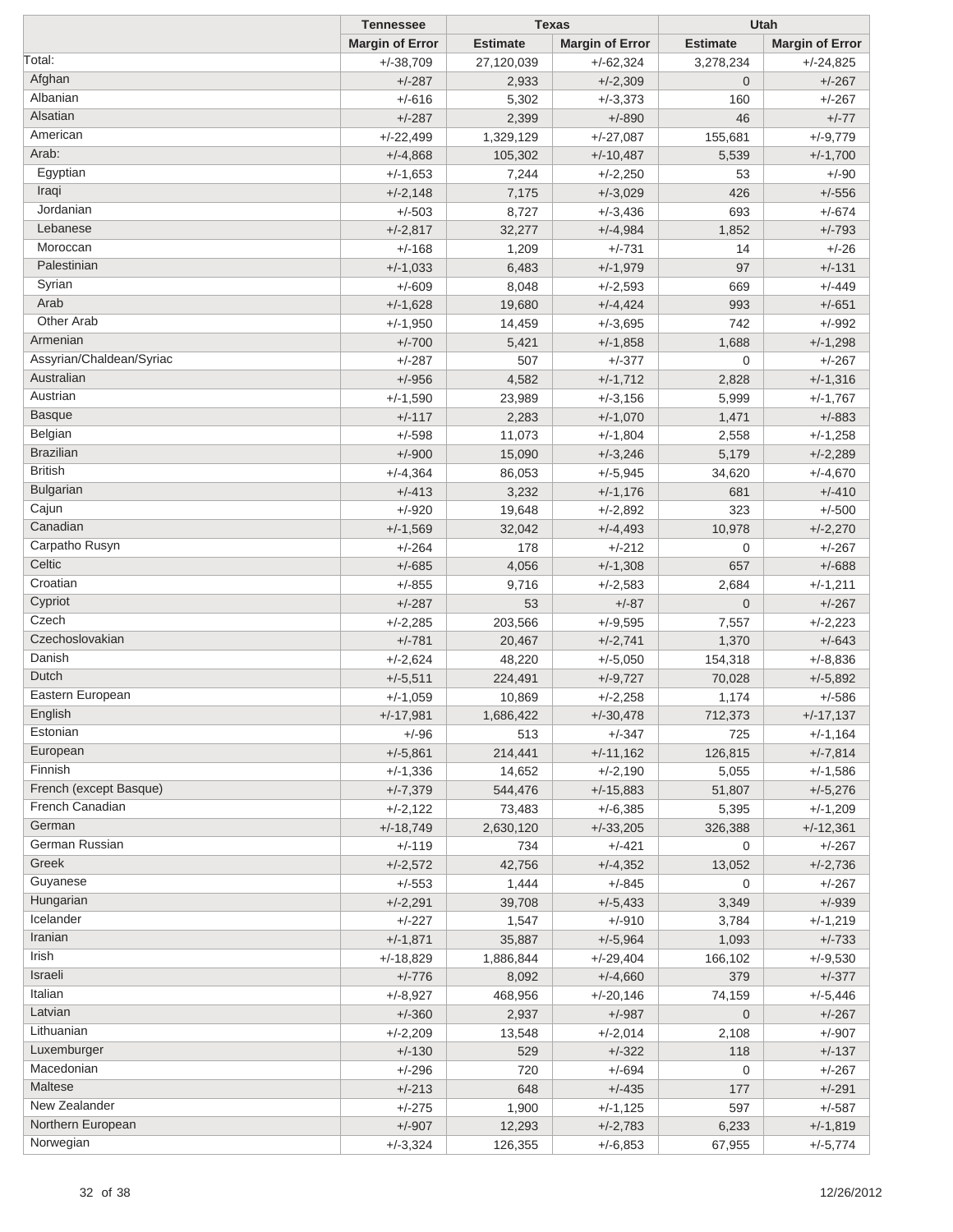| | Tennessee | Texas | | Utah | |
|---|---|---|---|---|---|
| | Margin of Error | Estimate | Margin of Error | Estimate | Margin of Error |
| Total: | +/-38,709 | 27,120,039 | +/-62,324 | 3,278,234 | +/-24,825 |
| Afghan | +/-287 | 2,933 | +/-2,309 | 0 | +/-267 |
| Albanian | +/-616 | 5,302 | +/-3,373 | 160 | +/-267 |
| Alsatian | +/-287 | 2,399 | +/-890 | 46 | +/-77 |
| American | +/-22,499 | 1,329,129 | +/-27,087 | 155,681 | +/-9,779 |
| Arab: | +/-4,868 | 105,302 | +/-10,487 | 5,539 | +/-1,700 |
| Egyptian | +/-1,653 | 7,244 | +/-2,250 | 53 | +/-90 |
| Iraqi | +/-2,148 | 7,175 | +/-3,029 | 426 | +/-556 |
| Jordanian | +/-503 | 8,727 | +/-3,436 | 693 | +/-674 |
| Lebanese | +/-2,817 | 32,277 | +/-4,984 | 1,852 | +/-793 |
| Moroccan | +/-168 | 1,209 | +/-731 | 14 | +/-26 |
| Palestinian | +/-1,033 | 6,483 | +/-1,979 | 97 | +/-131 |
| Syrian | +/-609 | 8,048 | +/-2,593 | 669 | +/-449 |
| Arab | +/-1,628 | 19,680 | +/-4,424 | 993 | +/-651 |
| Other Arab | +/-1,950 | 14,459 | +/-3,695 | 742 | +/-992 |
| Armenian | +/-700 | 5,421 | +/-1,858 | 1,688 | +/-1,298 |
| Assyrian/Chaldean/Syriac | +/-287 | 507 | +/-377 | 0 | +/-267 |
| Australian | +/-956 | 4,582 | +/-1,712 | 2,828 | +/-1,316 |
| Austrian | +/-1,590 | 23,989 | +/-3,156 | 5,999 | +/-1,767 |
| Basque | +/-117 | 2,283 | +/-1,070 | 1,471 | +/-883 |
| Belgian | +/-598 | 11,073 | +/-1,804 | 2,558 | +/-1,258 |
| Brazilian | +/-900 | 15,090 | +/-3,246 | 5,179 | +/-2,289 |
| British | +/-4,364 | 86,053 | +/-5,945 | 34,620 | +/-4,670 |
| Bulgarian | +/-413 | 3,232 | +/-1,176 | 681 | +/-410 |
| Cajun | +/-920 | 19,648 | +/-2,892 | 323 | +/-500 |
| Canadian | +/-1,569 | 32,042 | +/-4,493 | 10,978 | +/-2,270 |
| Carpatho Rusyn | +/-264 | 178 | +/-212 | 0 | +/-267 |
| Celtic | +/-685 | 4,056 | +/-1,308 | 657 | +/-688 |
| Croatian | +/-855 | 9,716 | +/-2,583 | 2,684 | +/-1,211 |
| Cypriot | +/-287 | 53 | +/-87 | 0 | +/-267 |
| Czech | +/-2,285 | 203,566 | +/-9,595 | 7,557 | +/-2,223 |
| Czechoslovakian | +/-781 | 20,467 | +/-2,741 | 1,370 | +/-643 |
| Danish | +/-2,624 | 48,220 | +/-5,050 | 154,318 | +/-8,836 |
| Dutch | +/-5,511 | 224,491 | +/-9,727 | 70,028 | +/-5,892 |
| Eastern European | +/-1,059 | 10,869 | +/-2,258 | 1,174 | +/-586 |
| English | +/-17,981 | 1,686,422 | +/-30,478 | 712,373 | +/-17,137 |
| Estonian | +/-96 | 513 | +/-347 | 725 | +/-1,164 |
| European | +/-5,861 | 214,441 | +/-11,162 | 126,815 | +/-7,814 |
| Finnish | +/-1,336 | 14,652 | +/-2,190 | 5,055 | +/-1,586 |
| French (except Basque) | +/-7,379 | 544,476 | +/-15,883 | 51,807 | +/-5,276 |
| French Canadian | +/-2,122 | 73,483 | +/-6,385 | 5,395 | +/-1,209 |
| German | +/-18,749 | 2,630,120 | +/-33,205 | 326,388 | +/-12,361 |
| German Russian | +/-119 | 734 | +/-421 | 0 | +/-267 |
| Greek | +/-2,572 | 42,756 | +/-4,352 | 13,052 | +/-2,736 |
| Guyanese | +/-553 | 1,444 | +/-845 | 0 | +/-267 |
| Hungarian | +/-2,291 | 39,708 | +/-5,433 | 3,349 | +/-939 |
| Icelander | +/-227 | 1,547 | +/-910 | 3,784 | +/-1,219 |
| Iranian | +/-1,871 | 35,887 | +/-5,964 | 1,093 | +/-733 |
| Irish | +/-18,829 | 1,886,844 | +/-29,404 | 166,102 | +/-9,530 |
| Israeli | +/-776 | 8,092 | +/-4,660 | 379 | +/-377 |
| Italian | +/-8,927 | 468,956 | +/-20,146 | 74,159 | +/-5,446 |
| Latvian | +/-360 | 2,937 | +/-987 | 0 | +/-267 |
| Lithuanian | +/-2,209 | 13,548 | +/-2,014 | 2,108 | +/-907 |
| Luxemburger | +/-130 | 529 | +/-322 | 118 | +/-137 |
| Macedonian | +/-296 | 720 | +/-694 | 0 | +/-267 |
| Maltese | +/-213 | 648 | +/-435 | 177 | +/-291 |
| New Zealander | +/-275 | 1,900 | +/-1,125 | 597 | +/-587 |
| Northern European | +/-907 | 12,293 | +/-2,783 | 6,233 | +/-1,819 |
| Norwegian | +/-3,324 | 126,355 | +/-6,853 | 67,955 | +/-5,774 |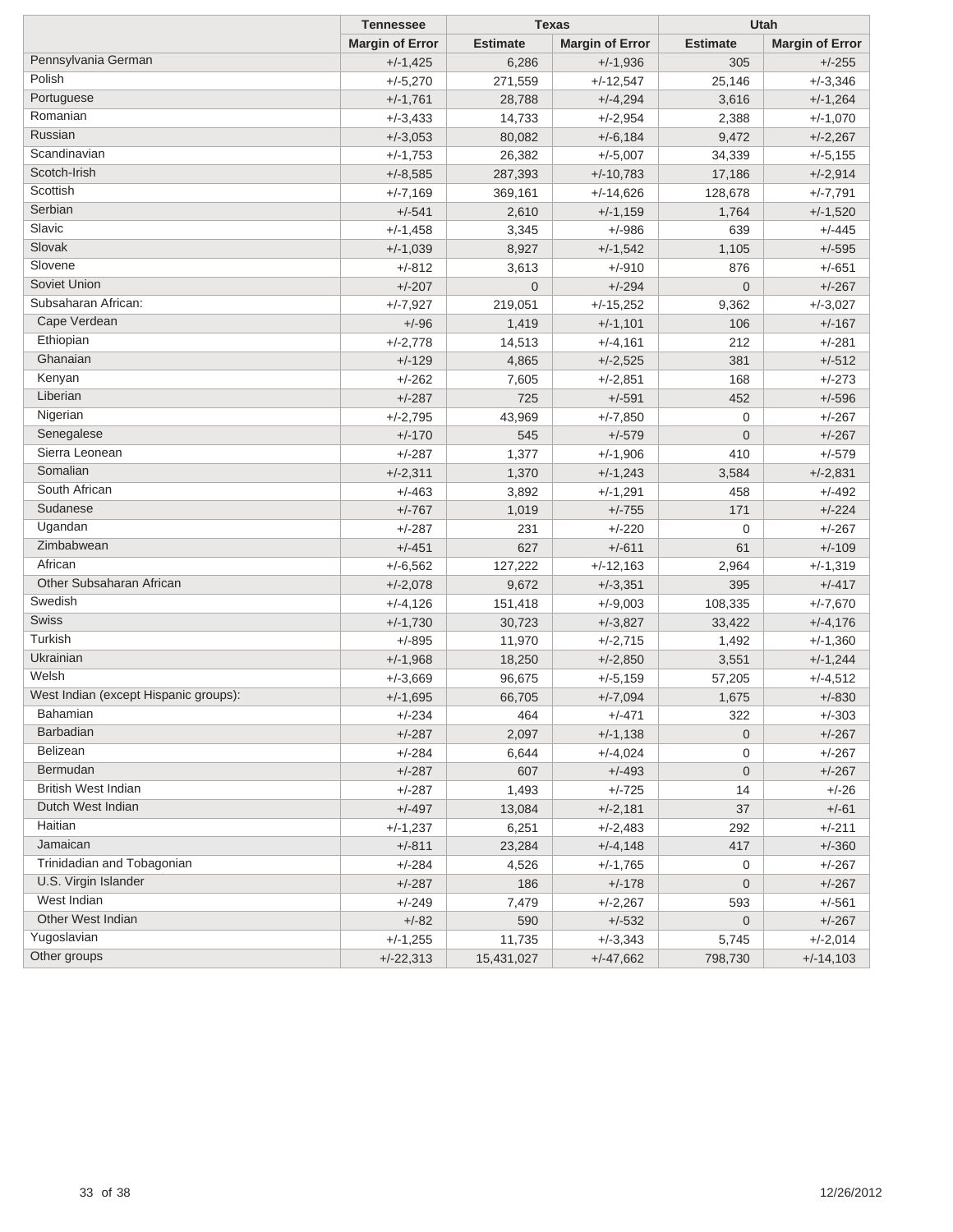| | Tennessee | Texas | | Utah | |
|---|---|---|---|---|---|
| | Margin of Error | Estimate | Margin of Error | Estimate | Margin of Error |
| Pennsylvania German | +/-1,425 | 6,286 | +/-1,936 | 305 | +/-255 |
| Polish | +/-5,270 | 271,559 | +/-12,547 | 25,146 | +/-3,346 |
| Portuguese | +/-1,761 | 28,788 | +/-4,294 | 3,616 | +/-1,264 |
| Romanian | +/-3,433 | 14,733 | +/-2,954 | 2,388 | +/-1,070 |
| Russian | +/-3,053 | 80,082 | +/-6,184 | 9,472 | +/-2,267 |
| Scandinavian | +/-1,753 | 26,382 | +/-5,007 | 34,339 | +/-5,155 |
| Scotch-Irish | +/-8,585 | 287,393 | +/-10,783 | 17,186 | +/-2,914 |
| Scottish | +/-7,169 | 369,161 | +/-14,626 | 128,678 | +/-7,791 |
| Serbian | +/-541 | 2,610 | +/-1,159 | 1,764 | +/-1,520 |
| Slavic | +/-1,458 | 3,345 | +/-986 | 639 | +/-445 |
| Slovak | +/-1,039 | 8,927 | +/-1,542 | 1,105 | +/-595 |
| Slovene | +/-812 | 3,613 | +/-910 | 876 | +/-651 |
| Soviet Union | +/-207 | 0 | +/-294 | 0 | +/-267 |
| Subsaharan African: | +/-7,927 | 219,051 | +/-15,252 | 9,362 | +/-3,027 |
| Cape Verdean | +/-96 | 1,419 | +/-1,101 | 106 | +/-167 |
| Ethiopian | +/-2,778 | 14,513 | +/-4,161 | 212 | +/-281 |
| Ghanaian | +/-129 | 4,865 | +/-2,525 | 381 | +/-512 |
| Kenyan | +/-262 | 7,605 | +/-2,851 | 168 | +/-273 |
| Liberian | +/-287 | 725 | +/-591 | 452 | +/-596 |
| Nigerian | +/-2,795 | 43,969 | +/-7,850 | 0 | +/-267 |
| Senegalese | +/-170 | 545 | +/-579 | 0 | +/-267 |
| Sierra Leonean | +/-287 | 1,377 | +/-1,906 | 410 | +/-579 |
| Somalian | +/-2,311 | 1,370 | +/-1,243 | 3,584 | +/-2,831 |
| South African | +/-463 | 3,892 | +/-1,291 | 458 | +/-492 |
| Sudanese | +/-767 | 1,019 | +/-755 | 171 | +/-224 |
| Ugandan | +/-287 | 231 | +/-220 | 0 | +/-267 |
| Zimbabwean | +/-451 | 627 | +/-611 | 61 | +/-109 |
| African | +/-6,562 | 127,222 | +/-12,163 | 2,964 | +/-1,319 |
| Other Subsaharan African | +/-2,078 | 9,672 | +/-3,351 | 395 | +/-417 |
| Swedish | +/-4,126 | 151,418 | +/-9,003 | 108,335 | +/-7,670 |
| Swiss | +/-1,730 | 30,723 | +/-3,827 | 33,422 | +/-4,176 |
| Turkish | +/-895 | 11,970 | +/-2,715 | 1,492 | +/-1,360 |
| Ukrainian | +/-1,968 | 18,250 | +/-2,850 | 3,551 | +/-1,244 |
| Welsh | +/-3,669 | 96,675 | +/-5,159 | 57,205 | +/-4,512 |
| West Indian (except Hispanic groups): | +/-1,695 | 66,705 | +/-7,094 | 1,675 | +/-830 |
| Bahamian | +/-234 | 464 | +/-471 | 322 | +/-303 |
| Barbadian | +/-287 | 2,097 | +/-1,138 | 0 | +/-267 |
| Belizean | +/-284 | 6,644 | +/-4,024 | 0 | +/-267 |
| Bermudan | +/-287 | 607 | +/-493 | 0 | +/-267 |
| British West Indian | +/-287 | 1,493 | +/-725 | 14 | +/-26 |
| Dutch West Indian | +/-497 | 13,084 | +/-2,181 | 37 | +/-61 |
| Haitian | +/-1,237 | 6,251 | +/-2,483 | 292 | +/-211 |
| Jamaican | +/-811 | 23,284 | +/-4,148 | 417 | +/-360 |
| Trinidadian and Tobagonian | +/-284 | 4,526 | +/-1,765 | 0 | +/-267 |
| U.S. Virgin Islander | +/-287 | 186 | +/-178 | 0 | +/-267 |
| West Indian | +/-249 | 7,479 | +/-2,267 | 593 | +/-561 |
| Other West Indian | +/-82 | 590 | +/-532 | 0 | +/-267 |
| Yugoslavian | +/-1,255 | 11,735 | +/-3,343 | 5,745 | +/-2,014 |
| Other groups | +/-22,313 | 15,431,027 | +/-47,662 | 798,730 | +/-14,103 |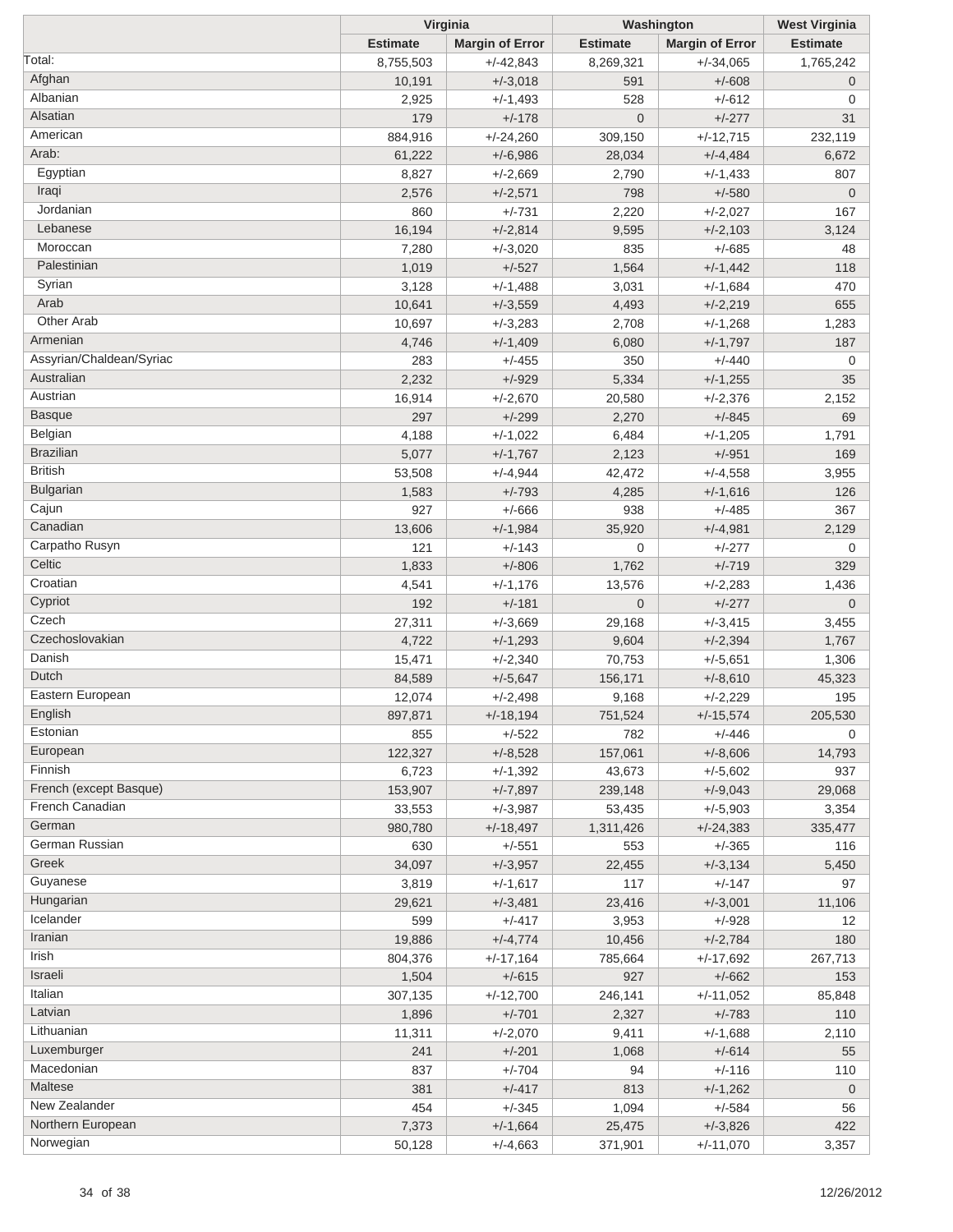| | Virginia | | Washington | | West Virginia |
|---|---|---|---|---|---|
| | Estimate | Margin of Error | Estimate | Margin of Error | Estimate |
| Total: | 8,755,503 | +/-42,843 | 8,269,321 | +/-34,065 | 1,765,242 |
| Afghan | 10,191 | +/-3,018 | 591 | +/-608 | 0 |
| Albanian | 2,925 | +/-1,493 | 528 | +/-612 | 0 |
| Alsatian | 179 | +/-178 | 0 | +/-277 | 31 |
| American | 884,916 | +/-24,260 | 309,150 | +/-12,715 | 232,119 |
| Arab: | 61,222 | +/-6,986 | 28,034 | +/-4,484 | 6,672 |
| Egyptian | 8,827 | +/-2,669 | 2,790 | +/-1,433 | 807 |
| Iraqi | 2,576 | +/-2,571 | 798 | +/-580 | 0 |
| Jordanian | 860 | +/-731 | 2,220 | +/-2,027 | 167 |
| Lebanese | 16,194 | +/-2,814 | 9,595 | +/-2,103 | 3,124 |
| Moroccan | 7,280 | +/-3,020 | 835 | +/-685 | 48 |
| Palestinian | 1,019 | +/-527 | 1,564 | +/-1,442 | 118 |
| Syrian | 3,128 | +/-1,488 | 3,031 | +/-1,684 | 470 |
| Arab | 10,641 | +/-3,559 | 4,493 | +/-2,219 | 655 |
| Other Arab | 10,697 | +/-3,283 | 2,708 | +/-1,268 | 1,283 |
| Armenian | 4,746 | +/-1,409 | 6,080 | +/-1,797 | 187 |
| Assyrian/Chaldean/Syriac | 283 | +/-455 | 350 | +/-440 | 0 |
| Australian | 2,232 | +/-929 | 5,334 | +/-1,255 | 35 |
| Austrian | 16,914 | +/-2,670 | 20,580 | +/-2,376 | 2,152 |
| Basque | 297 | +/-299 | 2,270 | +/-845 | 69 |
| Belgian | 4,188 | +/-1,022 | 6,484 | +/-1,205 | 1,791 |
| Brazilian | 5,077 | +/-1,767 | 2,123 | +/-951 | 169 |
| British | 53,508 | +/-4,944 | 42,472 | +/-4,558 | 3,955 |
| Bulgarian | 1,583 | +/-793 | 4,285 | +/-1,616 | 126 |
| Cajun | 927 | +/-666 | 938 | +/-485 | 367 |
| Canadian | 13,606 | +/-1,984 | 35,920 | +/-4,981 | 2,129 |
| Carpatho Rusyn | 121 | +/-143 | 0 | +/-277 | 0 |
| Celtic | 1,833 | +/-806 | 1,762 | +/-719 | 329 |
| Croatian | 4,541 | +/-1,176 | 13,576 | +/-2,283 | 1,436 |
| Cypriot | 192 | +/-181 | 0 | +/-277 | 0 |
| Czech | 27,311 | +/-3,669 | 29,168 | +/-3,415 | 3,455 |
| Czechoslovakian | 4,722 | +/-1,293 | 9,604 | +/-2,394 | 1,767 |
| Danish | 15,471 | +/-2,340 | 70,753 | +/-5,651 | 1,306 |
| Dutch | 84,589 | +/-5,647 | 156,171 | +/-8,610 | 45,323 |
| Eastern European | 12,074 | +/-2,498 | 9,168 | +/-2,229 | 195 |
| English | 897,871 | +/-18,194 | 751,524 | +/-15,574 | 205,530 |
| Estonian | 855 | +/-522 | 782 | +/-446 | 0 |
| European | 122,327 | +/-8,528 | 157,061 | +/-8,606 | 14,793 |
| Finnish | 6,723 | +/-1,392 | 43,673 | +/-5,602 | 937 |
| French (except Basque) | 153,907 | +/-7,897 | 239,148 | +/-9,043 | 29,068 |
| French Canadian | 33,553 | +/-3,987 | 53,435 | +/-5,903 | 3,354 |
| German | 980,780 | +/-18,497 | 1,311,426 | +/-24,383 | 335,477 |
| German Russian | 630 | +/-551 | 553 | +/-365 | 116 |
| Greek | 34,097 | +/-3,957 | 22,455 | +/-3,134 | 5,450 |
| Guyanese | 3,819 | +/-1,617 | 117 | +/-147 | 97 |
| Hungarian | 29,621 | +/-3,481 | 23,416 | +/-3,001 | 11,106 |
| Icelander | 599 | +/-417 | 3,953 | +/-928 | 12 |
| Iranian | 19,886 | +/-4,774 | 10,456 | +/-2,784 | 180 |
| Irish | 804,376 | +/-17,164 | 785,664 | +/-17,692 | 267,713 |
| Israeli | 1,504 | +/-615 | 927 | +/-662 | 153 |
| Italian | 307,135 | +/-12,700 | 246,141 | +/-11,052 | 85,848 |
| Latvian | 1,896 | +/-701 | 2,327 | +/-783 | 110 |
| Lithuanian | 11,311 | +/-2,070 | 9,411 | +/-1,688 | 2,110 |
| Luxemburger | 241 | +/-201 | 1,068 | +/-614 | 55 |
| Macedonian | 837 | +/-704 | 94 | +/-116 | 110 |
| Maltese | 381 | +/-417 | 813 | +/-1,262 | 0 |
| New Zealander | 454 | +/-345 | 1,094 | +/-584 | 56 |
| Northern European | 7,373 | +/-1,664 | 25,475 | +/-3,826 | 422 |
| Norwegian | 50,128 | +/-4,663 | 371,901 | +/-11,070 | 3,357 |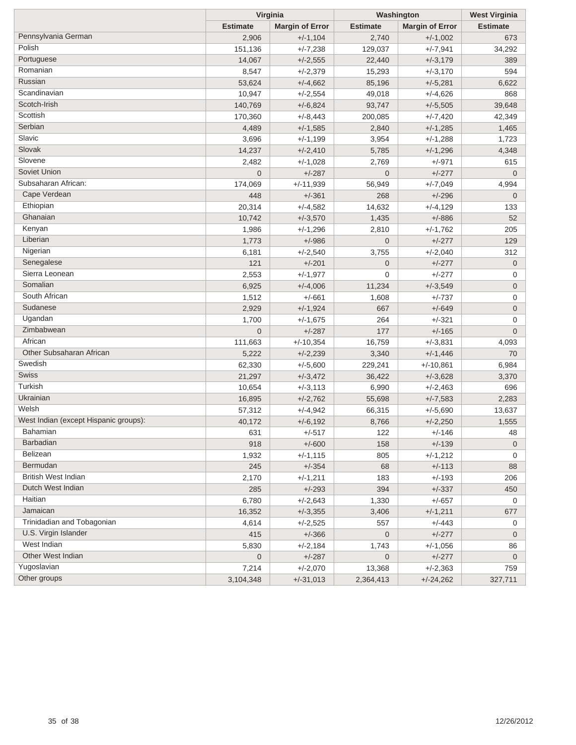| | Virginia | | Washington | | West Virginia |
|---|---|---|---|---|---|
| | Estimate | Margin of Error | Estimate | Margin of Error | Estimate |
| Pennsylvania German | 2,906 | +/-1,104 | 2,740 | +/-1,002 | 673 |
| Polish | 151,136 | +/-7,238 | 129,037 | +/-7,941 | 34,292 |
| Portuguese | 14,067 | +/-2,555 | 22,440 | +/-3,179 | 389 |
| Romanian | 8,547 | +/-2,379 | 15,293 | +/-3,170 | 594 |
| Russian | 53,624 | +/-4,662 | 85,196 | +/-5,281 | 6,622 |
| Scandinavian | 10,947 | +/-2,554 | 49,018 | +/-4,626 | 868 |
| Scotch-Irish | 140,769 | +/-6,824 | 93,747 | +/-5,505 | 39,648 |
| Scottish | 170,360 | +/-8,443 | 200,085 | +/-7,420 | 42,349 |
| Serbian | 4,489 | +/-1,585 | 2,840 | +/-1,285 | 1,465 |
| Slavic | 3,696 | +/-1,199 | 3,954 | +/-1,288 | 1,723 |
| Slovak | 14,237 | +/-2,410 | 5,785 | +/-1,296 | 4,348 |
| Slovene | 2,482 | +/-1,028 | 2,769 | +/-971 | 615 |
| Soviet Union | 0 | +/-287 | 0 | +/-277 | 0 |
| Subsaharan African: | 174,069 | +/-11,939 | 56,949 | +/-7,049 | 4,994 |
| Cape Verdean | 448 | +/-361 | 268 | +/-296 | 0 |
| Ethiopian | 20,314 | +/-4,582 | 14,632 | +/-4,129 | 133 |
| Ghanaian | 10,742 | +/-3,570 | 1,435 | +/-886 | 52 |
| Kenyan | 1,986 | +/-1,296 | 2,810 | +/-1,762 | 205 |
| Liberian | 1,773 | +/-986 | 0 | +/-277 | 129 |
| Nigerian | 6,181 | +/-2,540 | 3,755 | +/-2,040 | 312 |
| Senegalese | 121 | +/-201 | 0 | +/-277 | 0 |
| Sierra Leonean | 2,553 | +/-1,977 | 0 | +/-277 | 0 |
| Somalian | 6,925 | +/-4,006 | 11,234 | +/-3,549 | 0 |
| South African | 1,512 | +/-661 | 1,608 | +/-737 | 0 |
| Sudanese | 2,929 | +/-1,924 | 667 | +/-649 | 0 |
| Ugandan | 1,700 | +/-1,675 | 264 | +/-321 | 0 |
| Zimbabwean | 0 | +/-287 | 177 | +/-165 | 0 |
| African | 111,663 | +/-10,354 | 16,759 | +/-3,831 | 4,093 |
| Other Subsaharan African | 5,222 | +/-2,239 | 3,340 | +/-1,446 | 70 |
| Swedish | 62,330 | +/-5,600 | 229,241 | +/-10,861 | 6,984 |
| Swiss | 21,297 | +/-3,472 | 36,422 | +/-3,628 | 3,370 |
| Turkish | 10,654 | +/-3,113 | 6,990 | +/-2,463 | 696 |
| Ukrainian | 16,895 | +/-2,762 | 55,698 | +/-7,583 | 2,283 |
| Welsh | 57,312 | +/-4,942 | 66,315 | +/-5,690 | 13,637 |
| West Indian (except Hispanic groups): | 40,172 | +/-6,192 | 8,766 | +/-2,250 | 1,555 |
| Bahamian | 631 | +/-517 | 122 | +/-146 | 48 |
| Barbadian | 918 | +/-600 | 158 | +/-139 | 0 |
| Belizean | 1,932 | +/-1,115 | 805 | +/-1,212 | 0 |
| Bermudan | 245 | +/-354 | 68 | +/-113 | 88 |
| British West Indian | 2,170 | +/-1,211 | 183 | +/-193 | 206 |
| Dutch West Indian | 285 | +/-293 | 394 | +/-337 | 450 |
| Haitian | 6,780 | +/-2,643 | 1,330 | +/-657 | 0 |
| Jamaican | 16,352 | +/-3,355 | 3,406 | +/-1,211 | 677 |
| Trinidadian and Tobagonian | 4,614 | +/-2,525 | 557 | +/-443 | 0 |
| U.S. Virgin Islander | 415 | +/-366 | 0 | +/-277 | 0 |
| West Indian | 5,830 | +/-2,184 | 1,743 | +/-1,056 | 86 |
| Other West Indian | 0 | +/-287 | 0 | +/-277 | 0 |
| Yugoslavian | 7,214 | +/-2,070 | 13,368 | +/-2,363 | 759 |
| Other groups | 3,104,348 | +/-31,013 | 2,364,413 | +/-24,262 | 327,711 |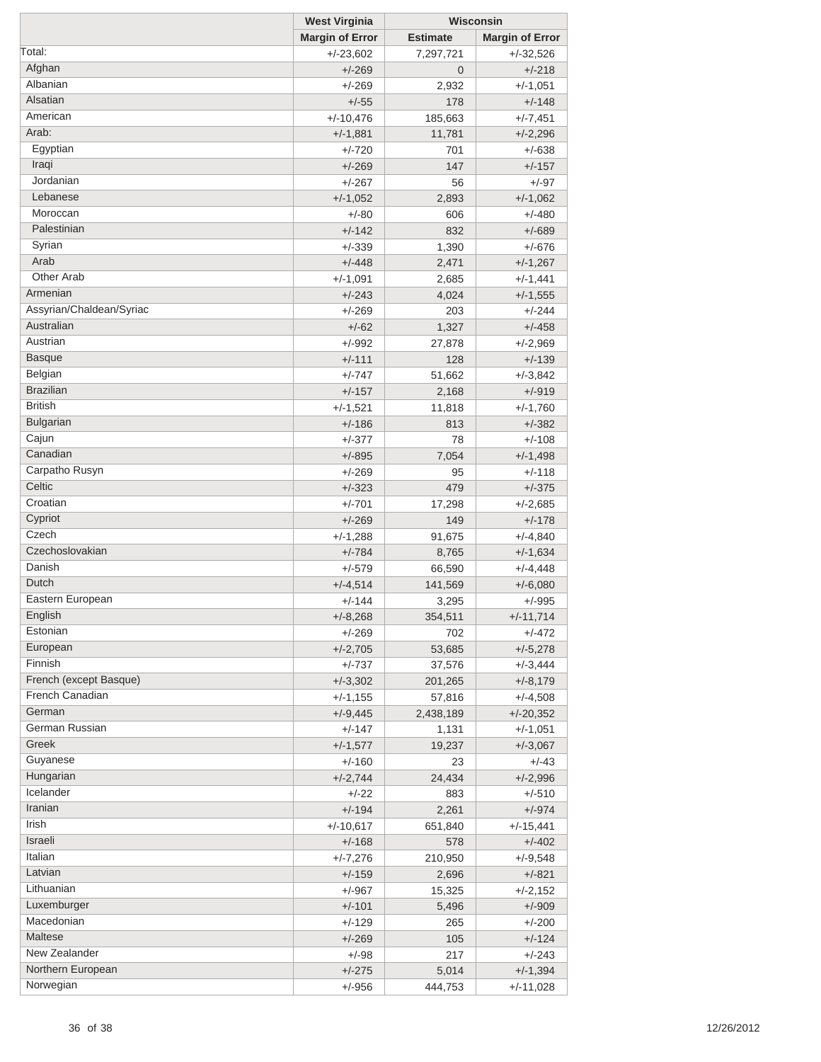| | West Virginia | Wisconsin | |
|---|---|---|---|
| | Margin of Error | Estimate | Margin of Error |
| Total: | +/-23,602 | 7,297,721 | +/-32,526 |
| Afghan | +/-269 | 0 | +/-218 |
| Albanian | +/-269 | 2,932 | +/-1,051 |
| Alsatian | +/-55 | 178 | +/-148 |
| American | +/-10,476 | 185,663 | +/-7,451 |
| Arab: | +/-1,881 | 11,781 | +/-2,296 |
| Egyptian | +/-720 | 701 | +/-638 |
| Iraqi | +/-269 | 147 | +/-157 |
| Jordanian | +/-267 | 56 | +/-97 |
| Lebanese | +/-1,052 | 2,893 | +/-1,062 |
| Moroccan | +/-80 | 606 | +/-480 |
| Palestinian | +/-142 | 832 | +/-689 |
| Syrian | +/-339 | 1,390 | +/-676 |
| Arab | +/-448 | 2,471 | +/-1,267 |
| Other Arab | +/-1,091 | 2,685 | +/-1,441 |
| Armenian | +/-243 | 4,024 | +/-1,555 |
| Assyrian/Chaldean/Syriac | +/-269 | 203 | +/-244 |
| Australian | +/-62 | 1,327 | +/-458 |
| Austrian | +/-992 | 27,878 | +/-2,969 |
| Basque | +/-111 | 128 | +/-139 |
| Belgian | +/-747 | 51,662 | +/-3,842 |
| Brazilian | +/-157 | 2,168 | +/-919 |
| British | +/-1,521 | 11,818 | +/-1,760 |
| Bulgarian | +/-186 | 813 | +/-382 |
| Cajun | +/-377 | 78 | +/-108 |
| Canadian | +/-895 | 7,054 | +/-1,498 |
| Carpatho Rusyn | +/-269 | 95 | +/-118 |
| Celtic | +/-323 | 479 | +/-375 |
| Croatian | +/-701 | 17,298 | +/-2,685 |
| Cypriot | +/-269 | 149 | +/-178 |
| Czech | +/-1,288 | 91,675 | +/-4,840 |
| Czechoslovakian | +/-784 | 8,765 | +/-1,634 |
| Danish | +/-579 | 66,590 | +/-4,448 |
| Dutch | +/-4,514 | 141,569 | +/-6,080 |
| Eastern European | +/-144 | 3,295 | +/-995 |
| English | +/-8,268 | 354,511 | +/-11,714 |
| Estonian | +/-269 | 702 | +/-472 |
| European | +/-2,705 | 53,685 | +/-5,278 |
| Finnish | +/-737 | 37,576 | +/-3,444 |
| French (except Basque) | +/-3,302 | 201,265 | +/-8,179 |
| French Canadian | +/-1,155 | 57,816 | +/-4,508 |
| German | +/-9,445 | 2,438,189 | +/-20,352 |
| German Russian | +/-147 | 1,131 | +/-1,051 |
| Greek | +/-1,577 | 19,237 | +/-3,067 |
| Guyanese | +/-160 | 23 | +/-43 |
| Hungarian | +/-2,744 | 24,434 | +/-2,996 |
| Icelander | +/-22 | 883 | +/-510 |
| Iranian | +/-194 | 2,261 | +/-974 |
| Irish | +/-10,617 | 651,840 | +/-15,441 |
| Israeli | +/-168 | 578 | +/-402 |
| Italian | +/-7,276 | 210,950 | +/-9,548 |
| Latvian | +/-159 | 2,696 | +/-821 |
| Lithuanian | +/-967 | 15,325 | +/-2,152 |
| Luxemburger | +/-101 | 5,496 | +/-909 |
| Macedonian | +/-129 | 265 | +/-200 |
| Maltese | +/-269 | 105 | +/-124 |
| New Zealander | +/-98 | 217 | +/-243 |
| Northern European | +/-275 | 5,014 | +/-1,394 |
| Norwegian | +/-956 | 444,753 | +/-11,028 |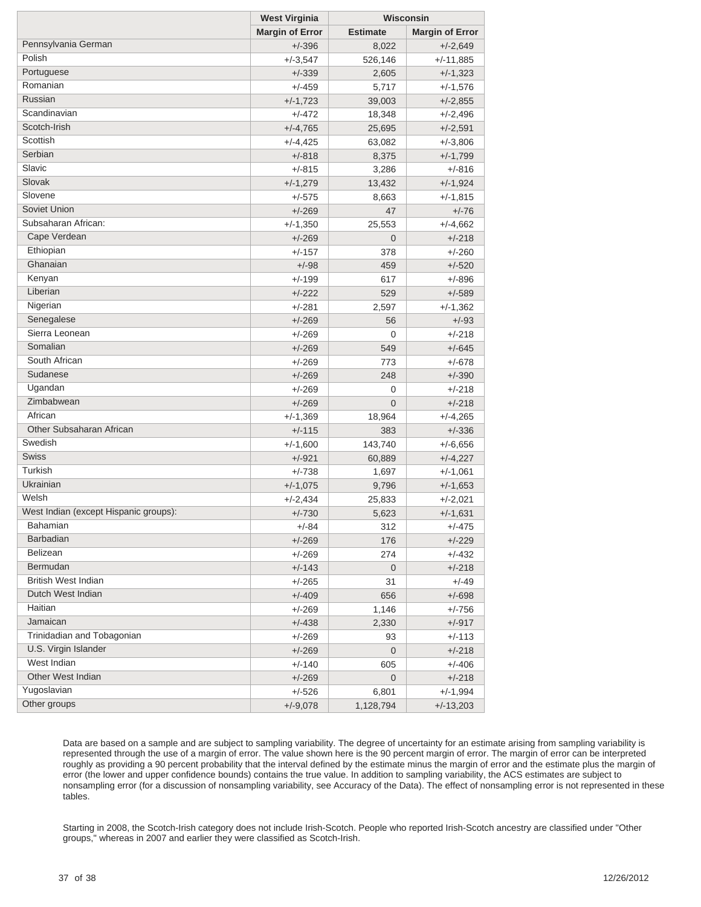| | West Virginia | Wisconsin | |
|---|---|---|---|
| | Margin of Error | Estimate | Margin of Error |
| Pennsylvania German | +/-396 | 8,022 | +/-2,649 |
| Polish | +/-3,547 | 526,146 | +/-11,885 |
| Portuguese | +/-339 | 2,605 | +/-1,323 |
| Romanian | +/-459 | 5,717 | +/-1,576 |
| Russian | +/-1,723 | 39,003 | +/-2,855 |
| Scandinavian | +/-472 | 18,348 | +/-2,496 |
| Scotch-Irish | +/-4,765 | 25,695 | +/-2,591 |
| Scottish | +/-4,425 | 63,082 | +/-3,806 |
| Serbian | +/-818 | 8,375 | +/-1,799 |
| Slavic | +/-815 | 3,286 | +/-816 |
| Slovak | +/-1,279 | 13,432 | +/-1,924 |
| Slovene | +/-575 | 8,663 | +/-1,815 |
| Soviet Union | +/-269 | 47 | +/-76 |
| Subsaharan African: | +/-1,350 | 25,553 | +/-4,662 |
| Cape Verdean | +/-269 | 0 | +/-218 |
| Ethiopian | +/-157 | 378 | +/-260 |
| Ghanaian | +/-98 | 459 | +/-520 |
| Kenyan | +/-199 | 617 | +/-896 |
| Liberian | +/-222 | 529 | +/-589 |
| Nigerian | +/-281 | 2,597 | +/-1,362 |
| Senegalese | +/-269 | 56 | +/-93 |
| Sierra Leonean | +/-269 | 0 | +/-218 |
| Somalian | +/-269 | 549 | +/-645 |
| South African | +/-269 | 773 | +/-678 |
| Sudanese | +/-269 | 248 | +/-390 |
| Ugandan | +/-269 | 0 | +/-218 |
| Zimbabwean | +/-269 | 0 | +/-218 |
| African | +/-1,369 | 18,964 | +/-4,265 |
| Other Subsaharan African | +/-115 | 383 | +/-336 |
| Swedish | +/-1,600 | 143,740 | +/-6,656 |
| Swiss | +/-921 | 60,889 | +/-4,227 |
| Turkish | +/-738 | 1,697 | +/-1,061 |
| Ukrainian | +/-1,075 | 9,796 | +/-1,653 |
| Welsh | +/-2,434 | 25,833 | +/-2,021 |
| West Indian (except Hispanic groups): | +/-730 | 5,623 | +/-1,631 |
| Bahamian | +/-84 | 312 | +/-475 |
| Barbadian | +/-269 | 176 | +/-229 |
| Belizean | +/-269 | 274 | +/-432 |
| Bermudan | +/-143 | 0 | +/-218 |
| British West Indian | +/-265 | 31 | +/-49 |
| Dutch West Indian | +/-409 | 656 | +/-698 |
| Haitian | +/-269 | 1,146 | +/-756 |
| Jamaican | +/-438 | 2,330 | +/-917 |
| Trinidadian and Tobagonian | +/-269 | 93 | +/-113 |
| U.S. Virgin Islander | +/-269 | 0 | +/-218 |
| West Indian | +/-140 | 605 | +/-406 |
| Other West Indian | +/-269 | 0 | +/-218 |
| Yugoslavian | +/-526 | 6,801 | +/-1,994 |
| Other groups | +/-9,078 | 1,128,794 | +/-13,203 |

Data are based on a sample and are subject to sampling variability. The degree of uncertainty for an estimate arising from sampling variability is represented through the use of a margin of error. The value shown here is the 90 percent margin of error. The margin of error can be interpreted roughly as providing a 90 percent probability that the interval defined by the estimate minus the margin of error and the estimate plus the margin of error (the lower and upper confidence bounds) contains the true value. In addition to sampling variability, the ACS estimates are subject to nonsampling error (for a discussion of nonsampling variability, see Accuracy of the Data). The effect of nonsampling error is not represented in these tables.

Starting in 2008, the Scotch-Irish category does not include Irish-Scotch. People who reported Irish-Scotch ancestry are classified under "Other groups," whereas in 2007 and earlier they were classified as Scotch-Irish.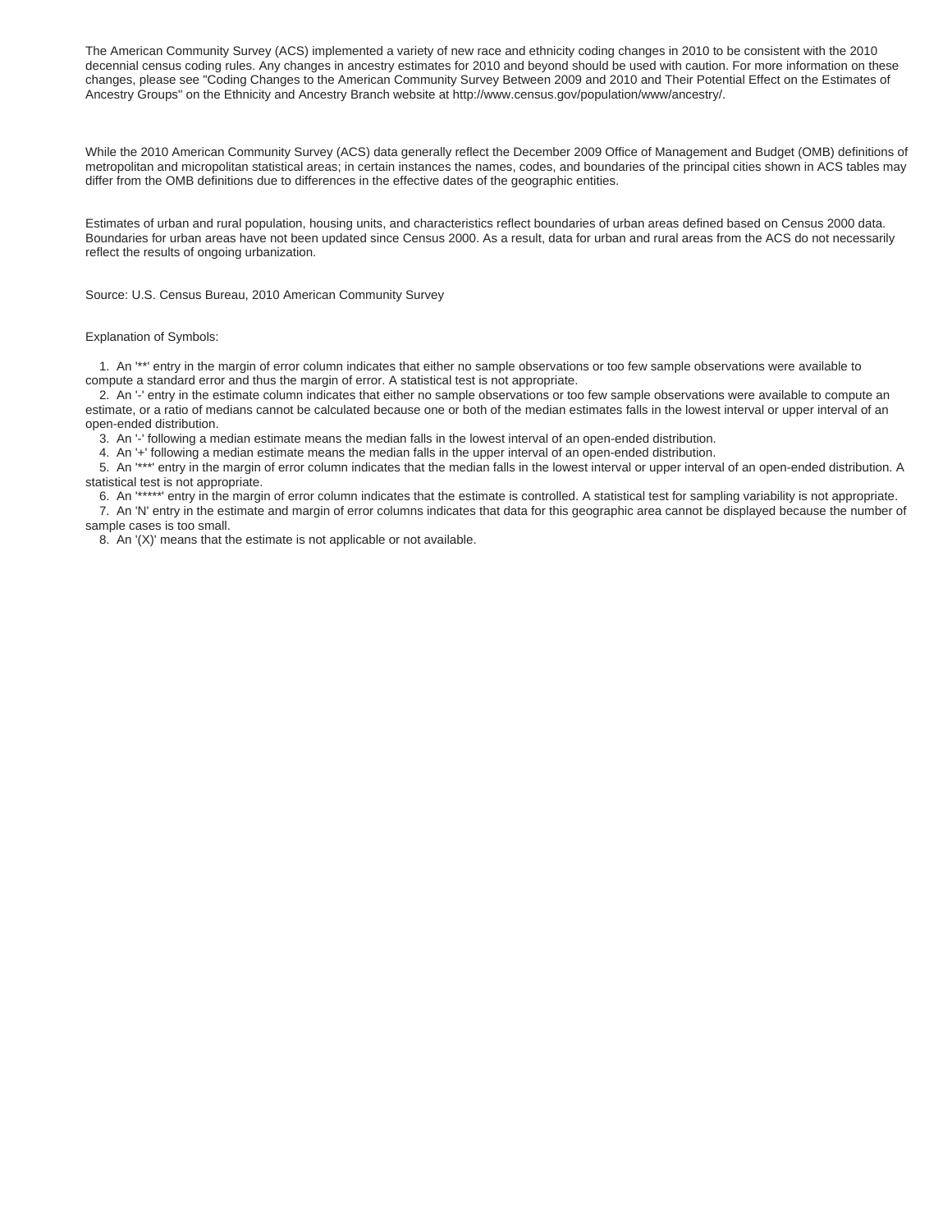The American Community Survey (ACS) implemented a variety of new race and ethnicity coding changes in 2010 to be consistent with the 2010 decennial census coding rules. Any changes in ancestry estimates for 2010 and beyond should be used with caution. For more information on these changes, please see "Coding Changes to the American Community Survey Between 2009 and 2010 and Their Potential Effect on the Estimates of Ancestry Groups" on the Ethnicity and Ancestry Branch website at http://www.census.gov/population/www/ancestry/.

While the 2010 American Community Survey (ACS) data generally reflect the December 2009 Office of Management and Budget (OMB) definitions of metropolitan and micropolitan statistical areas; in certain instances the names, codes, and boundaries of the principal cities shown in ACS tables may differ from the OMB definitions due to differences in the effective dates of the geographic entities.

Estimates of urban and rural population, housing units, and characteristics reflect boundaries of urban areas defined based on Census 2000 data. Boundaries for urban areas have not been updated since Census 2000. As a result, data for urban and rural areas from the ACS do not necessarily reflect the results of ongoing urbanization.

Source: U.S. Census Bureau, 2010 American Community Survey

Explanation of Symbols:

1. An '**' entry in the margin of error column indicates that either no sample observations or too few sample observations were available to compute a standard error and thus the margin of error. A statistical test is not appropriate.
2. An '-' entry in the estimate column indicates that either no sample observations or too few sample observations were available to compute an estimate, or a ratio of medians cannot be calculated because one or both of the median estimates falls in the lowest interval or upper interval of an open-ended distribution.
3. An '-' following a median estimate means the median falls in the lowest interval of an open-ended distribution.
4. An '+' following a median estimate means the median falls in the upper interval of an open-ended distribution.
5. An '***' entry in the margin of error column indicates that the median falls in the lowest interval or upper interval of an open-ended distribution. A statistical test is not appropriate.
6. An '*****' entry in the margin of error column indicates that the estimate is controlled. A statistical test for sampling variability is not appropriate.
7. An 'N' entry in the estimate and margin of error columns indicates that data for this geographic area cannot be displayed because the number of sample cases is too small.
8. An '(X)' means that the estimate is not applicable or not available.